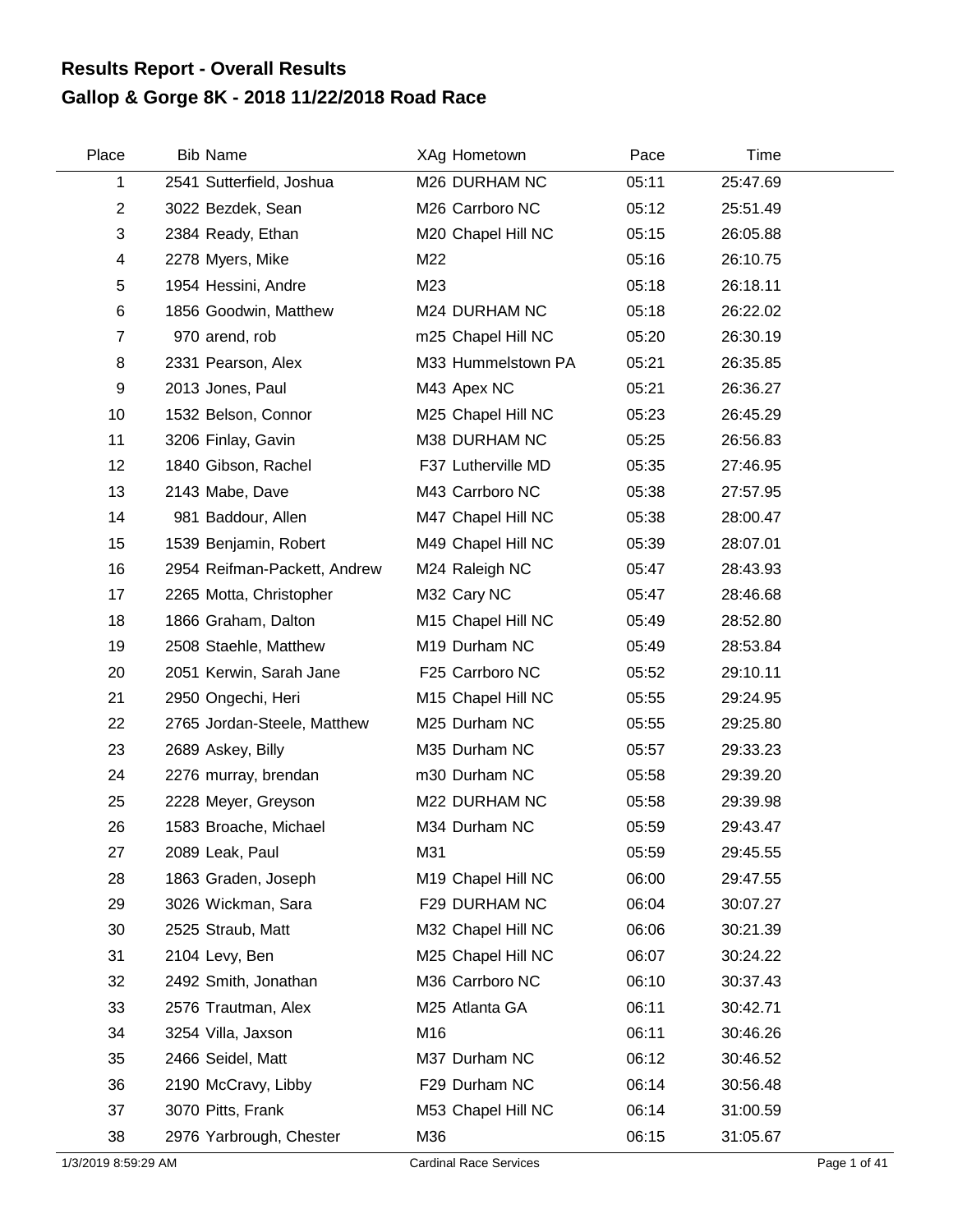## Results Report - Overall Results

## Gallop & Gorge 8K - 2018 11/22/2018 Road Race

| Place | Bib | Name | XAg | Hometown | Pace | Time |
|---|---|---|---|---|---|---|
| 1 | 2541 | Sutterfield, Joshua | M26 | DURHAM NC | 05:11 | 25:47.69 |
| 2 | 3022 | Bezdek, Sean | M26 | Carrboro NC | 05:12 | 25:51.49 |
| 3 | 2384 | Ready, Ethan | M20 | Chapel Hill NC | 05:15 | 26:05.88 |
| 4 | 2278 | Myers, Mike | M22 | | 05:16 | 26:10.75 |
| 5 | 1954 | Hessini, Andre | M23 | | 05:18 | 26:18.11 |
| 6 | 1856 | Goodwin, Matthew | M24 | DURHAM NC | 05:18 | 26:22.02 |
| 7 | 970 | arend, rob | m25 | Chapel Hill NC | 05:20 | 26:30.19 |
| 8 | 2331 | Pearson, Alex | M33 | Hummelstown PA | 05:21 | 26:35.85 |
| 9 | 2013 | Jones, Paul | M43 | Apex NC | 05:21 | 26:36.27 |
| 10 | 1532 | Belson, Connor | M25 | Chapel Hill NC | 05:23 | 26:45.29 |
| 11 | 3206 | Finlay, Gavin | M38 | DURHAM NC | 05:25 | 26:56.83 |
| 12 | 1840 | Gibson, Rachel | F37 | Lutherville MD | 05:35 | 27:46.95 |
| 13 | 2143 | Mabe, Dave | M43 | Carrboro NC | 05:38 | 27:57.95 |
| 14 | 981 | Baddour, Allen | M47 | Chapel Hill NC | 05:38 | 28:00.47 |
| 15 | 1539 | Benjamin, Robert | M49 | Chapel Hill NC | 05:39 | 28:07.01 |
| 16 | 2954 | Reifman-Packett, Andrew | M24 | Raleigh NC | 05:47 | 28:43.93 |
| 17 | 2265 | Motta, Christopher | M32 | Cary NC | 05:47 | 28:46.68 |
| 18 | 1866 | Graham, Dalton | M15 | Chapel Hill NC | 05:49 | 28:52.80 |
| 19 | 2508 | Staehle, Matthew | M19 | Durham NC | 05:49 | 28:53.84 |
| 20 | 2051 | Kerwin, Sarah Jane | F25 | Carrboro NC | 05:52 | 29:10.11 |
| 21 | 2950 | Ongechi, Heri | M15 | Chapel Hill NC | 05:55 | 29:24.95 |
| 22 | 2765 | Jordan-Steele, Matthew | M25 | Durham NC | 05:55 | 29:25.80 |
| 23 | 2689 | Askey, Billy | M35 | Durham NC | 05:57 | 29:33.23 |
| 24 | 2276 | murray, brendan | m30 | Durham NC | 05:58 | 29:39.20 |
| 25 | 2228 | Meyer, Greyson | M22 | DURHAM NC | 05:58 | 29:39.98 |
| 26 | 1583 | Broache, Michael | M34 | Durham NC | 05:59 | 29:43.47 |
| 27 | 2089 | Leak, Paul | M31 | | 05:59 | 29:45.55 |
| 28 | 1863 | Graden, Joseph | M19 | Chapel Hill NC | 06:00 | 29:47.55 |
| 29 | 3026 | Wickman, Sara | F29 | DURHAM NC | 06:04 | 30:07.27 |
| 30 | 2525 | Straub, Matt | M32 | Chapel Hill NC | 06:06 | 30:21.39 |
| 31 | 2104 | Levy, Ben | M25 | Chapel Hill NC | 06:07 | 30:24.22 |
| 32 | 2492 | Smith, Jonathan | M36 | Carrboro NC | 06:10 | 30:37.43 |
| 33 | 2576 | Trautman, Alex | M25 | Atlanta GA | 06:11 | 30:42.71 |
| 34 | 3254 | Villa, Jaxson | M16 | | 06:11 | 30:46.26 |
| 35 | 2466 | Seidel, Matt | M37 | Durham NC | 06:12 | 30:46.52 |
| 36 | 2190 | McCravy, Libby | F29 | Durham NC | 06:14 | 30:56.48 |
| 37 | 3070 | Pitts, Frank | M53 | Chapel Hill NC | 06:14 | 31:00.59 |
| 38 | 2976 | Yarbrough, Chester | M36 | | 06:15 | 31:05.67 |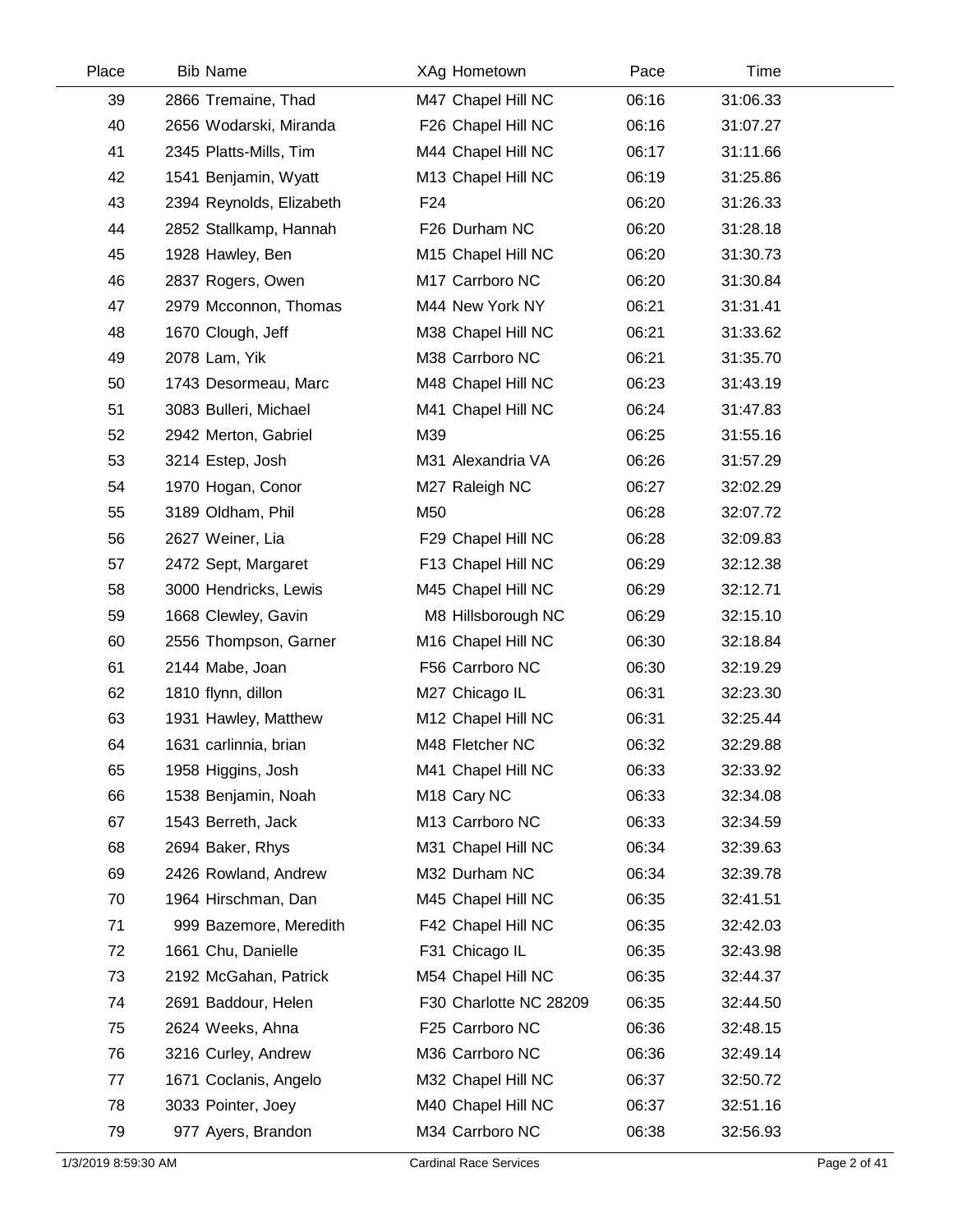| Place | Bib | Name | XAg | Hometown | Pace | Time |
|---|---|---|---|---|---|---|
| 39 | 2866 | Tremaine, Thad | M47 | Chapel Hill NC | 06:16 | 31:06.33 |
| 40 | 2656 | Wodarski, Miranda | F26 | Chapel Hill NC | 06:16 | 31:07.27 |
| 41 | 2345 | Platts-Mills, Tim | M44 | Chapel Hill NC | 06:17 | 31:11.66 |
| 42 | 1541 | Benjamin, Wyatt | M13 | Chapel Hill NC | 06:19 | 31:25.86 |
| 43 | 2394 | Reynolds, Elizabeth | F24 | | 06:20 | 31:26.33 |
| 44 | 2852 | Stallkamp, Hannah | F26 | Durham NC | 06:20 | 31:28.18 |
| 45 | 1928 | Hawley, Ben | M15 | Chapel Hill NC | 06:20 | 31:30.73 |
| 46 | 2837 | Rogers, Owen | M17 | Carrboro NC | 06:20 | 31:30.84 |
| 47 | 2979 | Mcconnon, Thomas | M44 | New York NY | 06:21 | 31:31.41 |
| 48 | 1670 | Clough, Jeff | M38 | Chapel Hill NC | 06:21 | 31:33.62 |
| 49 | 2078 | Lam, Yik | M38 | Carrboro NC | 06:21 | 31:35.70 |
| 50 | 1743 | Desormeau, Marc | M48 | Chapel Hill NC | 06:23 | 31:43.19 |
| 51 | 3083 | Bulleri, Michael | M41 | Chapel Hill NC | 06:24 | 31:47.83 |
| 52 | 2942 | Merton, Gabriel | M39 | | 06:25 | 31:55.16 |
| 53 | 3214 | Estep, Josh | M31 | Alexandria VA | 06:26 | 31:57.29 |
| 54 | 1970 | Hogan, Conor | M27 | Raleigh NC | 06:27 | 32:02.29 |
| 55 | 3189 | Oldham, Phil | M50 | | 06:28 | 32:07.72 |
| 56 | 2627 | Weiner, Lia | F29 | Chapel Hill NC | 06:28 | 32:09.83 |
| 57 | 2472 | Sept, Margaret | F13 | Chapel Hill NC | 06:29 | 32:12.38 |
| 58 | 3000 | Hendricks, Lewis | M45 | Chapel Hill NC | 06:29 | 32:12.71 |
| 59 | 1668 | Clewley, Gavin | M8 | Hillsborough NC | 06:29 | 32:15.10 |
| 60 | 2556 | Thompson, Garner | M16 | Chapel Hill NC | 06:30 | 32:18.84 |
| 61 | 2144 | Mabe, Joan | F56 | Carrboro NC | 06:30 | 32:19.29 |
| 62 | 1810 | flynn, dillon | M27 | Chicago IL | 06:31 | 32:23.30 |
| 63 | 1931 | Hawley, Matthew | M12 | Chapel Hill NC | 06:31 | 32:25.44 |
| 64 | 1631 | carlinnia, brian | M48 | Fletcher NC | 06:32 | 32:29.88 |
| 65 | 1958 | Higgins, Josh | M41 | Chapel Hill NC | 06:33 | 32:33.92 |
| 66 | 1538 | Benjamin, Noah | M18 | Cary NC | 06:33 | 32:34.08 |
| 67 | 1543 | Berreth, Jack | M13 | Carrboro NC | 06:33 | 32:34.59 |
| 68 | 2694 | Baker, Rhys | M31 | Chapel Hill NC | 06:34 | 32:39.63 |
| 69 | 2426 | Rowland, Andrew | M32 | Durham NC | 06:34 | 32:39.78 |
| 70 | 1964 | Hirschman, Dan | M45 | Chapel Hill NC | 06:35 | 32:41.51 |
| 71 | 999 | Bazemore, Meredith | F42 | Chapel Hill NC | 06:35 | 32:42.03 |
| 72 | 1661 | Chu, Danielle | F31 | Chicago IL | 06:35 | 32:43.98 |
| 73 | 2192 | McGahan, Patrick | M54 | Chapel Hill NC | 06:35 | 32:44.37 |
| 74 | 2691 | Baddour, Helen | F30 | Charlotte NC 28209 | 06:35 | 32:44.50 |
| 75 | 2624 | Weeks, Ahna | F25 | Carrboro NC | 06:36 | 32:48.15 |
| 76 | 3216 | Curley, Andrew | M36 | Carrboro NC | 06:36 | 32:49.14 |
| 77 | 1671 | Coclanis, Angelo | M32 | Chapel Hill NC | 06:37 | 32:50.72 |
| 78 | 3033 | Pointer, Joey | M40 | Chapel Hill NC | 06:37 | 32:51.16 |
| 79 | 977 | Ayers, Brandon | M34 | Carrboro NC | 06:38 | 32:56.93 |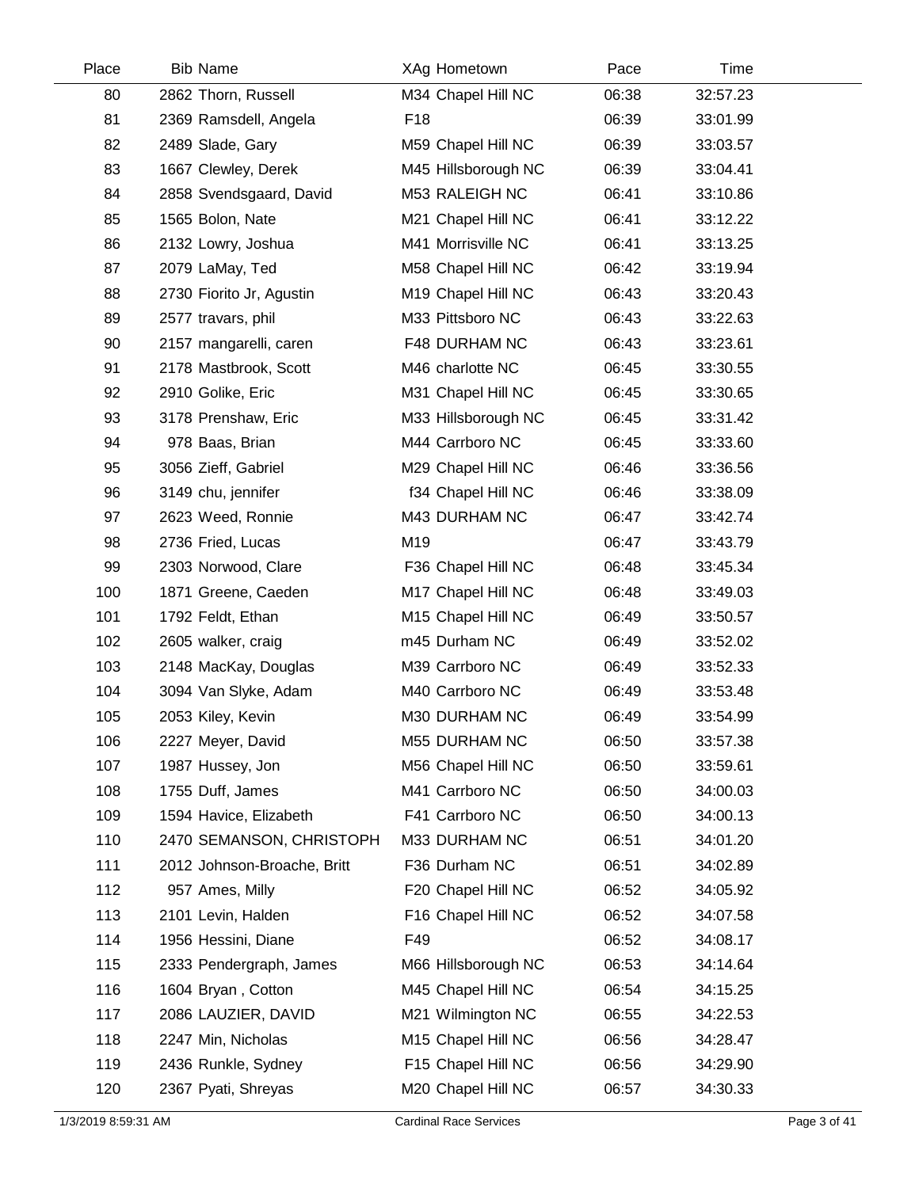| Place | Bib | Name | XAg | Hometown | Pace | Time |
|---|---|---|---|---|---|---|
| 80 | 2862 | Thorn, Russell | M34 | Chapel Hill NC | 06:38 | 32:57.23 |
| 81 | 2369 | Ramsdell, Angela | F18 | | 06:39 | 33:01.99 |
| 82 | 2489 | Slade, Gary | M59 | Chapel Hill NC | 06:39 | 33:03.57 |
| 83 | 1667 | Clewley, Derek | M45 | Hillsborough NC | 06:39 | 33:04.41 |
| 84 | 2858 | Svendsgaard, David | M53 | RALEIGH NC | 06:41 | 33:10.86 |
| 85 | 1565 | Bolon, Nate | M21 | Chapel Hill NC | 06:41 | 33:12.22 |
| 86 | 2132 | Lowry, Joshua | M41 | Morrisville NC | 06:41 | 33:13.25 |
| 87 | 2079 | LaMay, Ted | M58 | Chapel Hill NC | 06:42 | 33:19.94 |
| 88 | 2730 | Fiorito Jr, Agustin | M19 | Chapel Hill NC | 06:43 | 33:20.43 |
| 89 | 2577 | travars, phil | M33 | Pittsboro NC | 06:43 | 33:22.63 |
| 90 | 2157 | mangarelli, caren | F48 | DURHAM NC | 06:43 | 33:23.61 |
| 91 | 2178 | Mastbrook, Scott | M46 | charlotte NC | 06:45 | 33:30.55 |
| 92 | 2910 | Golike, Eric | M31 | Chapel Hill NC | 06:45 | 33:30.65 |
| 93 | 3178 | Prenshaw, Eric | M33 | Hillsborough NC | 06:45 | 33:31.42 |
| 94 | 978 | Baas, Brian | M44 | Carrboro NC | 06:45 | 33:33.60 |
| 95 | 3056 | Zieff, Gabriel | M29 | Chapel Hill NC | 06:46 | 33:36.56 |
| 96 | 3149 | chu, jennifer | f34 | Chapel Hill NC | 06:46 | 33:38.09 |
| 97 | 2623 | Weed, Ronnie | M43 | DURHAM NC | 06:47 | 33:42.74 |
| 98 | 2736 | Fried, Lucas | M19 | | 06:47 | 33:43.79 |
| 99 | 2303 | Norwood, Clare | F36 | Chapel Hill NC | 06:48 | 33:45.34 |
| 100 | 1871 | Greene, Caeden | M17 | Chapel Hill NC | 06:48 | 33:49.03 |
| 101 | 1792 | Feldt, Ethan | M15 | Chapel Hill NC | 06:49 | 33:50.57 |
| 102 | 2605 | walker, craig | m45 | Durham NC | 06:49 | 33:52.02 |
| 103 | 2148 | MacKay, Douglas | M39 | Carrboro NC | 06:49 | 33:52.33 |
| 104 | 3094 | Van Slyke, Adam | M40 | Carrboro NC | 06:49 | 33:53.48 |
| 105 | 2053 | Kiley, Kevin | M30 | DURHAM NC | 06:49 | 33:54.99 |
| 106 | 2227 | Meyer, David | M55 | DURHAM NC | 06:50 | 33:57.38 |
| 107 | 1987 | Hussey, Jon | M56 | Chapel Hill NC | 06:50 | 33:59.61 |
| 108 | 1755 | Duff, James | M41 | Carrboro NC | 06:50 | 34:00.03 |
| 109 | 1594 | Havice, Elizabeth | F41 | Carrboro NC | 06:50 | 34:00.13 |
| 110 | 2470 | SEMANSON, CHRISTOPH | M33 | DURHAM NC | 06:51 | 34:01.20 |
| 111 | 2012 | Johnson-Broache, Britt | F36 | Durham NC | 06:51 | 34:02.89 |
| 112 | 957 | Ames, Milly | F20 | Chapel Hill NC | 06:52 | 34:05.92 |
| 113 | 2101 | Levin, Halden | F16 | Chapel Hill NC | 06:52 | 34:07.58 |
| 114 | 1956 | Hessini, Diane | F49 | | 06:52 | 34:08.17 |
| 115 | 2333 | Pendergraph, James | M66 | Hillsborough NC | 06:53 | 34:14.64 |
| 116 | 1604 | Bryan , Cotton | M45 | Chapel Hill NC | 06:54 | 34:15.25 |
| 117 | 2086 | LAUZIER, DAVID | M21 | Wilmington NC | 06:55 | 34:22.53 |
| 118 | 2247 | Min, Nicholas | M15 | Chapel Hill NC | 06:56 | 34:28.47 |
| 119 | 2436 | Runkle, Sydney | F15 | Chapel Hill NC | 06:56 | 34:29.90 |
| 120 | 2367 | Pyati, Shreyas | M20 | Chapel Hill NC | 06:57 | 34:30.33 |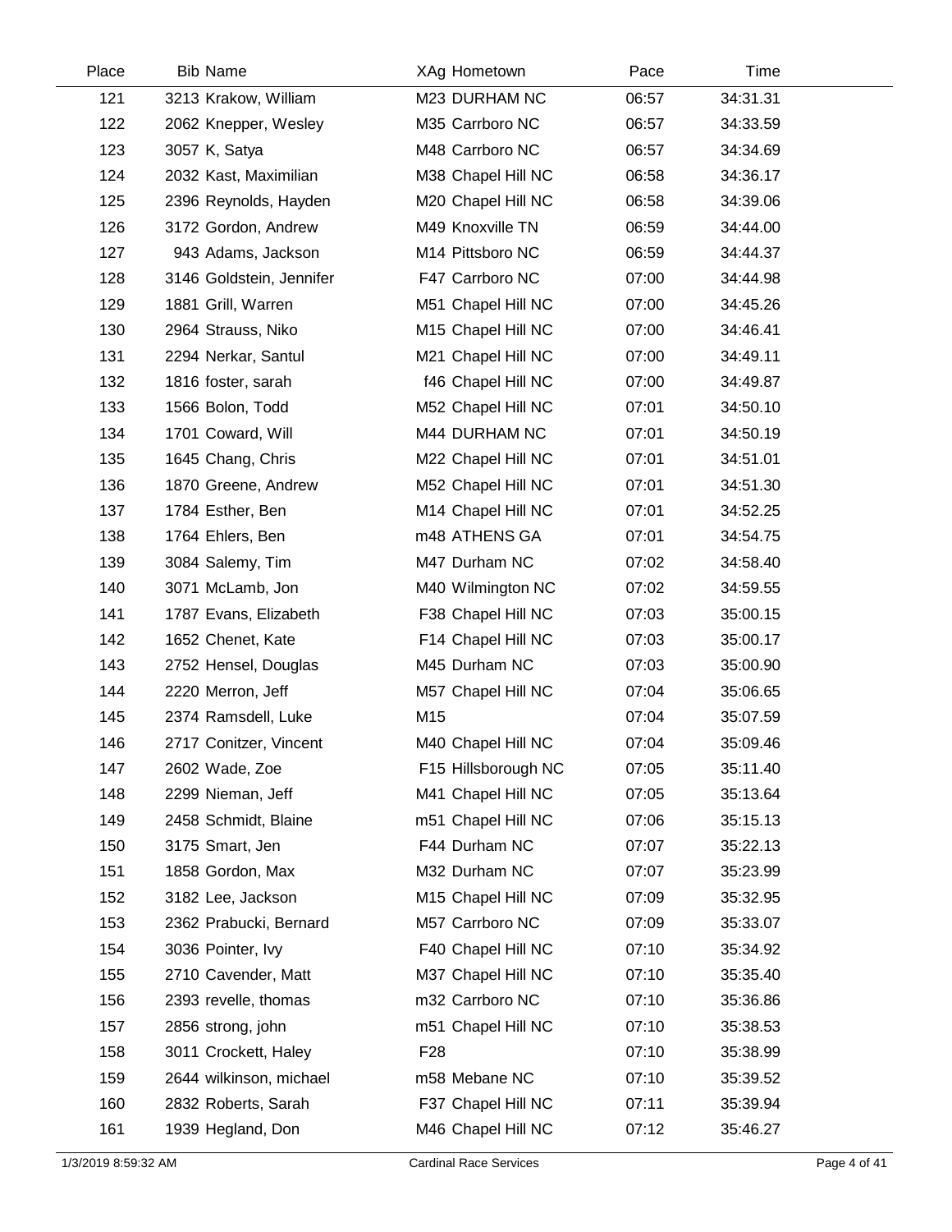| Place | Bib | Name | XAg | Hometown | Pace | Time |
|---|---|---|---|---|---|---|
| 121 | 3213 | Krakow, William | M23 | DURHAM NC | 06:57 | 34:31.31 |
| 122 | 2062 | Knepper, Wesley | M35 | Carrboro NC | 06:57 | 34:33.59 |
| 123 | 3057 | K, Satya | M48 | Carrboro NC | 06:57 | 34:34.69 |
| 124 | 2032 | Kast, Maximilian | M38 | Chapel Hill NC | 06:58 | 34:36.17 |
| 125 | 2396 | Reynolds, Hayden | M20 | Chapel Hill NC | 06:58 | 34:39.06 |
| 126 | 3172 | Gordon, Andrew | M49 | Knoxville TN | 06:59 | 34:44.00 |
| 127 | 943 | Adams, Jackson | M14 | Pittsboro NC | 06:59 | 34:44.37 |
| 128 | 3146 | Goldstein, Jennifer | F47 | Carrboro NC | 07:00 | 34:44.98 |
| 129 | 1881 | Grill, Warren | M51 | Chapel Hill NC | 07:00 | 34:45.26 |
| 130 | 2964 | Strauss, Niko | M15 | Chapel Hill NC | 07:00 | 34:46.41 |
| 131 | 2294 | Nerkar, Santul | M21 | Chapel Hill NC | 07:00 | 34:49.11 |
| 132 | 1816 | foster, sarah | f46 | Chapel Hill NC | 07:00 | 34:49.87 |
| 133 | 1566 | Bolon, Todd | M52 | Chapel Hill NC | 07:01 | 34:50.10 |
| 134 | 1701 | Coward, Will | M44 | DURHAM NC | 07:01 | 34:50.19 |
| 135 | 1645 | Chang, Chris | M22 | Chapel Hill NC | 07:01 | 34:51.01 |
| 136 | 1870 | Greene, Andrew | M52 | Chapel Hill NC | 07:01 | 34:51.30 |
| 137 | 1784 | Esther, Ben | M14 | Chapel Hill NC | 07:01 | 34:52.25 |
| 138 | 1764 | Ehlers, Ben | m48 | ATHENS GA | 07:01 | 34:54.75 |
| 139 | 3084 | Salemy, Tim | M47 | Durham NC | 07:02 | 34:58.40 |
| 140 | 3071 | McLamb, Jon | M40 | Wilmington NC | 07:02 | 34:59.55 |
| 141 | 1787 | Evans, Elizabeth | F38 | Chapel Hill NC | 07:03 | 35:00.15 |
| 142 | 1652 | Chenet, Kate | F14 | Chapel Hill NC | 07:03 | 35:00.17 |
| 143 | 2752 | Hensel, Douglas | M45 | Durham NC | 07:03 | 35:00.90 |
| 144 | 2220 | Merron, Jeff | M57 | Chapel Hill NC | 07:04 | 35:06.65 |
| 145 | 2374 | Ramsdell, Luke | M15 | | 07:04 | 35:07.59 |
| 146 | 2717 | Conitzer, Vincent | M40 | Chapel Hill NC | 07:04 | 35:09.46 |
| 147 | 2602 | Wade, Zoe | F15 | Hillsborough NC | 07:05 | 35:11.40 |
| 148 | 2299 | Nieman, Jeff | M41 | Chapel Hill NC | 07:05 | 35:13.64 |
| 149 | 2458 | Schmidt, Blaine | m51 | Chapel Hill NC | 07:06 | 35:15.13 |
| 150 | 3175 | Smart, Jen | F44 | Durham NC | 07:07 | 35:22.13 |
| 151 | 1858 | Gordon, Max | M32 | Durham NC | 07:07 | 35:23.99 |
| 152 | 3182 | Lee, Jackson | M15 | Chapel Hill NC | 07:09 | 35:32.95 |
| 153 | 2362 | Prabucki, Bernard | M57 | Carrboro NC | 07:09 | 35:33.07 |
| 154 | 3036 | Pointer, Ivy | F40 | Chapel Hill NC | 07:10 | 35:34.92 |
| 155 | 2710 | Cavender, Matt | M37 | Chapel Hill NC | 07:10 | 35:35.40 |
| 156 | 2393 | revelle, thomas | m32 | Carrboro NC | 07:10 | 35:36.86 |
| 157 | 2856 | strong, john | m51 | Chapel Hill NC | 07:10 | 35:38.53 |
| 158 | 3011 | Crockett, Haley | F28 | | 07:10 | 35:38.99 |
| 159 | 2644 | wilkinson, michael | m58 | Mebane NC | 07:10 | 35:39.52 |
| 160 | 2832 | Roberts, Sarah | F37 | Chapel Hill NC | 07:11 | 35:39.94 |
| 161 | 1939 | Hegland, Don | M46 | Chapel Hill NC | 07:12 | 35:46.27 |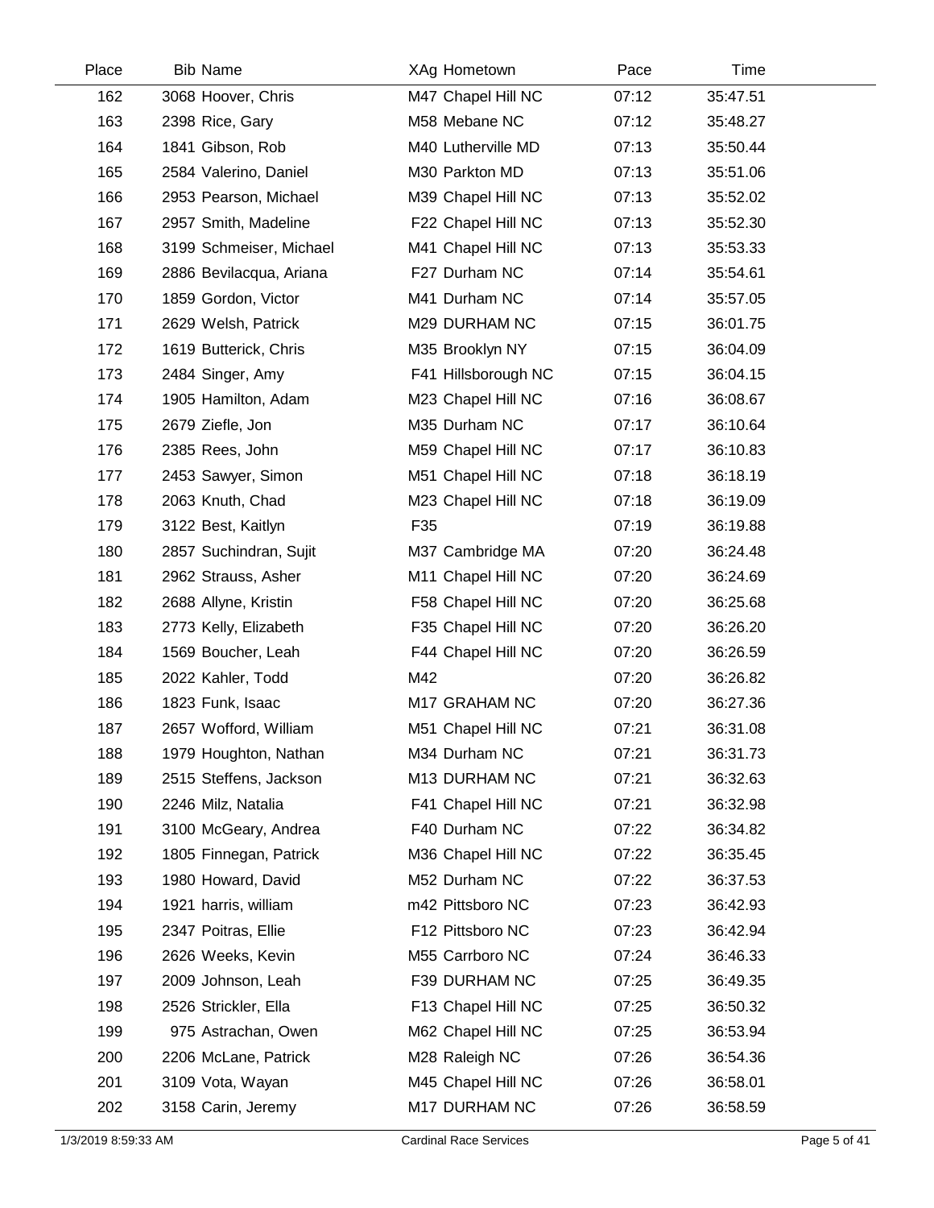| Place | Bib | Name | XAg | Hometown | Pace | Time |
|---|---|---|---|---|---|---|
| 162 | 3068 | Hoover, Chris | M47 | Chapel Hill NC | 07:12 | 35:47.51 |
| 163 | 2398 | Rice, Gary | M58 | Mebane NC | 07:12 | 35:48.27 |
| 164 | 1841 | Gibson, Rob | M40 | Lutherville MD | 07:13 | 35:50.44 |
| 165 | 2584 | Valerino, Daniel | M30 | Parkton MD | 07:13 | 35:51.06 |
| 166 | 2953 | Pearson, Michael | M39 | Chapel Hill NC | 07:13 | 35:52.02 |
| 167 | 2957 | Smith, Madeline | F22 | Chapel Hill NC | 07:13 | 35:52.30 |
| 168 | 3199 | Schmeiser, Michael | M41 | Chapel Hill NC | 07:13 | 35:53.33 |
| 169 | 2886 | Bevilacqua, Ariana | F27 | Durham NC | 07:14 | 35:54.61 |
| 170 | 1859 | Gordon, Victor | M41 | Durham NC | 07:14 | 35:57.05 |
| 171 | 2629 | Welsh, Patrick | M29 | DURHAM NC | 07:15 | 36:01.75 |
| 172 | 1619 | Butterick, Chris | M35 | Brooklyn NY | 07:15 | 36:04.09 |
| 173 | 2484 | Singer, Amy | F41 | Hillsborough NC | 07:15 | 36:04.15 |
| 174 | 1905 | Hamilton, Adam | M23 | Chapel Hill NC | 07:16 | 36:08.67 |
| 175 | 2679 | Ziefle, Jon | M35 | Durham NC | 07:17 | 36:10.64 |
| 176 | 2385 | Rees, John | M59 | Chapel Hill NC | 07:17 | 36:10.83 |
| 177 | 2453 | Sawyer, Simon | M51 | Chapel Hill NC | 07:18 | 36:18.19 |
| 178 | 2063 | Knuth, Chad | M23 | Chapel Hill NC | 07:18 | 36:19.09 |
| 179 | 3122 | Best, Kaitlyn | F35 | | 07:19 | 36:19.88 |
| 180 | 2857 | Suchindran, Sujit | M37 | Cambridge MA | 07:20 | 36:24.48 |
| 181 | 2962 | Strauss, Asher | M11 | Chapel Hill NC | 07:20 | 36:24.69 |
| 182 | 2688 | Allyne, Kristin | F58 | Chapel Hill NC | 07:20 | 36:25.68 |
| 183 | 2773 | Kelly, Elizabeth | F35 | Chapel Hill NC | 07:20 | 36:26.20 |
| 184 | 1569 | Boucher, Leah | F44 | Chapel Hill NC | 07:20 | 36:26.59 |
| 185 | 2022 | Kahler, Todd | M42 | | 07:20 | 36:26.82 |
| 186 | 1823 | Funk, Isaac | M17 | GRAHAM NC | 07:20 | 36:27.36 |
| 187 | 2657 | Wofford, William | M51 | Chapel Hill NC | 07:21 | 36:31.08 |
| 188 | 1979 | Houghton, Nathan | M34 | Durham NC | 07:21 | 36:31.73 |
| 189 | 2515 | Steffens, Jackson | M13 | DURHAM NC | 07:21 | 36:32.63 |
| 190 | 2246 | Milz, Natalia | F41 | Chapel Hill NC | 07:21 | 36:32.98 |
| 191 | 3100 | McGeary, Andrea | F40 | Durham NC | 07:22 | 36:34.82 |
| 192 | 1805 | Finnegan, Patrick | M36 | Chapel Hill NC | 07:22 | 36:35.45 |
| 193 | 1980 | Howard, David | M52 | Durham NC | 07:22 | 36:37.53 |
| 194 | 1921 | harris, william | m42 | Pittsboro NC | 07:23 | 36:42.93 |
| 195 | 2347 | Poitras, Ellie | F12 | Pittsboro NC | 07:23 | 36:42.94 |
| 196 | 2626 | Weeks, Kevin | M55 | Carrboro NC | 07:24 | 36:46.33 |
| 197 | 2009 | Johnson, Leah | F39 | DURHAM NC | 07:25 | 36:49.35 |
| 198 | 2526 | Strickler, Ella | F13 | Chapel Hill NC | 07:25 | 36:50.32 |
| 199 | 975 | Astrachan, Owen | M62 | Chapel Hill NC | 07:25 | 36:53.94 |
| 200 | 2206 | McLane, Patrick | M28 | Raleigh NC | 07:26 | 36:54.36 |
| 201 | 3109 | Vota, Wayan | M45 | Chapel Hill NC | 07:26 | 36:58.01 |
| 202 | 3158 | Carin, Jeremy | M17 | DURHAM NC | 07:26 | 36:58.59 |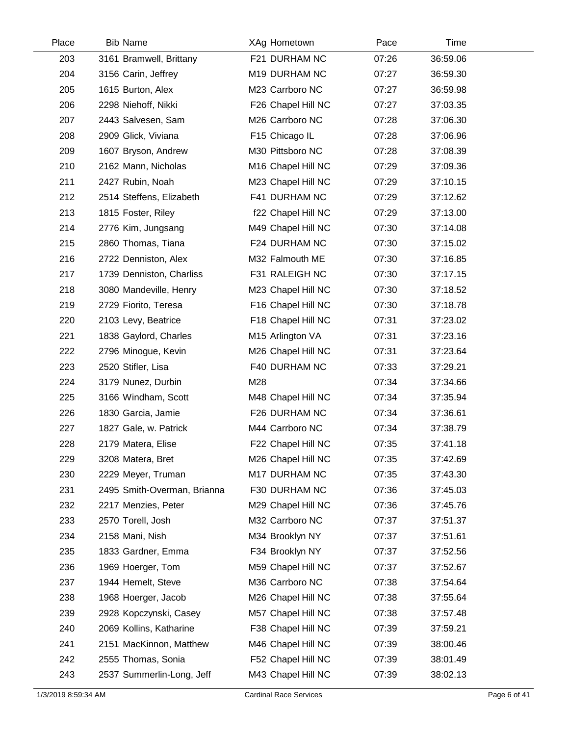| Place | Bib | Name | XAg | Hometown | Pace | Time |
|---|---|---|---|---|---|---|
| 203 | 3161 | Bramwell, Brittany | F21 | DURHAM NC | 07:26 | 36:59.06 |
| 204 | 3156 | Carin, Jeffrey | M19 | DURHAM NC | 07:27 | 36:59.30 |
| 205 | 1615 | Burton, Alex | M23 | Carrboro NC | 07:27 | 36:59.98 |
| 206 | 2298 | Niehoff, Nikki | F26 | Chapel Hill NC | 07:27 | 37:03.35 |
| 207 | 2443 | Salvesen, Sam | M26 | Carrboro NC | 07:28 | 37:06.30 |
| 208 | 2909 | Glick, Viviana | F15 | Chicago IL | 07:28 | 37:06.96 |
| 209 | 1607 | Bryson, Andrew | M30 | Pittsboro NC | 07:28 | 37:08.39 |
| 210 | 2162 | Mann, Nicholas | M16 | Chapel Hill NC | 07:29 | 37:09.36 |
| 211 | 2427 | Rubin, Noah | M23 | Chapel Hill NC | 07:29 | 37:10.15 |
| 212 | 2514 | Steffens, Elizabeth | F41 | DURHAM NC | 07:29 | 37:12.62 |
| 213 | 1815 | Foster, Riley | f22 | Chapel Hill NC | 07:29 | 37:13.00 |
| 214 | 2776 | Kim, Jungsang | M49 | Chapel Hill NC | 07:30 | 37:14.08 |
| 215 | 2860 | Thomas, Tiana | F24 | DURHAM NC | 07:30 | 37:15.02 |
| 216 | 2722 | Denniston, Alex | M32 | Falmouth ME | 07:30 | 37:16.85 |
| 217 | 1739 | Denniston, Charliss | F31 | RALEIGH NC | 07:30 | 37:17.15 |
| 218 | 3080 | Mandeville, Henry | M23 | Chapel Hill NC | 07:30 | 37:18.52 |
| 219 | 2729 | Fiorito, Teresa | F16 | Chapel Hill NC | 07:30 | 37:18.78 |
| 220 | 2103 | Levy, Beatrice | F18 | Chapel Hill NC | 07:31 | 37:23.02 |
| 221 | 1838 | Gaylord, Charles | M15 | Arlington VA | 07:31 | 37:23.16 |
| 222 | 2796 | Minogue, Kevin | M26 | Chapel Hill NC | 07:31 | 37:23.64 |
| 223 | 2520 | Stifler, Lisa | F40 | DURHAM NC | 07:33 | 37:29.21 |
| 224 | 3179 | Nunez, Durbin | M28 | | 07:34 | 37:34.66 |
| 225 | 3166 | Windham, Scott | M48 | Chapel Hill NC | 07:34 | 37:35.94 |
| 226 | 1830 | Garcia, Jamie | F26 | DURHAM NC | 07:34 | 37:36.61 |
| 227 | 1827 | Gale, w. Patrick | M44 | Carrboro NC | 07:34 | 37:38.79 |
| 228 | 2179 | Matera, Elise | F22 | Chapel Hill NC | 07:35 | 37:41.18 |
| 229 | 3208 | Matera, Bret | M26 | Chapel Hill NC | 07:35 | 37:42.69 |
| 230 | 2229 | Meyer, Truman | M17 | DURHAM NC | 07:35 | 37:43.30 |
| 231 | 2495 | Smith-Overman, Brianna | F30 | DURHAM NC | 07:36 | 37:45.03 |
| 232 | 2217 | Menzies, Peter | M29 | Chapel Hill NC | 07:36 | 37:45.76 |
| 233 | 2570 | Torell, Josh | M32 | Carrboro NC | 07:37 | 37:51.37 |
| 234 | 2158 | Mani, Nish | M34 | Brooklyn NY | 07:37 | 37:51.61 |
| 235 | 1833 | Gardner, Emma | F34 | Brooklyn NY | 07:37 | 37:52.56 |
| 236 | 1969 | Hoerger, Tom | M59 | Chapel Hill NC | 07:37 | 37:52.67 |
| 237 | 1944 | Hemelt, Steve | M36 | Carrboro NC | 07:38 | 37:54.64 |
| 238 | 1968 | Hoerger, Jacob | M26 | Chapel Hill NC | 07:38 | 37:55.64 |
| 239 | 2928 | Kopczynski, Casey | M57 | Chapel Hill NC | 07:38 | 37:57.48 |
| 240 | 2069 | Kollins, Katharine | F38 | Chapel Hill NC | 07:39 | 37:59.21 |
| 241 | 2151 | MacKinnon, Matthew | M46 | Chapel Hill NC | 07:39 | 38:00.46 |
| 242 | 2555 | Thomas, Sonia | F52 | Chapel Hill NC | 07:39 | 38:01.49 |
| 243 | 2537 | Summerlin-Long, Jeff | M43 | Chapel Hill NC | 07:39 | 38:02.13 |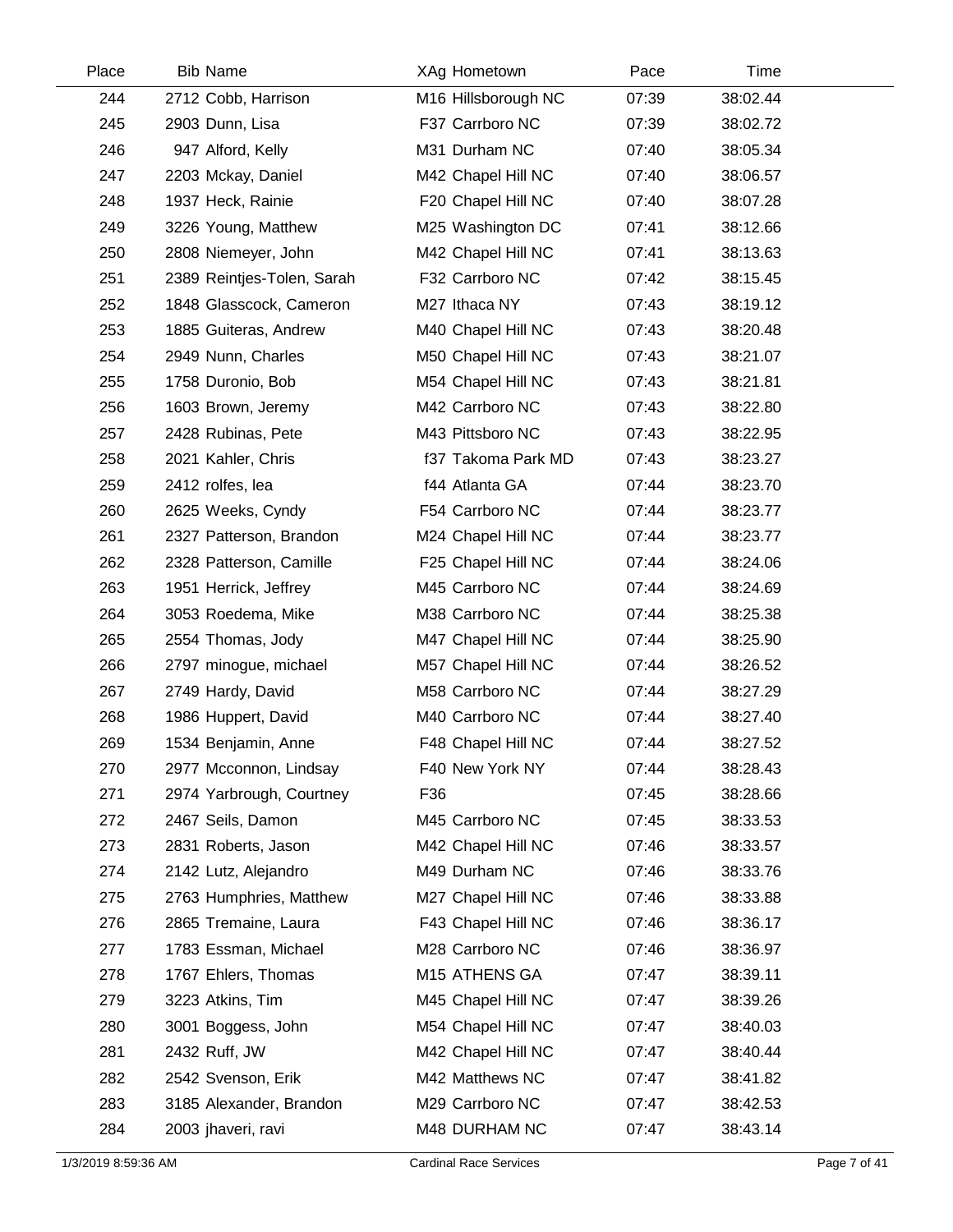| Place | Bib | Name | XAg | Hometown | Pace | Time |
|---|---|---|---|---|---|---|
| 244 | 2712 | Cobb, Harrison | M16 | Hillsborough NC | 07:39 | 38:02.44 |
| 245 | 2903 | Dunn, Lisa | F37 | Carrboro NC | 07:39 | 38:02.72 |
| 246 | 947 | Alford, Kelly | M31 | Durham NC | 07:40 | 38:05.34 |
| 247 | 2203 | Mckay, Daniel | M42 | Chapel Hill NC | 07:40 | 38:06.57 |
| 248 | 1937 | Heck, Rainie | F20 | Chapel Hill NC | 07:40 | 38:07.28 |
| 249 | 3226 | Young, Matthew | M25 | Washington DC | 07:41 | 38:12.66 |
| 250 | 2808 | Niemeyer, John | M42 | Chapel Hill NC | 07:41 | 38:13.63 |
| 251 | 2389 | Reintjes-Tolen, Sarah | F32 | Carrboro NC | 07:42 | 38:15.45 |
| 252 | 1848 | Glasscock, Cameron | M27 | Ithaca NY | 07:43 | 38:19.12 |
| 253 | 1885 | Guiteras, Andrew | M40 | Chapel Hill NC | 07:43 | 38:20.48 |
| 254 | 2949 | Nunn, Charles | M50 | Chapel Hill NC | 07:43 | 38:21.07 |
| 255 | 1758 | Duronio, Bob | M54 | Chapel Hill NC | 07:43 | 38:21.81 |
| 256 | 1603 | Brown, Jeremy | M42 | Carrboro NC | 07:43 | 38:22.80 |
| 257 | 2428 | Rubinas, Pete | M43 | Pittsboro NC | 07:43 | 38:22.95 |
| 258 | 2021 | Kahler, Chris | f37 | Takoma Park MD | 07:43 | 38:23.27 |
| 259 | 2412 | rolfes, lea | f44 | Atlanta GA | 07:44 | 38:23.70 |
| 260 | 2625 | Weeks, Cyndy | F54 | Carrboro NC | 07:44 | 38:23.77 |
| 261 | 2327 | Patterson, Brandon | M24 | Chapel Hill NC | 07:44 | 38:23.77 |
| 262 | 2328 | Patterson, Camille | F25 | Chapel Hill NC | 07:44 | 38:24.06 |
| 263 | 1951 | Herrick, Jeffrey | M45 | Carrboro NC | 07:44 | 38:24.69 |
| 264 | 3053 | Roedema, Mike | M38 | Carrboro NC | 07:44 | 38:25.38 |
| 265 | 2554 | Thomas, Jody | M47 | Chapel Hill NC | 07:44 | 38:25.90 |
| 266 | 2797 | minogue, michael | M57 | Chapel Hill NC | 07:44 | 38:26.52 |
| 267 | 2749 | Hardy, David | M58 | Carrboro NC | 07:44 | 38:27.29 |
| 268 | 1986 | Huppert, David | M40 | Carrboro NC | 07:44 | 38:27.40 |
| 269 | 1534 | Benjamin, Anne | F48 | Chapel Hill NC | 07:44 | 38:27.52 |
| 270 | 2977 | Mcconnon, Lindsay | F40 | New York NY | 07:44 | 38:28.43 |
| 271 | 2974 | Yarbrough, Courtney | F36 | | 07:45 | 38:28.66 |
| 272 | 2467 | Seils, Damon | M45 | Carrboro NC | 07:45 | 38:33.53 |
| 273 | 2831 | Roberts, Jason | M42 | Chapel Hill NC | 07:46 | 38:33.57 |
| 274 | 2142 | Lutz, Alejandro | M49 | Durham NC | 07:46 | 38:33.76 |
| 275 | 2763 | Humphries, Matthew | M27 | Chapel Hill NC | 07:46 | 38:33.88 |
| 276 | 2865 | Tremaine, Laura | F43 | Chapel Hill NC | 07:46 | 38:36.17 |
| 277 | 1783 | Essman, Michael | M28 | Carrboro NC | 07:46 | 38:36.97 |
| 278 | 1767 | Ehlers, Thomas | M15 | ATHENS GA | 07:47 | 38:39.11 |
| 279 | 3223 | Atkins, Tim | M45 | Chapel Hill NC | 07:47 | 38:39.26 |
| 280 | 3001 | Boggess, John | M54 | Chapel Hill NC | 07:47 | 38:40.03 |
| 281 | 2432 | Ruff, JW | M42 | Chapel Hill NC | 07:47 | 38:40.44 |
| 282 | 2542 | Svenson, Erik | M42 | Matthews NC | 07:47 | 38:41.82 |
| 283 | 3185 | Alexander, Brandon | M29 | Carrboro NC | 07:47 | 38:42.53 |
| 284 | 2003 | jhaveri, ravi | M48 | DURHAM NC | 07:47 | 38:43.14 |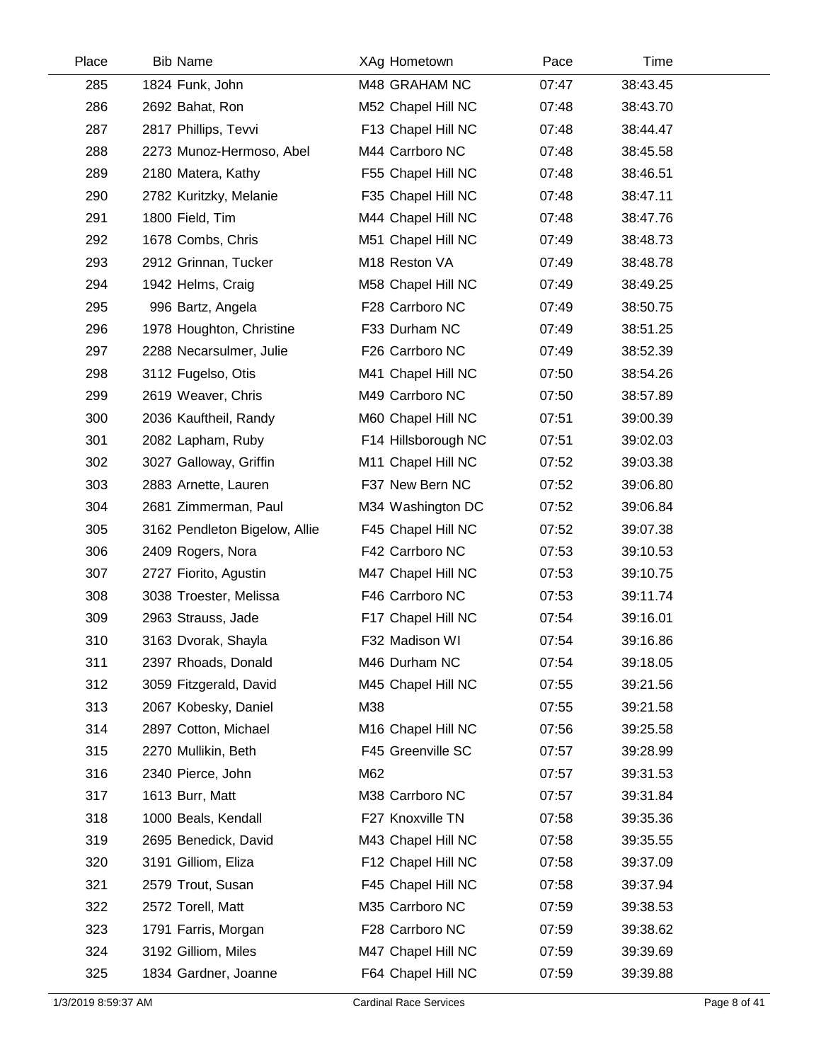| Place | Bib | Name | XAg | Hometown | Pace | Time |
|---|---|---|---|---|---|---|
| 285 | 1824 | Funk, John | M48 | GRAHAM NC | 07:47 | 38:43.45 |
| 286 | 2692 | Bahat, Ron | M52 | Chapel Hill NC | 07:48 | 38:43.70 |
| 287 | 2817 | Phillips, Tevvi | F13 | Chapel Hill NC | 07:48 | 38:44.47 |
| 288 | 2273 | Munoz-Hermoso, Abel | M44 | Carrboro NC | 07:48 | 38:45.58 |
| 289 | 2180 | Matera, Kathy | F55 | Chapel Hill NC | 07:48 | 38:46.51 |
| 290 | 2782 | Kuritzky, Melanie | F35 | Chapel Hill NC | 07:48 | 38:47.11 |
| 291 | 1800 | Field, Tim | M44 | Chapel Hill NC | 07:48 | 38:47.76 |
| 292 | 1678 | Combs, Chris | M51 | Chapel Hill NC | 07:49 | 38:48.73 |
| 293 | 2912 | Grinnan, Tucker | M18 | Reston VA | 07:49 | 38:48.78 |
| 294 | 1942 | Helms, Craig | M58 | Chapel Hill NC | 07:49 | 38:49.25 |
| 295 | 996 | Bartz, Angela | F28 | Carrboro NC | 07:49 | 38:50.75 |
| 296 | 1978 | Houghton, Christine | F33 | Durham NC | 07:49 | 38:51.25 |
| 297 | 2288 | Necarsulmer, Julie | F26 | Carrboro NC | 07:49 | 38:52.39 |
| 298 | 3112 | Fugelso, Otis | M41 | Chapel Hill NC | 07:50 | 38:54.26 |
| 299 | 2619 | Weaver, Chris | M49 | Carrboro NC | 07:50 | 38:57.89 |
| 300 | 2036 | Kauftheil, Randy | M60 | Chapel Hill NC | 07:51 | 39:00.39 |
| 301 | 2082 | Lapham, Ruby | F14 | Hillsborough NC | 07:51 | 39:02.03 |
| 302 | 3027 | Galloway, Griffin | M11 | Chapel Hill NC | 07:52 | 39:03.38 |
| 303 | 2883 | Arnette, Lauren | F37 | New Bern NC | 07:52 | 39:06.80 |
| 304 | 2681 | Zimmerman, Paul | M34 | Washington DC | 07:52 | 39:06.84 |
| 305 | 3162 | Pendleton Bigelow, Allie | F45 | Chapel Hill NC | 07:52 | 39:07.38 |
| 306 | 2409 | Rogers, Nora | F42 | Carrboro NC | 07:53 | 39:10.53 |
| 307 | 2727 | Fiorito, Agustin | M47 | Chapel Hill NC | 07:53 | 39:10.75 |
| 308 | 3038 | Troester, Melissa | F46 | Carrboro NC | 07:53 | 39:11.74 |
| 309 | 2963 | Strauss, Jade | F17 | Chapel Hill NC | 07:54 | 39:16.01 |
| 310 | 3163 | Dvorak, Shayla | F32 | Madison WI | 07:54 | 39:16.86 |
| 311 | 2397 | Rhoads, Donald | M46 | Durham NC | 07:54 | 39:18.05 |
| 312 | 3059 | Fitzgerald, David | M45 | Chapel Hill NC | 07:55 | 39:21.56 |
| 313 | 2067 | Kobesky, Daniel | M38 | | 07:55 | 39:21.58 |
| 314 | 2897 | Cotton, Michael | M16 | Chapel Hill NC | 07:56 | 39:25.58 |
| 315 | 2270 | Mullikin, Beth | F45 | Greenville SC | 07:57 | 39:28.99 |
| 316 | 2340 | Pierce, John | M62 | | 07:57 | 39:31.53 |
| 317 | 1613 | Burr, Matt | M38 | Carrboro NC | 07:57 | 39:31.84 |
| 318 | 1000 | Beals, Kendall | F27 | Knoxville TN | 07:58 | 39:35.36 |
| 319 | 2695 | Benedick, David | M43 | Chapel Hill NC | 07:58 | 39:35.55 |
| 320 | 3191 | Gilliom, Eliza | F12 | Chapel Hill NC | 07:58 | 39:37.09 |
| 321 | 2579 | Trout, Susan | F45 | Chapel Hill NC | 07:58 | 39:37.94 |
| 322 | 2572 | Torell, Matt | M35 | Carrboro NC | 07:59 | 39:38.53 |
| 323 | 1791 | Farris, Morgan | F28 | Carrboro NC | 07:59 | 39:38.62 |
| 324 | 3192 | Gilliom, Miles | M47 | Chapel Hill NC | 07:59 | 39:39.69 |
| 325 | 1834 | Gardner, Joanne | F64 | Chapel Hill NC | 07:59 | 39:39.88 |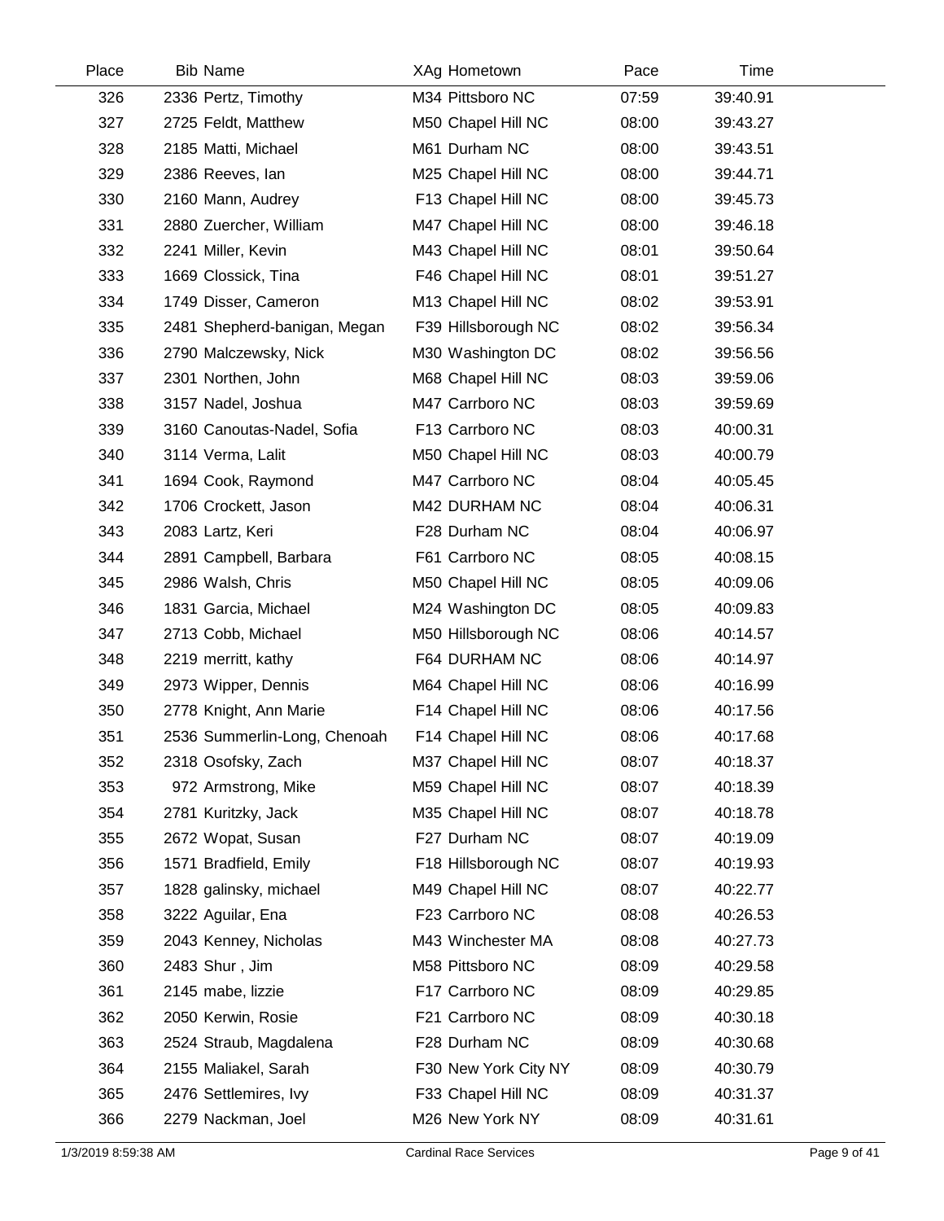| Place | Bib | Name | XAg | Hometown | Pace | Time |
|---|---|---|---|---|---|---|
| 326 | 2336 | Pertz, Timothy | M34 | Pittsboro NC | 07:59 | 39:40.91 |
| 327 | 2725 | Feldt, Matthew | M50 | Chapel Hill NC | 08:00 | 39:43.27 |
| 328 | 2185 | Matti, Michael | M61 | Durham NC | 08:00 | 39:43.51 |
| 329 | 2386 | Reeves, Ian | M25 | Chapel Hill NC | 08:00 | 39:44.71 |
| 330 | 2160 | Mann, Audrey | F13 | Chapel Hill NC | 08:00 | 39:45.73 |
| 331 | 2880 | Zuercher, William | M47 | Chapel Hill NC | 08:00 | 39:46.18 |
| 332 | 2241 | Miller, Kevin | M43 | Chapel Hill NC | 08:01 | 39:50.64 |
| 333 | 1669 | Clossick, Tina | F46 | Chapel Hill NC | 08:01 | 39:51.27 |
| 334 | 1749 | Disser, Cameron | M13 | Chapel Hill NC | 08:02 | 39:53.91 |
| 335 | 2481 | Shepherd-banigan, Megan | F39 | Hillsborough NC | 08:02 | 39:56.34 |
| 336 | 2790 | Malczewsky, Nick | M30 | Washington DC | 08:02 | 39:56.56 |
| 337 | 2301 | Northen, John | M68 | Chapel Hill NC | 08:03 | 39:59.06 |
| 338 | 3157 | Nadel, Joshua | M47 | Carrboro NC | 08:03 | 39:59.69 |
| 339 | 3160 | Canoutas-Nadel, Sofia | F13 | Carrboro NC | 08:03 | 40:00.31 |
| 340 | 3114 | Verma, Lalit | M50 | Chapel Hill NC | 08:03 | 40:00.79 |
| 341 | 1694 | Cook, Raymond | M47 | Carrboro NC | 08:04 | 40:05.45 |
| 342 | 1706 | Crockett, Jason | M42 | DURHAM NC | 08:04 | 40:06.31 |
| 343 | 2083 | Lartz, Keri | F28 | Durham NC | 08:04 | 40:06.97 |
| 344 | 2891 | Campbell, Barbara | F61 | Carrboro NC | 08:05 | 40:08.15 |
| 345 | 2986 | Walsh, Chris | M50 | Chapel Hill NC | 08:05 | 40:09.06 |
| 346 | 1831 | Garcia, Michael | M24 | Washington DC | 08:05 | 40:09.83 |
| 347 | 2713 | Cobb, Michael | M50 | Hillsborough NC | 08:06 | 40:14.57 |
| 348 | 2219 | merritt, kathy | F64 | DURHAM NC | 08:06 | 40:14.97 |
| 349 | 2973 | Wipper, Dennis | M64 | Chapel Hill NC | 08:06 | 40:16.99 |
| 350 | 2778 | Knight, Ann Marie | F14 | Chapel Hill NC | 08:06 | 40:17.56 |
| 351 | 2536 | Summerlin-Long, Chenoah | F14 | Chapel Hill NC | 08:06 | 40:17.68 |
| 352 | 2318 | Osofsky, Zach | M37 | Chapel Hill NC | 08:07 | 40:18.37 |
| 353 | 972 | Armstrong, Mike | M59 | Chapel Hill NC | 08:07 | 40:18.39 |
| 354 | 2781 | Kuritzky, Jack | M35 | Chapel Hill NC | 08:07 | 40:18.78 |
| 355 | 2672 | Wopat, Susan | F27 | Durham NC | 08:07 | 40:19.09 |
| 356 | 1571 | Bradfield, Emily | F18 | Hillsborough NC | 08:07 | 40:19.93 |
| 357 | 1828 | galinsky, michael | M49 | Chapel Hill NC | 08:07 | 40:22.77 |
| 358 | 3222 | Aguilar, Ena | F23 | Carrboro NC | 08:08 | 40:26.53 |
| 359 | 2043 | Kenney, Nicholas | M43 | Winchester MA | 08:08 | 40:27.73 |
| 360 | 2483 | Shur , Jim | M58 | Pittsboro NC | 08:09 | 40:29.58 |
| 361 | 2145 | mabe, lizzie | F17 | Carrboro NC | 08:09 | 40:29.85 |
| 362 | 2050 | Kerwin, Rosie | F21 | Carrboro NC | 08:09 | 40:30.18 |
| 363 | 2524 | Straub, Magdalena | F28 | Durham NC | 08:09 | 40:30.68 |
| 364 | 2155 | Maliakel, Sarah | F30 | New York City NY | 08:09 | 40:30.79 |
| 365 | 2476 | Settlemires, Ivy | F33 | Chapel Hill NC | 08:09 | 40:31.37 |
| 366 | 2279 | Nackman, Joel | M26 | New York NY | 08:09 | 40:31.61 |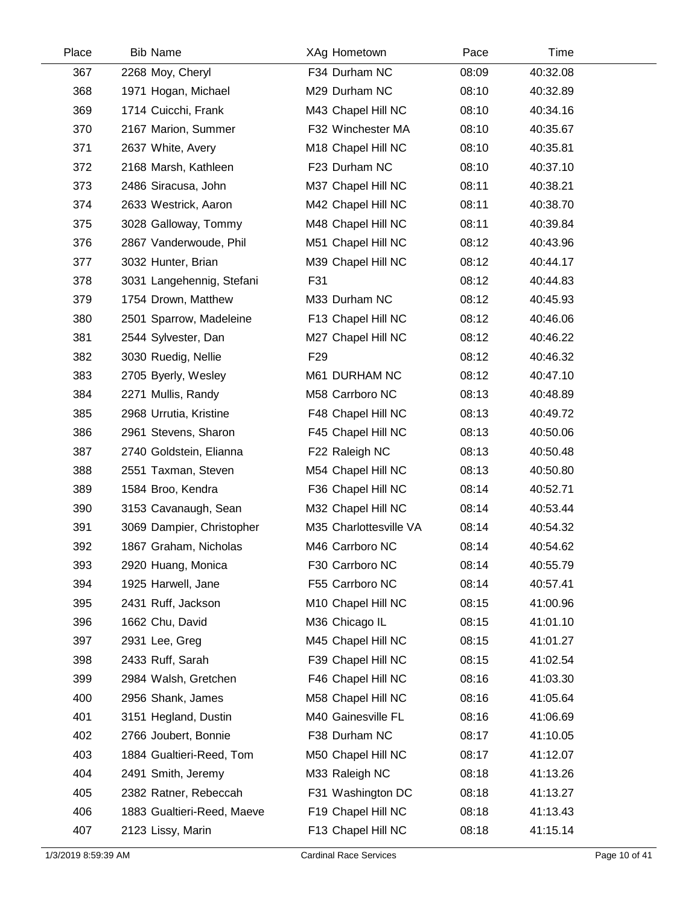| Place | Bib | Name | XAg | Hometown | Pace | Time |
|---|---|---|---|---|---|---|
| 367 | 2268 | Moy, Cheryl | F34 | Durham NC | 08:09 | 40:32.08 |
| 368 | 1971 | Hogan, Michael | M29 | Durham NC | 08:10 | 40:32.89 |
| 369 | 1714 | Cuicchi, Frank | M43 | Chapel Hill NC | 08:10 | 40:34.16 |
| 370 | 2167 | Marion, Summer | F32 | Winchester MA | 08:10 | 40:35.67 |
| 371 | 2637 | White, Avery | M18 | Chapel Hill NC | 08:10 | 40:35.81 |
| 372 | 2168 | Marsh, Kathleen | F23 | Durham NC | 08:10 | 40:37.10 |
| 373 | 2486 | Siracusa, John | M37 | Chapel Hill NC | 08:11 | 40:38.21 |
| 374 | 2633 | Westrick, Aaron | M42 | Chapel Hill NC | 08:11 | 40:38.70 |
| 375 | 3028 | Galloway, Tommy | M48 | Chapel Hill NC | 08:11 | 40:39.84 |
| 376 | 2867 | Vanderwoude, Phil | M51 | Chapel Hill NC | 08:12 | 40:43.96 |
| 377 | 3032 | Hunter, Brian | M39 | Chapel Hill NC | 08:12 | 40:44.17 |
| 378 | 3031 | Langehennig, Stefani | F31 | | 08:12 | 40:44.83 |
| 379 | 1754 | Drown, Matthew | M33 | Durham NC | 08:12 | 40:45.93 |
| 380 | 2501 | Sparrow, Madeleine | F13 | Chapel Hill NC | 08:12 | 40:46.06 |
| 381 | 2544 | Sylvester, Dan | M27 | Chapel Hill NC | 08:12 | 40:46.22 |
| 382 | 3030 | Ruedig, Nellie | F29 | | 08:12 | 40:46.32 |
| 383 | 2705 | Byerly, Wesley | M61 | DURHAM NC | 08:12 | 40:47.10 |
| 384 | 2271 | Mullis, Randy | M58 | Carrboro NC | 08:13 | 40:48.89 |
| 385 | 2968 | Urrutia, Kristine | F48 | Chapel Hill NC | 08:13 | 40:49.72 |
| 386 | 2961 | Stevens, Sharon | F45 | Chapel Hill NC | 08:13 | 40:50.06 |
| 387 | 2740 | Goldstein, Elianna | F22 | Raleigh NC | 08:13 | 40:50.48 |
| 388 | 2551 | Taxman, Steven | M54 | Chapel Hill NC | 08:13 | 40:50.80 |
| 389 | 1584 | Broo, Kendra | F36 | Chapel Hill NC | 08:14 | 40:52.71 |
| 390 | 3153 | Cavanaugh, Sean | M32 | Chapel Hill NC | 08:14 | 40:53.44 |
| 391 | 3069 | Dampier, Christopher | M35 | Charlottesville VA | 08:14 | 40:54.32 |
| 392 | 1867 | Graham, Nicholas | M46 | Carrboro NC | 08:14 | 40:54.62 |
| 393 | 2920 | Huang, Monica | F30 | Carrboro NC | 08:14 | 40:55.79 |
| 394 | 1925 | Harwell, Jane | F55 | Carrboro NC | 08:14 | 40:57.41 |
| 395 | 2431 | Ruff, Jackson | M10 | Chapel Hill NC | 08:15 | 41:00.96 |
| 396 | 1662 | Chu, David | M36 | Chicago IL | 08:15 | 41:01.10 |
| 397 | 2931 | Lee, Greg | M45 | Chapel Hill NC | 08:15 | 41:01.27 |
| 398 | 2433 | Ruff, Sarah | F39 | Chapel Hill NC | 08:15 | 41:02.54 |
| 399 | 2984 | Walsh, Gretchen | F46 | Chapel Hill NC | 08:16 | 41:03.30 |
| 400 | 2956 | Shank, James | M58 | Chapel Hill NC | 08:16 | 41:05.64 |
| 401 | 3151 | Hegland, Dustin | M40 | Gainesville FL | 08:16 | 41:06.69 |
| 402 | 2766 | Joubert, Bonnie | F38 | Durham NC | 08:17 | 41:10.05 |
| 403 | 1884 | Gualtieri-Reed, Tom | M50 | Chapel Hill NC | 08:17 | 41:12.07 |
| 404 | 2491 | Smith, Jeremy | M33 | Raleigh NC | 08:18 | 41:13.26 |
| 405 | 2382 | Ratner, Rebeccah | F31 | Washington DC | 08:18 | 41:13.27 |
| 406 | 1883 | Gualtieri-Reed, Maeve | F19 | Chapel Hill NC | 08:18 | 41:13.43 |
| 407 | 2123 | Lissy, Marin | F13 | Chapel Hill NC | 08:18 | 41:15.14 |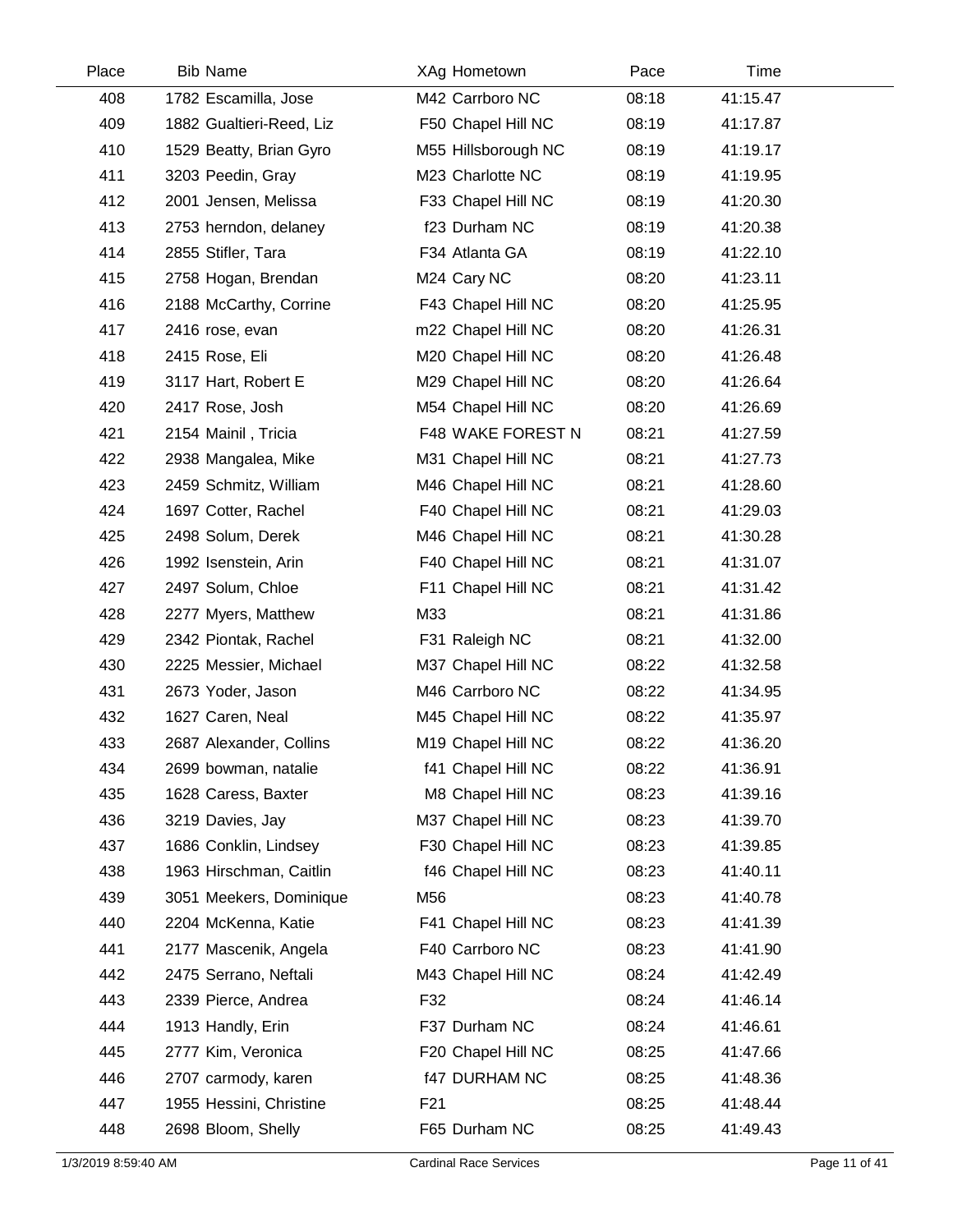| Place | Bib | Name | XAg | Hometown | Pace | Time |
|---|---|---|---|---|---|---|
| 408 | 1782 | Escamilla, Jose | M42 | Carrboro NC | 08:18 | 41:15.47 |
| 409 | 1882 | Gualtieri-Reed, Liz | F50 | Chapel Hill NC | 08:19 | 41:17.87 |
| 410 | 1529 | Beatty, Brian Gyro | M55 | Hillsborough NC | 08:19 | 41:19.17 |
| 411 | 3203 | Peedin, Gray | M23 | Charlotte NC | 08:19 | 41:19.95 |
| 412 | 2001 | Jensen, Melissa | F33 | Chapel Hill NC | 08:19 | 41:20.30 |
| 413 | 2753 | herndon, delaney | f23 | Durham NC | 08:19 | 41:20.38 |
| 414 | 2855 | Stifler, Tara | F34 | Atlanta GA | 08:19 | 41:22.10 |
| 415 | 2758 | Hogan, Brendan | M24 | Cary NC | 08:20 | 41:23.11 |
| 416 | 2188 | McCarthy, Corrine | F43 | Chapel Hill NC | 08:20 | 41:25.95 |
| 417 | 2416 | rose, evan | m22 | Chapel Hill NC | 08:20 | 41:26.31 |
| 418 | 2415 | Rose, Eli | M20 | Chapel Hill NC | 08:20 | 41:26.48 |
| 419 | 3117 | Hart, Robert E | M29 | Chapel Hill NC | 08:20 | 41:26.64 |
| 420 | 2417 | Rose, Josh | M54 | Chapel Hill NC | 08:20 | 41:26.69 |
| 421 | 2154 | Mainil , Tricia | F48 | WAKE FOREST N | 08:21 | 41:27.59 |
| 422 | 2938 | Mangalea, Mike | M31 | Chapel Hill NC | 08:21 | 41:27.73 |
| 423 | 2459 | Schmitz, William | M46 | Chapel Hill NC | 08:21 | 41:28.60 |
| 424 | 1697 | Cotter, Rachel | F40 | Chapel Hill NC | 08:21 | 41:29.03 |
| 425 | 2498 | Solum, Derek | M46 | Chapel Hill NC | 08:21 | 41:30.28 |
| 426 | 1992 | Isenstein, Arin | F40 | Chapel Hill NC | 08:21 | 41:31.07 |
| 427 | 2497 | Solum, Chloe | F11 | Chapel Hill NC | 08:21 | 41:31.42 |
| 428 | 2277 | Myers, Matthew | M33 | | 08:21 | 41:31.86 |
| 429 | 2342 | Piontak, Rachel | F31 | Raleigh NC | 08:21 | 41:32.00 |
| 430 | 2225 | Messier, Michael | M37 | Chapel Hill NC | 08:22 | 41:32.58 |
| 431 | 2673 | Yoder, Jason | M46 | Carrboro NC | 08:22 | 41:34.95 |
| 432 | 1627 | Caren, Neal | M45 | Chapel Hill NC | 08:22 | 41:35.97 |
| 433 | 2687 | Alexander, Collins | M19 | Chapel Hill NC | 08:22 | 41:36.20 |
| 434 | 2699 | bowman, natalie | f41 | Chapel Hill NC | 08:22 | 41:36.91 |
| 435 | 1628 | Caress, Baxter | M8 | Chapel Hill NC | 08:23 | 41:39.16 |
| 436 | 3219 | Davies, Jay | M37 | Chapel Hill NC | 08:23 | 41:39.70 |
| 437 | 1686 | Conklin, Lindsey | F30 | Chapel Hill NC | 08:23 | 41:39.85 |
| 438 | 1963 | Hirschman, Caitlin | f46 | Chapel Hill NC | 08:23 | 41:40.11 |
| 439 | 3051 | Meekers, Dominique | M56 | | 08:23 | 41:40.78 |
| 440 | 2204 | McKenna, Katie | F41 | Chapel Hill NC | 08:23 | 41:41.39 |
| 441 | 2177 | Mascenik, Angela | F40 | Carrboro NC | 08:23 | 41:41.90 |
| 442 | 2475 | Serrano, Neftali | M43 | Chapel Hill NC | 08:24 | 41:42.49 |
| 443 | 2339 | Pierce, Andrea | F32 | | 08:24 | 41:46.14 |
| 444 | 1913 | Handly, Erin | F37 | Durham NC | 08:24 | 41:46.61 |
| 445 | 2777 | Kim, Veronica | F20 | Chapel Hill NC | 08:25 | 41:47.66 |
| 446 | 2707 | carmody, karen | f47 | DURHAM NC | 08:25 | 41:48.36 |
| 447 | 1955 | Hessini, Christine | F21 | | 08:25 | 41:48.44 |
| 448 | 2698 | Bloom, Shelly | F65 | Durham NC | 08:25 | 41:49.43 |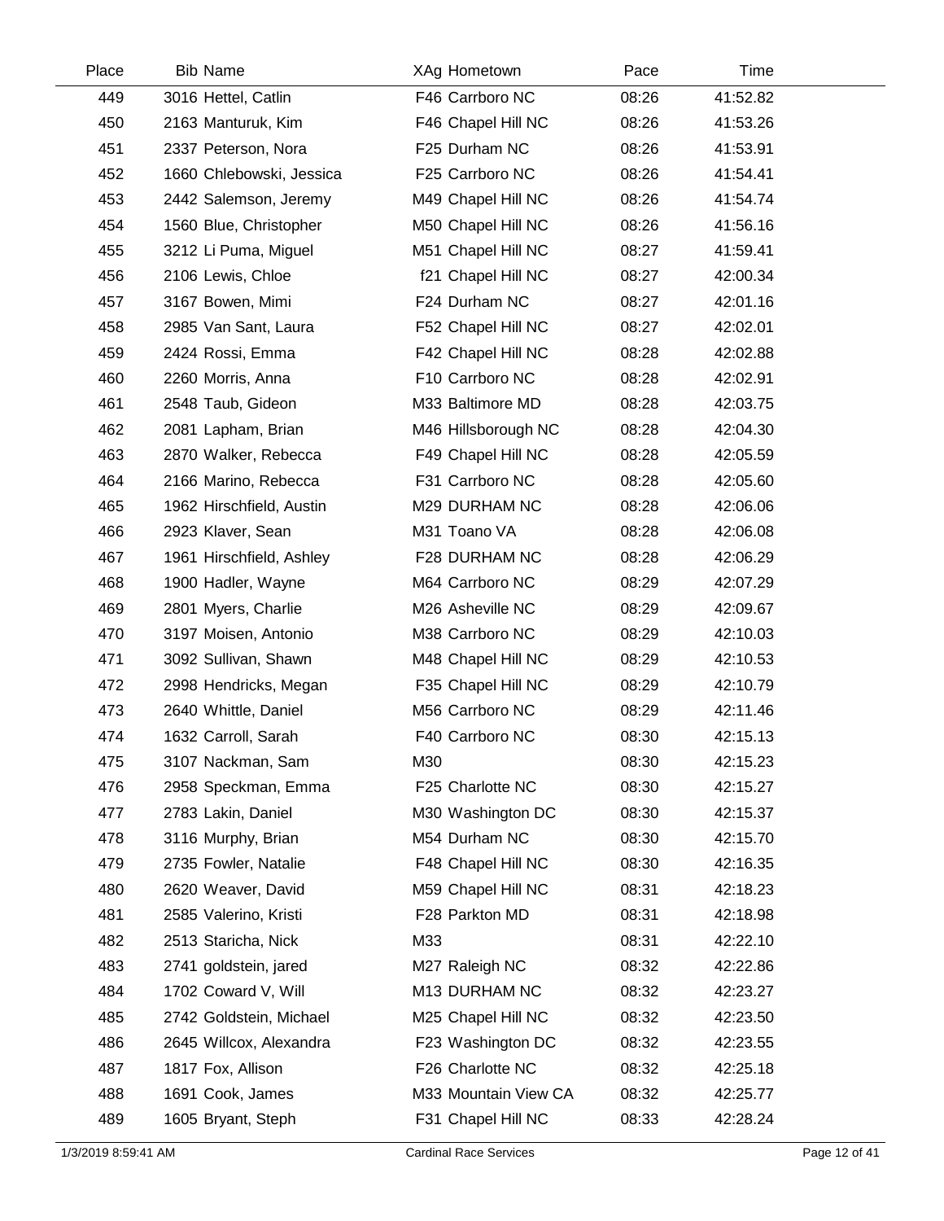| Place | Bib | Name | XAg | Hometown | Pace | Time |
|---|---|---|---|---|---|---|
| 449 | 3016 | Hettel, Catlin | F46 | Carrboro NC | 08:26 | 41:52.82 |
| 450 | 2163 | Manturuk, Kim | F46 | Chapel Hill NC | 08:26 | 41:53.26 |
| 451 | 2337 | Peterson, Nora | F25 | Durham NC | 08:26 | 41:53.91 |
| 452 | 1660 | Chlebowski, Jessica | F25 | Carrboro NC | 08:26 | 41:54.41 |
| 453 | 2442 | Salemson, Jeremy | M49 | Chapel Hill NC | 08:26 | 41:54.74 |
| 454 | 1560 | Blue, Christopher | M50 | Chapel Hill NC | 08:26 | 41:56.16 |
| 455 | 3212 | Li Puma, Miguel | M51 | Chapel Hill NC | 08:27 | 41:59.41 |
| 456 | 2106 | Lewis, Chloe | f21 | Chapel Hill NC | 08:27 | 42:00.34 |
| 457 | 3167 | Bowen, Mimi | F24 | Durham NC | 08:27 | 42:01.16 |
| 458 | 2985 | Van Sant, Laura | F52 | Chapel Hill NC | 08:27 | 42:02.01 |
| 459 | 2424 | Rossi, Emma | F42 | Chapel Hill NC | 08:28 | 42:02.88 |
| 460 | 2260 | Morris, Anna | F10 | Carrboro NC | 08:28 | 42:02.91 |
| 461 | 2548 | Taub, Gideon | M33 | Baltimore MD | 08:28 | 42:03.75 |
| 462 | 2081 | Lapham, Brian | M46 | Hillsborough NC | 08:28 | 42:04.30 |
| 463 | 2870 | Walker, Rebecca | F49 | Chapel Hill NC | 08:28 | 42:05.59 |
| 464 | 2166 | Marino, Rebecca | F31 | Carrboro NC | 08:28 | 42:05.60 |
| 465 | 1962 | Hirschfield, Austin | M29 | DURHAM NC | 08:28 | 42:06.06 |
| 466 | 2923 | Klaver, Sean | M31 | Toano VA | 08:28 | 42:06.08 |
| 467 | 1961 | Hirschfield, Ashley | F28 | DURHAM NC | 08:28 | 42:06.29 |
| 468 | 1900 | Hadler, Wayne | M64 | Carrboro NC | 08:29 | 42:07.29 |
| 469 | 2801 | Myers, Charlie | M26 | Asheville NC | 08:29 | 42:09.67 |
| 470 | 3197 | Moisen, Antonio | M38 | Carrboro NC | 08:29 | 42:10.03 |
| 471 | 3092 | Sullivan, Shawn | M48 | Chapel Hill NC | 08:29 | 42:10.53 |
| 472 | 2998 | Hendricks, Megan | F35 | Chapel Hill NC | 08:29 | 42:10.79 |
| 473 | 2640 | Whittle, Daniel | M56 | Carrboro NC | 08:29 | 42:11.46 |
| 474 | 1632 | Carroll, Sarah | F40 | Carrboro NC | 08:30 | 42:15.13 |
| 475 | 3107 | Nackman, Sam | M30 | | 08:30 | 42:15.23 |
| 476 | 2958 | Speckman, Emma | F25 | Charlotte NC | 08:30 | 42:15.27 |
| 477 | 2783 | Lakin, Daniel | M30 | Washington DC | 08:30 | 42:15.37 |
| 478 | 3116 | Murphy, Brian | M54 | Durham NC | 08:30 | 42:15.70 |
| 479 | 2735 | Fowler, Natalie | F48 | Chapel Hill NC | 08:30 | 42:16.35 |
| 480 | 2620 | Weaver, David | M59 | Chapel Hill NC | 08:31 | 42:18.23 |
| 481 | 2585 | Valerino, Kristi | F28 | Parkton MD | 08:31 | 42:18.98 |
| 482 | 2513 | Staricha, Nick | M33 | | 08:31 | 42:22.10 |
| 483 | 2741 | goldstein, jared | M27 | Raleigh NC | 08:32 | 42:22.86 |
| 484 | 1702 | Coward V, Will | M13 | DURHAM NC | 08:32 | 42:23.27 |
| 485 | 2742 | Goldstein, Michael | M25 | Chapel Hill NC | 08:32 | 42:23.50 |
| 486 | 2645 | Willcox, Alexandra | F23 | Washington DC | 08:32 | 42:23.55 |
| 487 | 1817 | Fox, Allison | F26 | Charlotte NC | 08:32 | 42:25.18 |
| 488 | 1691 | Cook, James | M33 | Mountain View CA | 08:32 | 42:25.77 |
| 489 | 1605 | Bryant, Steph | F31 | Chapel Hill NC | 08:33 | 42:28.24 |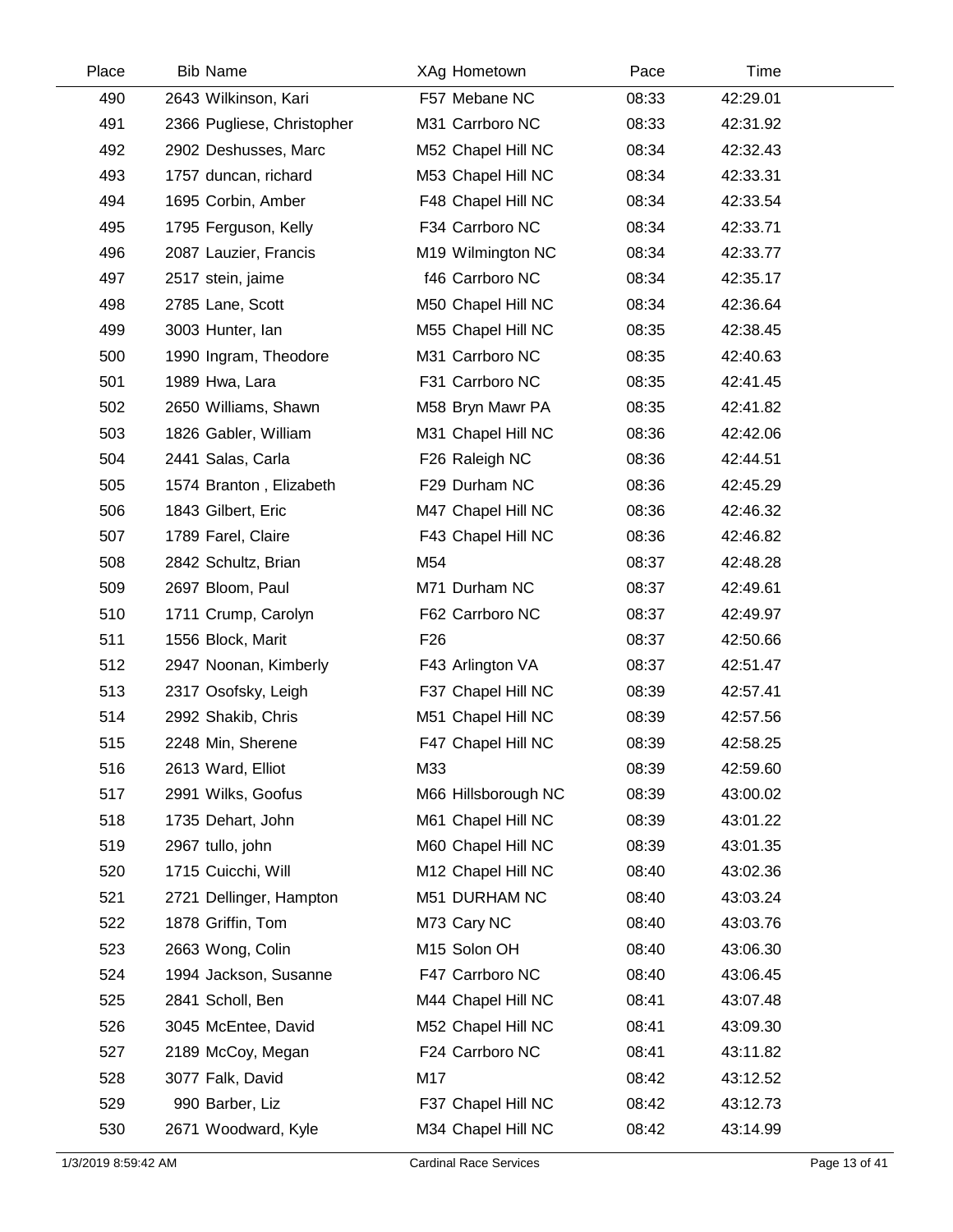| Place | Bib | Name | XAg | Hometown | Pace | Time |
|---|---|---|---|---|---|---|
| 490 | 2643 | Wilkinson, Kari | F57 | Mebane NC | 08:33 | 42:29.01 |
| 491 | 2366 | Pugliese, Christopher | M31 | Carrboro NC | 08:33 | 42:31.92 |
| 492 | 2902 | Deshusses, Marc | M52 | Chapel Hill NC | 08:34 | 42:32.43 |
| 493 | 1757 | duncan, richard | M53 | Chapel Hill NC | 08:34 | 42:33.31 |
| 494 | 1695 | Corbin, Amber | F48 | Chapel Hill NC | 08:34 | 42:33.54 |
| 495 | 1795 | Ferguson, Kelly | F34 | Carrboro NC | 08:34 | 42:33.71 |
| 496 | 2087 | Lauzier, Francis | M19 | Wilmington NC | 08:34 | 42:33.77 |
| 497 | 2517 | stein, jaime | f46 | Carrboro NC | 08:34 | 42:35.17 |
| 498 | 2785 | Lane, Scott | M50 | Chapel Hill NC | 08:34 | 42:36.64 |
| 499 | 3003 | Hunter, Ian | M55 | Chapel Hill NC | 08:35 | 42:38.45 |
| 500 | 1990 | Ingram, Theodore | M31 | Carrboro NC | 08:35 | 42:40.63 |
| 501 | 1989 | Hwa, Lara | F31 | Carrboro NC | 08:35 | 42:41.45 |
| 502 | 2650 | Williams, Shawn | M58 | Bryn Mawr PA | 08:35 | 42:41.82 |
| 503 | 1826 | Gabler, William | M31 | Chapel Hill NC | 08:36 | 42:42.06 |
| 504 | 2441 | Salas, Carla | F26 | Raleigh NC | 08:36 | 42:44.51 |
| 505 | 1574 | Branton , Elizabeth | F29 | Durham NC | 08:36 | 42:45.29 |
| 506 | 1843 | Gilbert, Eric | M47 | Chapel Hill NC | 08:36 | 42:46.32 |
| 507 | 1789 | Farel, Claire | F43 | Chapel Hill NC | 08:36 | 42:46.82 |
| 508 | 2842 | Schultz, Brian | M54 | | 08:37 | 42:48.28 |
| 509 | 2697 | Bloom, Paul | M71 | Durham NC | 08:37 | 42:49.61 |
| 510 | 1711 | Crump, Carolyn | F62 | Carrboro NC | 08:37 | 42:49.97 |
| 511 | 1556 | Block, Marit | F26 | | 08:37 | 42:50.66 |
| 512 | 2947 | Noonan, Kimberly | F43 | Arlington VA | 08:37 | 42:51.47 |
| 513 | 2317 | Osofsky, Leigh | F37 | Chapel Hill NC | 08:39 | 42:57.41 |
| 514 | 2992 | Shakib, Chris | M51 | Chapel Hill NC | 08:39 | 42:57.56 |
| 515 | 2248 | Min, Sherene | F47 | Chapel Hill NC | 08:39 | 42:58.25 |
| 516 | 2613 | Ward, Elliot | M33 | | 08:39 | 42:59.60 |
| 517 | 2991 | Wilks, Goofus | M66 | Hillsborough NC | 08:39 | 43:00.02 |
| 518 | 1735 | Dehart, John | M61 | Chapel Hill NC | 08:39 | 43:01.22 |
| 519 | 2967 | tullo, john | M60 | Chapel Hill NC | 08:39 | 43:01.35 |
| 520 | 1715 | Cuicchi, Will | M12 | Chapel Hill NC | 08:40 | 43:02.36 |
| 521 | 2721 | Dellinger, Hampton | M51 | DURHAM NC | 08:40 | 43:03.24 |
| 522 | 1878 | Griffin, Tom | M73 | Cary NC | 08:40 | 43:03.76 |
| 523 | 2663 | Wong, Colin | M15 | Solon OH | 08:40 | 43:06.30 |
| 524 | 1994 | Jackson, Susanne | F47 | Carrboro NC | 08:40 | 43:06.45 |
| 525 | 2841 | Scholl, Ben | M44 | Chapel Hill NC | 08:41 | 43:07.48 |
| 526 | 3045 | McEntee, David | M52 | Chapel Hill NC | 08:41 | 43:09.30 |
| 527 | 2189 | McCoy, Megan | F24 | Carrboro NC | 08:41 | 43:11.82 |
| 528 | 3077 | Falk, David | M17 | | 08:42 | 43:12.52 |
| 529 | 990 | Barber, Liz | F37 | Chapel Hill NC | 08:42 | 43:12.73 |
| 530 | 2671 | Woodward, Kyle | M34 | Chapel Hill NC | 08:42 | 43:14.99 |

1/3/2019 8:59:42 AM — Cardinal Race Services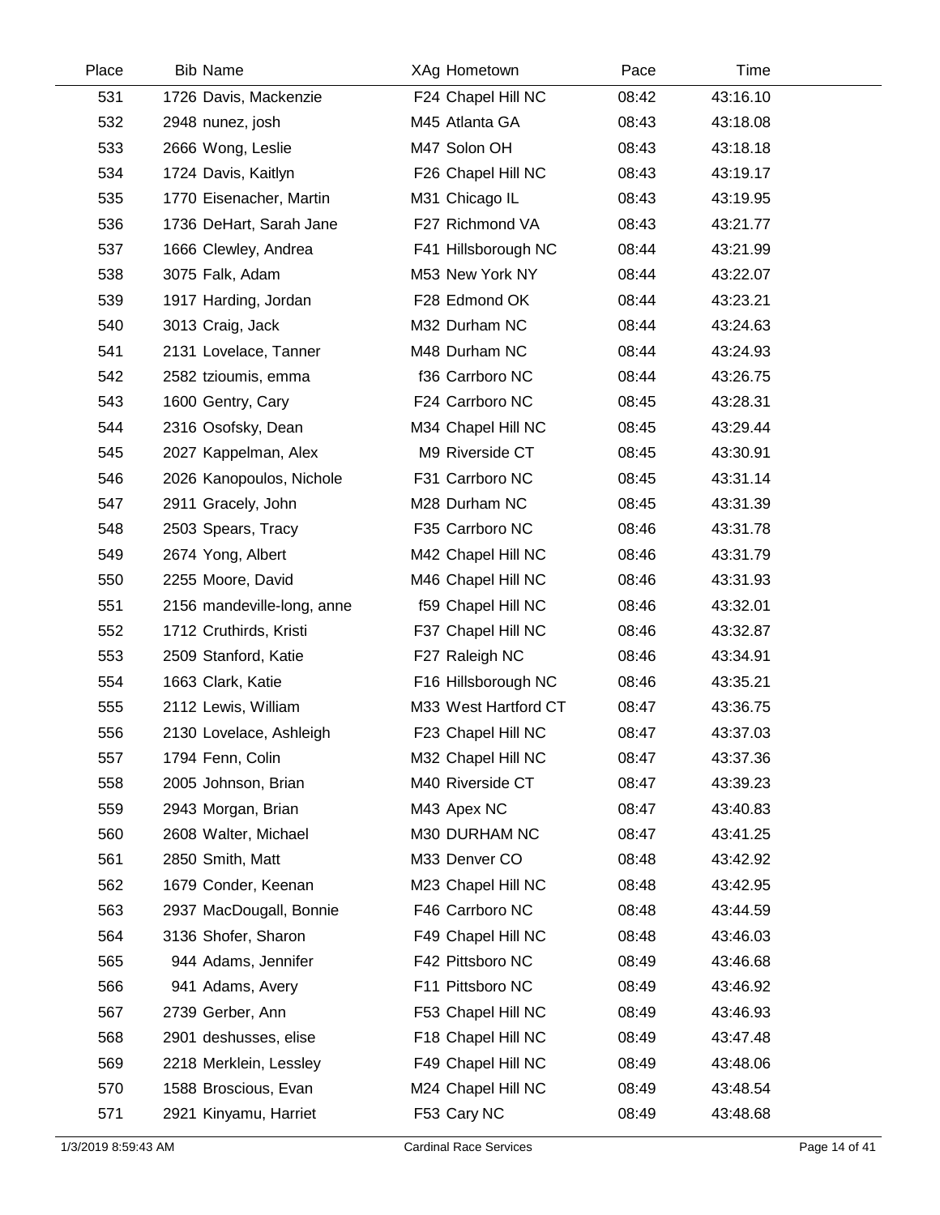| Place | Bib | Name | XAg | Hometown | Pace | Time |
|---|---|---|---|---|---|---|
| 531 | 1726 | Davis, Mackenzie | F24 | Chapel Hill NC | 08:42 | 43:16.10 |
| 532 | 2948 | nunez, josh | M45 | Atlanta GA | 08:43 | 43:18.08 |
| 533 | 2666 | Wong, Leslie | M47 | Solon OH | 08:43 | 43:18.18 |
| 534 | 1724 | Davis, Kaitlyn | F26 | Chapel Hill NC | 08:43 | 43:19.17 |
| 535 | 1770 | Eisenacher, Martin | M31 | Chicago IL | 08:43 | 43:19.95 |
| 536 | 1736 | DeHart, Sarah Jane | F27 | Richmond VA | 08:43 | 43:21.77 |
| 537 | 1666 | Clewley, Andrea | F41 | Hillsborough NC | 08:44 | 43:21.99 |
| 538 | 3075 | Falk, Adam | M53 | New York NY | 08:44 | 43:22.07 |
| 539 | 1917 | Harding, Jordan | F28 | Edmond OK | 08:44 | 43:23.21 |
| 540 | 3013 | Craig, Jack | M32 | Durham NC | 08:44 | 43:24.63 |
| 541 | 2131 | Lovelace, Tanner | M48 | Durham NC | 08:44 | 43:24.93 |
| 542 | 2582 | tzioumis, emma | f36 | Carrboro NC | 08:44 | 43:26.75 |
| 543 | 1600 | Gentry, Cary | F24 | Carrboro NC | 08:45 | 43:28.31 |
| 544 | 2316 | Osofsky, Dean | M34 | Chapel Hill NC | 08:45 | 43:29.44 |
| 545 | 2027 | Kappelman, Alex | M9 | Riverside CT | 08:45 | 43:30.91 |
| 546 | 2026 | Kanopoulos, Nichole | F31 | Carrboro NC | 08:45 | 43:31.14 |
| 547 | 2911 | Gracely, John | M28 | Durham NC | 08:45 | 43:31.39 |
| 548 | 2503 | Spears, Tracy | F35 | Carrboro NC | 08:46 | 43:31.78 |
| 549 | 2674 | Yong, Albert | M42 | Chapel Hill NC | 08:46 | 43:31.79 |
| 550 | 2255 | Moore, David | M46 | Chapel Hill NC | 08:46 | 43:31.93 |
| 551 | 2156 | mandeville-long, anne | f59 | Chapel Hill NC | 08:46 | 43:32.01 |
| 552 | 1712 | Cruthirds, Kristi | F37 | Chapel Hill NC | 08:46 | 43:32.87 |
| 553 | 2509 | Stanford, Katie | F27 | Raleigh NC | 08:46 | 43:34.91 |
| 554 | 1663 | Clark, Katie | F16 | Hillsborough NC | 08:46 | 43:35.21 |
| 555 | 2112 | Lewis, William | M33 | West Hartford CT | 08:47 | 43:36.75 |
| 556 | 2130 | Lovelace, Ashleigh | F23 | Chapel Hill NC | 08:47 | 43:37.03 |
| 557 | 1794 | Fenn, Colin | M32 | Chapel Hill NC | 08:47 | 43:37.36 |
| 558 | 2005 | Johnson, Brian | M40 | Riverside CT | 08:47 | 43:39.23 |
| 559 | 2943 | Morgan, Brian | M43 | Apex NC | 08:47 | 43:40.83 |
| 560 | 2608 | Walter, Michael | M30 | DURHAM NC | 08:47 | 43:41.25 |
| 561 | 2850 | Smith, Matt | M33 | Denver CO | 08:48 | 43:42.92 |
| 562 | 1679 | Conder, Keenan | M23 | Chapel Hill NC | 08:48 | 43:42.95 |
| 563 | 2937 | MacDougall, Bonnie | F46 | Carrboro NC | 08:48 | 43:44.59 |
| 564 | 3136 | Shofer, Sharon | F49 | Chapel Hill NC | 08:48 | 43:46.03 |
| 565 | 944 | Adams, Jennifer | F42 | Pittsboro NC | 08:49 | 43:46.68 |
| 566 | 941 | Adams, Avery | F11 | Pittsboro NC | 08:49 | 43:46.92 |
| 567 | 2739 | Gerber, Ann | F53 | Chapel Hill NC | 08:49 | 43:46.93 |
| 568 | 2901 | deshusses, elise | F18 | Chapel Hill NC | 08:49 | 43:47.48 |
| 569 | 2218 | Merklein, Lessley | F49 | Chapel Hill NC | 08:49 | 43:48.06 |
| 570 | 1588 | Broscious, Evan | M24 | Chapel Hill NC | 08:49 | 43:48.54 |
| 571 | 2921 | Kinyamu, Harriet | F53 | Cary NC | 08:49 | 43:48.68 |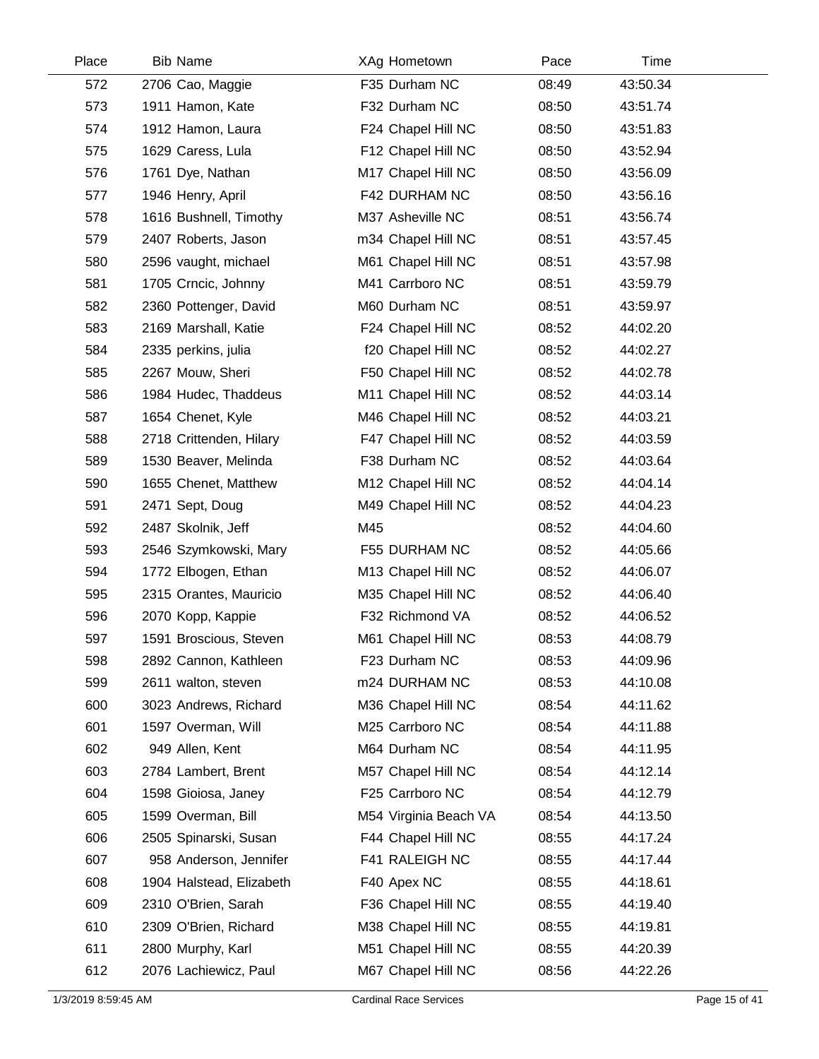| Place | Bib | Name | XAg | Hometown | Pace | Time |
|---|---|---|---|---|---|---|
| 572 | 2706 | Cao, Maggie | F35 | Durham NC | 08:49 | 43:50.34 |
| 573 | 1911 | Hamon, Kate | F32 | Durham NC | 08:50 | 43:51.74 |
| 574 | 1912 | Hamon, Laura | F24 | Chapel Hill NC | 08:50 | 43:51.83 |
| 575 | 1629 | Caress, Lula | F12 | Chapel Hill NC | 08:50 | 43:52.94 |
| 576 | 1761 | Dye, Nathan | M17 | Chapel Hill NC | 08:50 | 43:56.09 |
| 577 | 1946 | Henry, April | F42 | DURHAM NC | 08:50 | 43:56.16 |
| 578 | 1616 | Bushnell, Timothy | M37 | Asheville NC | 08:51 | 43:56.74 |
| 579 | 2407 | Roberts, Jason | m34 | Chapel Hill NC | 08:51 | 43:57.45 |
| 580 | 2596 | vaught, michael | M61 | Chapel Hill NC | 08:51 | 43:57.98 |
| 581 | 1705 | Crncic, Johnny | M41 | Carrboro NC | 08:51 | 43:59.79 |
| 582 | 2360 | Pottenger, David | M60 | Durham NC | 08:51 | 43:59.97 |
| 583 | 2169 | Marshall, Katie | F24 | Chapel Hill NC | 08:52 | 44:02.20 |
| 584 | 2335 | perkins, julia | f20 | Chapel Hill NC | 08:52 | 44:02.27 |
| 585 | 2267 | Mouw, Sheri | F50 | Chapel Hill NC | 08:52 | 44:02.78 |
| 586 | 1984 | Hudec, Thaddeus | M11 | Chapel Hill NC | 08:52 | 44:03.14 |
| 587 | 1654 | Chenet, Kyle | M46 | Chapel Hill NC | 08:52 | 44:03.21 |
| 588 | 2718 | Crittenden, Hilary | F47 | Chapel Hill NC | 08:52 | 44:03.59 |
| 589 | 1530 | Beaver, Melinda | F38 | Durham NC | 08:52 | 44:03.64 |
| 590 | 1655 | Chenet, Matthew | M12 | Chapel Hill NC | 08:52 | 44:04.14 |
| 591 | 2471 | Sept, Doug | M49 | Chapel Hill NC | 08:52 | 44:04.23 |
| 592 | 2487 | Skolnik, Jeff | M45 | | 08:52 | 44:04.60 |
| 593 | 2546 | Szymkowski, Mary | F55 | DURHAM NC | 08:52 | 44:05.66 |
| 594 | 1772 | Elbogen, Ethan | M13 | Chapel Hill NC | 08:52 | 44:06.07 |
| 595 | 2315 | Orantes, Mauricio | M35 | Chapel Hill NC | 08:52 | 44:06.40 |
| 596 | 2070 | Kopp, Kappie | F32 | Richmond VA | 08:52 | 44:06.52 |
| 597 | 1591 | Broscious, Steven | M61 | Chapel Hill NC | 08:53 | 44:08.79 |
| 598 | 2892 | Cannon, Kathleen | F23 | Durham NC | 08:53 | 44:09.96 |
| 599 | 2611 | walton, steven | m24 | DURHAM NC | 08:53 | 44:10.08 |
| 600 | 3023 | Andrews, Richard | M36 | Chapel Hill NC | 08:54 | 44:11.62 |
| 601 | 1597 | Overman, Will | M25 | Carrboro NC | 08:54 | 44:11.88 |
| 602 | 949 | Allen, Kent | M64 | Durham NC | 08:54 | 44:11.95 |
| 603 | 2784 | Lambert, Brent | M57 | Chapel Hill NC | 08:54 | 44:12.14 |
| 604 | 1598 | Gioiosa, Janey | F25 | Carrboro NC | 08:54 | 44:12.79 |
| 605 | 1599 | Overman, Bill | M54 | Virginia Beach VA | 08:54 | 44:13.50 |
| 606 | 2505 | Spinarski, Susan | F44 | Chapel Hill NC | 08:55 | 44:17.24 |
| 607 | 958 | Anderson, Jennifer | F41 | RALEIGH NC | 08:55 | 44:17.44 |
| 608 | 1904 | Halstead, Elizabeth | F40 | Apex NC | 08:55 | 44:18.61 |
| 609 | 2310 | O'Brien, Sarah | F36 | Chapel Hill NC | 08:55 | 44:19.40 |
| 610 | 2309 | O'Brien, Richard | M38 | Chapel Hill NC | 08:55 | 44:19.81 |
| 611 | 2800 | Murphy, Karl | M51 | Chapel Hill NC | 08:55 | 44:20.39 |
| 612 | 2076 | Lachiewicz, Paul | M67 | Chapel Hill NC | 08:56 | 44:22.26 |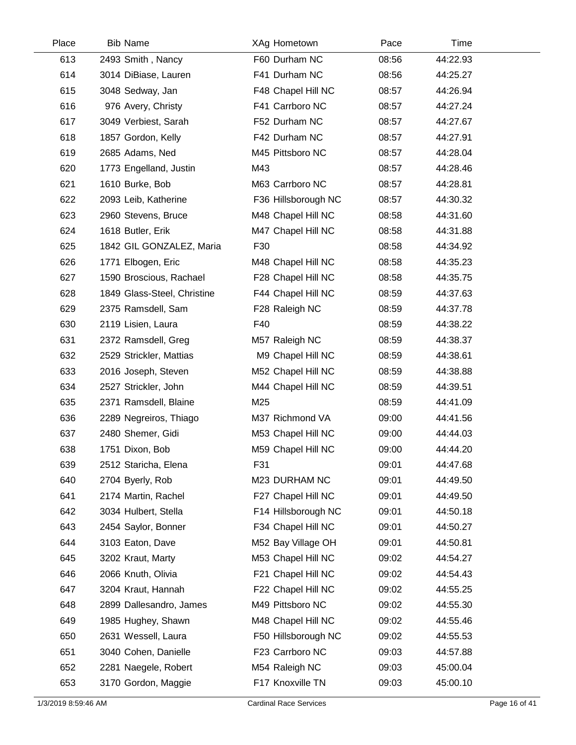| Place | Bib | Name | XAg | Hometown | Pace | Time |
|---|---|---|---|---|---|---|
| 613 | 2493 | Smith , Nancy | F60 | Durham NC | 08:56 | 44:22.93 |
| 614 | 3014 | DiBiase, Lauren | F41 | Durham NC | 08:56 | 44:25.27 |
| 615 | 3048 | Sedway, Jan | F48 | Chapel Hill NC | 08:57 | 44:26.94 |
| 616 | 976 | Avery, Christy | F41 | Carrboro NC | 08:57 | 44:27.24 |
| 617 | 3049 | Verbiest, Sarah | F52 | Durham NC | 08:57 | 44:27.67 |
| 618 | 1857 | Gordon, Kelly | F42 | Durham NC | 08:57 | 44:27.91 |
| 619 | 2685 | Adams, Ned | M45 | Pittsboro NC | 08:57 | 44:28.04 |
| 620 | 1773 | Engelland, Justin | M43 | | 08:57 | 44:28.46 |
| 621 | 1610 | Burke, Bob | M63 | Carrboro NC | 08:57 | 44:28.81 |
| 622 | 2093 | Leib, Katherine | F36 | Hillsborough NC | 08:57 | 44:30.32 |
| 623 | 2960 | Stevens, Bruce | M48 | Chapel Hill NC | 08:58 | 44:31.60 |
| 624 | 1618 | Butler, Erik | M47 | Chapel Hill NC | 08:58 | 44:31.88 |
| 625 | 1842 | GIL GONZALEZ, Maria | F30 | | 08:58 | 44:34.92 |
| 626 | 1771 | Elbogen, Eric | M48 | Chapel Hill NC | 08:58 | 44:35.23 |
| 627 | 1590 | Broscious, Rachael | F28 | Chapel Hill NC | 08:58 | 44:35.75 |
| 628 | 1849 | Glass-Steel, Christine | F44 | Chapel Hill NC | 08:59 | 44:37.63 |
| 629 | 2375 | Ramsdell, Sam | F28 | Raleigh NC | 08:59 | 44:37.78 |
| 630 | 2119 | Lisien, Laura | F40 | | 08:59 | 44:38.22 |
| 631 | 2372 | Ramsdell, Greg | M57 | Raleigh NC | 08:59 | 44:38.37 |
| 632 | 2529 | Strickler, Mattias | M9 | Chapel Hill NC | 08:59 | 44:38.61 |
| 633 | 2016 | Joseph, Steven | M52 | Chapel Hill NC | 08:59 | 44:38.88 |
| 634 | 2527 | Strickler, John | M44 | Chapel Hill NC | 08:59 | 44:39.51 |
| 635 | 2371 | Ramsdell, Blaine | M25 | | 08:59 | 44:41.09 |
| 636 | 2289 | Negreiros, Thiago | M37 | Richmond VA | 09:00 | 44:41.56 |
| 637 | 2480 | Shemer, Gidi | M53 | Chapel Hill NC | 09:00 | 44:44.03 |
| 638 | 1751 | Dixon, Bob | M59 | Chapel Hill NC | 09:00 | 44:44.20 |
| 639 | 2512 | Staricha, Elena | F31 | | 09:01 | 44:47.68 |
| 640 | 2704 | Byerly, Rob | M23 | DURHAM NC | 09:01 | 44:49.50 |
| 641 | 2174 | Martin, Rachel | F27 | Chapel Hill NC | 09:01 | 44:49.50 |
| 642 | 3034 | Hulbert, Stella | F14 | Hillsborough NC | 09:01 | 44:50.18 |
| 643 | 2454 | Saylor, Bonner | F34 | Chapel Hill NC | 09:01 | 44:50.27 |
| 644 | 3103 | Eaton, Dave | M52 | Bay Village OH | 09:01 | 44:50.81 |
| 645 | 3202 | Kraut, Marty | M53 | Chapel Hill NC | 09:02 | 44:54.27 |
| 646 | 2066 | Knuth, Olivia | F21 | Chapel Hill NC | 09:02 | 44:54.43 |
| 647 | 3204 | Kraut, Hannah | F22 | Chapel Hill NC | 09:02 | 44:55.25 |
| 648 | 2899 | Dallesandro, James | M49 | Pittsboro NC | 09:02 | 44:55.30 |
| 649 | 1985 | Hughey, Shawn | M48 | Chapel Hill NC | 09:02 | 44:55.46 |
| 650 | 2631 | Wessell, Laura | F50 | Hillsborough NC | 09:02 | 44:55.53 |
| 651 | 3040 | Cohen, Danielle | F23 | Carrboro NC | 09:03 | 44:57.88 |
| 652 | 2281 | Naegele, Robert | M54 | Raleigh NC | 09:03 | 45:00.04 |
| 653 | 3170 | Gordon, Maggie | F17 | Knoxville TN | 09:03 | 45:00.10 |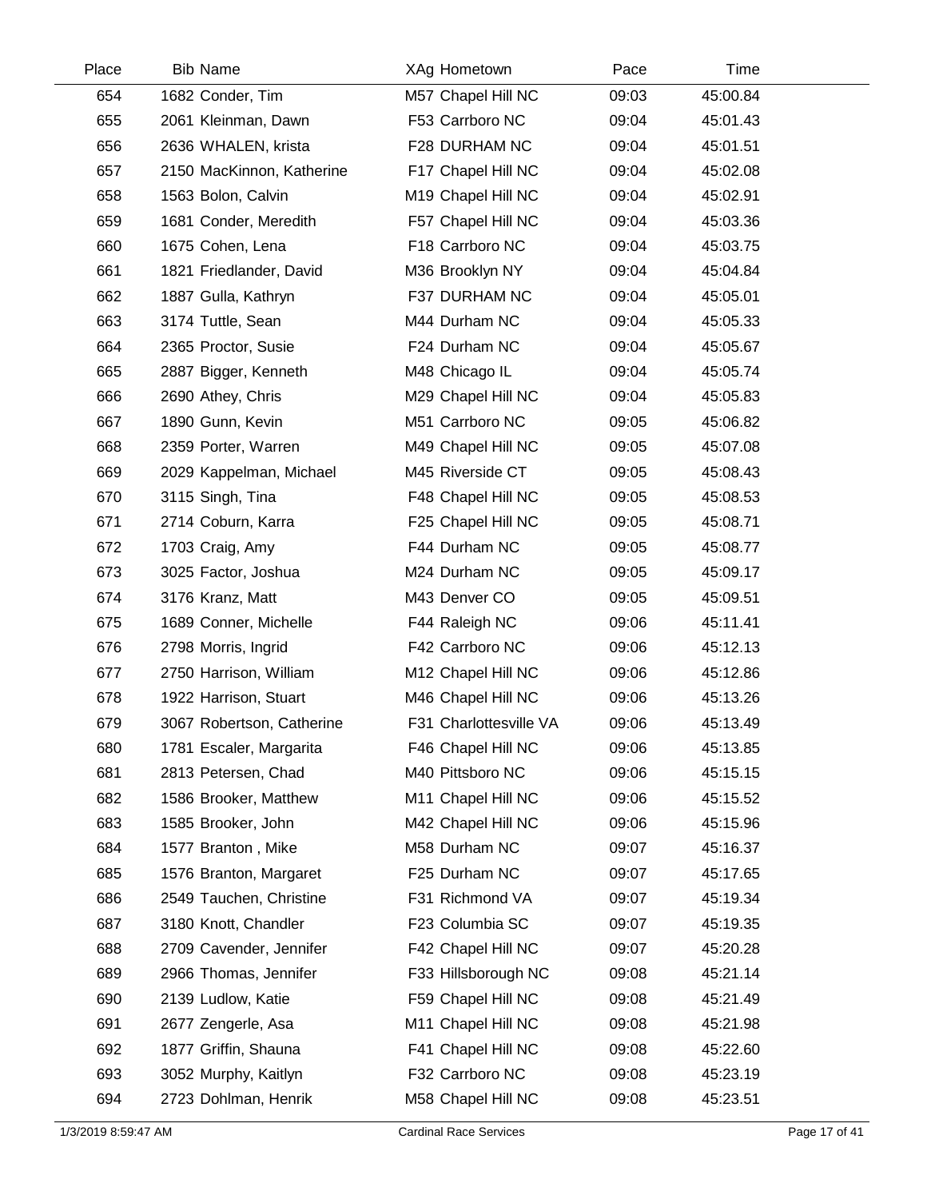| Place | Bib | Name | XAg | Hometown | Pace | Time |
|---|---|---|---|---|---|---|
| 654 | 1682 | Conder, Tim | M57 | Chapel Hill NC | 09:03 | 45:00.84 |
| 655 | 2061 | Kleinman, Dawn | F53 | Carrboro NC | 09:04 | 45:01.43 |
| 656 | 2636 | WHALEN, krista | F28 | DURHAM NC | 09:04 | 45:01.51 |
| 657 | 2150 | MacKinnon, Katherine | F17 | Chapel Hill NC | 09:04 | 45:02.08 |
| 658 | 1563 | Bolon, Calvin | M19 | Chapel Hill NC | 09:04 | 45:02.91 |
| 659 | 1681 | Conder, Meredith | F57 | Chapel Hill NC | 09:04 | 45:03.36 |
| 660 | 1675 | Cohen, Lena | F18 | Carrboro NC | 09:04 | 45:03.75 |
| 661 | 1821 | Friedlander, David | M36 | Brooklyn NY | 09:04 | 45:04.84 |
| 662 | 1887 | Gulla, Kathryn | F37 | DURHAM NC | 09:04 | 45:05.01 |
| 663 | 3174 | Tuttle, Sean | M44 | Durham NC | 09:04 | 45:05.33 |
| 664 | 2365 | Proctor, Susie | F24 | Durham NC | 09:04 | 45:05.67 |
| 665 | 2887 | Bigger, Kenneth | M48 | Chicago IL | 09:04 | 45:05.74 |
| 666 | 2690 | Athey, Chris | M29 | Chapel Hill NC | 09:04 | 45:05.83 |
| 667 | 1890 | Gunn, Kevin | M51 | Carrboro NC | 09:05 | 45:06.82 |
| 668 | 2359 | Porter, Warren | M49 | Chapel Hill NC | 09:05 | 45:07.08 |
| 669 | 2029 | Kappelman, Michael | M45 | Riverside CT | 09:05 | 45:08.43 |
| 670 | 3115 | Singh, Tina | F48 | Chapel Hill NC | 09:05 | 45:08.53 |
| 671 | 2714 | Coburn, Karra | F25 | Chapel Hill NC | 09:05 | 45:08.71 |
| 672 | 1703 | Craig, Amy | F44 | Durham NC | 09:05 | 45:08.77 |
| 673 | 3025 | Factor, Joshua | M24 | Durham NC | 09:05 | 45:09.17 |
| 674 | 3176 | Kranz, Matt | M43 | Denver CO | 09:05 | 45:09.51 |
| 675 | 1689 | Conner, Michelle | F44 | Raleigh NC | 09:06 | 45:11.41 |
| 676 | 2798 | Morris, Ingrid | F42 | Carrboro NC | 09:06 | 45:12.13 |
| 677 | 2750 | Harrison, William | M12 | Chapel Hill NC | 09:06 | 45:12.86 |
| 678 | 1922 | Harrison, Stuart | M46 | Chapel Hill NC | 09:06 | 45:13.26 |
| 679 | 3067 | Robertson, Catherine | F31 | Charlottesville VA | 09:06 | 45:13.49 |
| 680 | 1781 | Escaler, Margarita | F46 | Chapel Hill NC | 09:06 | 45:13.85 |
| 681 | 2813 | Petersen, Chad | M40 | Pittsboro NC | 09:06 | 45:15.15 |
| 682 | 1586 | Brooker, Matthew | M11 | Chapel Hill NC | 09:06 | 45:15.52 |
| 683 | 1585 | Brooker, John | M42 | Chapel Hill NC | 09:06 | 45:15.96 |
| 684 | 1577 | Branton , Mike | M58 | Durham NC | 09:07 | 45:16.37 |
| 685 | 1576 | Branton, Margaret | F25 | Durham NC | 09:07 | 45:17.65 |
| 686 | 2549 | Tauchen, Christine | F31 | Richmond VA | 09:07 | 45:19.34 |
| 687 | 3180 | Knott, Chandler | F23 | Columbia SC | 09:07 | 45:19.35 |
| 688 | 2709 | Cavender, Jennifer | F42 | Chapel Hill NC | 09:07 | 45:20.28 |
| 689 | 2966 | Thomas, Jennifer | F33 | Hillsborough NC | 09:08 | 45:21.14 |
| 690 | 2139 | Ludlow, Katie | F59 | Chapel Hill NC | 09:08 | 45:21.49 |
| 691 | 2677 | Zengerle, Asa | M11 | Chapel Hill NC | 09:08 | 45:21.98 |
| 692 | 1877 | Griffin, Shauna | F41 | Chapel Hill NC | 09:08 | 45:22.60 |
| 693 | 3052 | Murphy, Kaitlyn | F32 | Carrboro NC | 09:08 | 45:23.19 |
| 694 | 2723 | Dohlman, Henrik | M58 | Chapel Hill NC | 09:08 | 45:23.51 |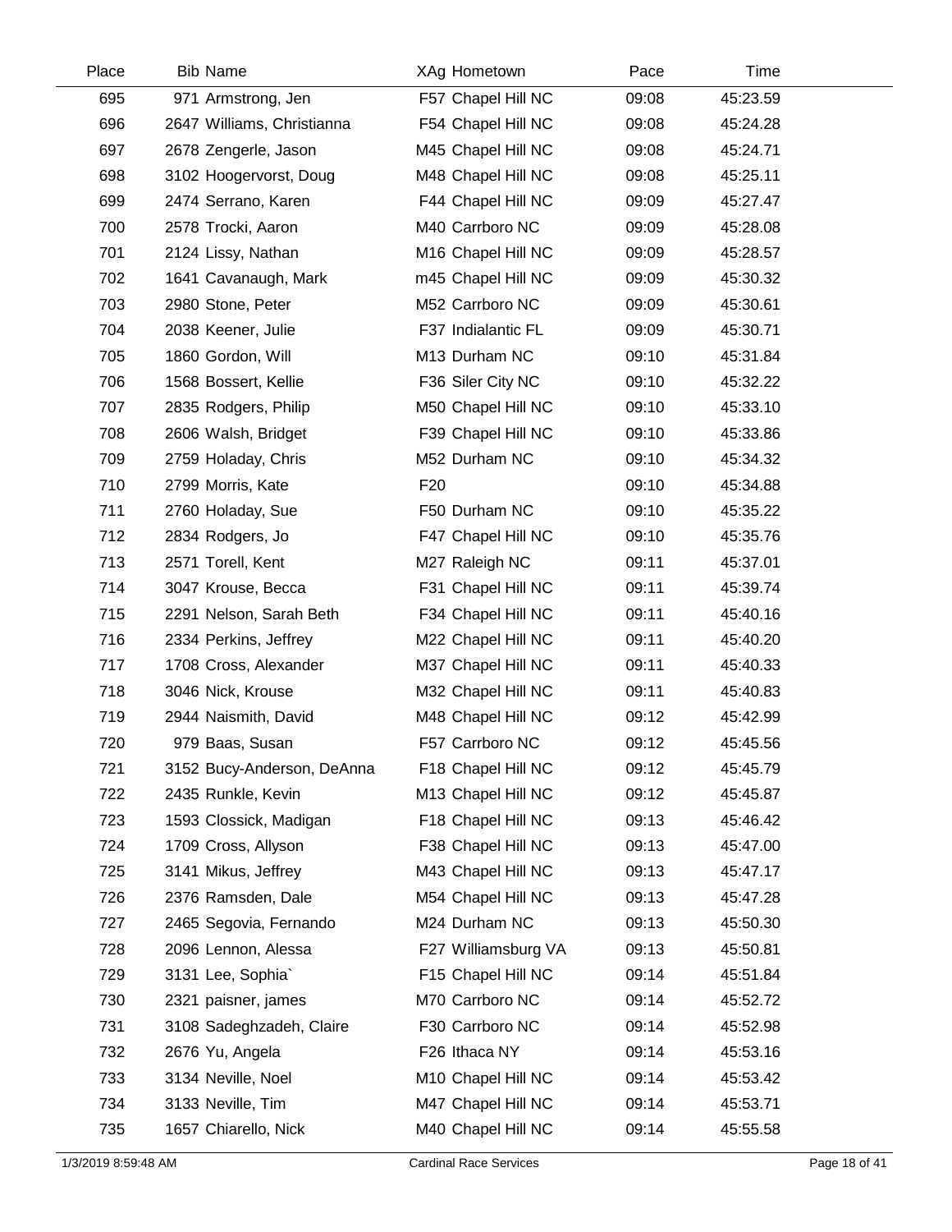| Place | Bib | Name | XAg | Hometown | Pace | Time |
|---|---|---|---|---|---|---|
| 695 | 971 | Armstrong, Jen | F57 | Chapel Hill NC | 09:08 | 45:23.59 |
| 696 | 2647 | Williams, Christianna | F54 | Chapel Hill NC | 09:08 | 45:24.28 |
| 697 | 2678 | Zengerle, Jason | M45 | Chapel Hill NC | 09:08 | 45:24.71 |
| 698 | 3102 | Hoogervorst, Doug | M48 | Chapel Hill NC | 09:08 | 45:25.11 |
| 699 | 2474 | Serrano, Karen | F44 | Chapel Hill NC | 09:09 | 45:27.47 |
| 700 | 2578 | Trocki, Aaron | M40 | Carrboro NC | 09:09 | 45:28.08 |
| 701 | 2124 | Lissy, Nathan | M16 | Chapel Hill NC | 09:09 | 45:28.57 |
| 702 | 1641 | Cavanaugh, Mark | m45 | Chapel Hill NC | 09:09 | 45:30.32 |
| 703 | 2980 | Stone, Peter | M52 | Carrboro NC | 09:09 | 45:30.61 |
| 704 | 2038 | Keener, Julie | F37 | Indialantic FL | 09:09 | 45:30.71 |
| 705 | 1860 | Gordon, Will | M13 | Durham NC | 09:10 | 45:31.84 |
| 706 | 1568 | Bossert, Kellie | F36 | Siler City NC | 09:10 | 45:32.22 |
| 707 | 2835 | Rodgers, Philip | M50 | Chapel Hill NC | 09:10 | 45:33.10 |
| 708 | 2606 | Walsh, Bridget | F39 | Chapel Hill NC | 09:10 | 45:33.86 |
| 709 | 2759 | Holaday, Chris | M52 | Durham NC | 09:10 | 45:34.32 |
| 710 | 2799 | Morris, Kate | F20 | | 09:10 | 45:34.88 |
| 711 | 2760 | Holaday, Sue | F50 | Durham NC | 09:10 | 45:35.22 |
| 712 | 2834 | Rodgers, Jo | F47 | Chapel Hill NC | 09:10 | 45:35.76 |
| 713 | 2571 | Torell, Kent | M27 | Raleigh NC | 09:11 | 45:37.01 |
| 714 | 3047 | Krouse, Becca | F31 | Chapel Hill NC | 09:11 | 45:39.74 |
| 715 | 2291 | Nelson, Sarah Beth | F34 | Chapel Hill NC | 09:11 | 45:40.16 |
| 716 | 2334 | Perkins, Jeffrey | M22 | Chapel Hill NC | 09:11 | 45:40.20 |
| 717 | 1708 | Cross, Alexander | M37 | Chapel Hill NC | 09:11 | 45:40.33 |
| 718 | 3046 | Nick, Krouse | M32 | Chapel Hill NC | 09:11 | 45:40.83 |
| 719 | 2944 | Naismith, David | M48 | Chapel Hill NC | 09:12 | 45:42.99 |
| 720 | 979 | Baas, Susan | F57 | Carrboro NC | 09:12 | 45:45.56 |
| 721 | 3152 | Bucy-Anderson, DeAnna | F18 | Chapel Hill NC | 09:12 | 45:45.79 |
| 722 | 2435 | Runkle, Kevin | M13 | Chapel Hill NC | 09:12 | 45:45.87 |
| 723 | 1593 | Clossick, Madigan | F18 | Chapel Hill NC | 09:13 | 45:46.42 |
| 724 | 1709 | Cross, Allyson | F38 | Chapel Hill NC | 09:13 | 45:47.00 |
| 725 | 3141 | Mikus, Jeffrey | M43 | Chapel Hill NC | 09:13 | 45:47.17 |
| 726 | 2376 | Ramsden, Dale | M54 | Chapel Hill NC | 09:13 | 45:47.28 |
| 727 | 2465 | Segovia, Fernando | M24 | Durham NC | 09:13 | 45:50.30 |
| 728 | 2096 | Lennon, Alessa | F27 | Williamsburg VA | 09:13 | 45:50.81 |
| 729 | 3131 | Lee, Sophia` | F15 | Chapel Hill NC | 09:14 | 45:51.84 |
| 730 | 2321 | paisner, james | M70 | Carrboro NC | 09:14 | 45:52.72 |
| 731 | 3108 | Sadeghzadeh, Claire | F30 | Carrboro NC | 09:14 | 45:52.98 |
| 732 | 2676 | Yu, Angela | F26 | Ithaca NY | 09:14 | 45:53.16 |
| 733 | 3134 | Neville, Noel | M10 | Chapel Hill NC | 09:14 | 45:53.42 |
| 734 | 3133 | Neville, Tim | M47 | Chapel Hill NC | 09:14 | 45:53.71 |
| 735 | 1657 | Chiarello, Nick | M40 | Chapel Hill NC | 09:14 | 45:55.58 |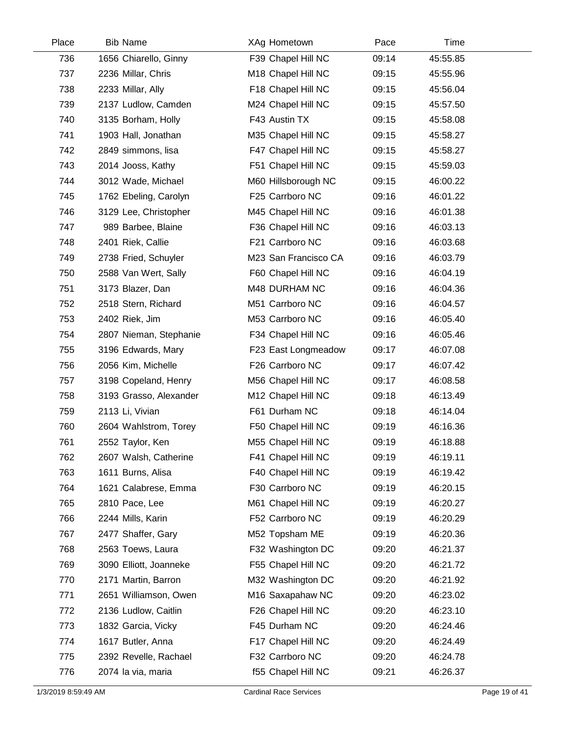| Place | Bib | Name | XAg | Hometown | Pace | Time |
|---|---|---|---|---|---|---|
| 736 | 1656 | Chiarello, Ginny | F39 | Chapel Hill NC | 09:14 | 45:55.85 |
| 737 | 2236 | Millar, Chris | M18 | Chapel Hill NC | 09:15 | 45:55.96 |
| 738 | 2233 | Millar, Ally | F18 | Chapel Hill NC | 09:15 | 45:56.04 |
| 739 | 2137 | Ludlow, Camden | M24 | Chapel Hill NC | 09:15 | 45:57.50 |
| 740 | 3135 | Borham, Holly | F43 | Austin TX | 09:15 | 45:58.08 |
| 741 | 1903 | Hall, Jonathan | M35 | Chapel Hill NC | 09:15 | 45:58.27 |
| 742 | 2849 | simmons, lisa | F47 | Chapel Hill NC | 09:15 | 45:58.27 |
| 743 | 2014 | Jooss, Kathy | F51 | Chapel Hill NC | 09:15 | 45:59.03 |
| 744 | 3012 | Wade, Michael | M60 | Hillsborough NC | 09:15 | 46:00.22 |
| 745 | 1762 | Ebeling, Carolyn | F25 | Carrboro NC | 09:16 | 46:01.22 |
| 746 | 3129 | Lee, Christopher | M45 | Chapel Hill NC | 09:16 | 46:01.38 |
| 747 | 989 | Barbee, Blaine | F36 | Chapel Hill NC | 09:16 | 46:03.13 |
| 748 | 2401 | Riek, Callie | F21 | Carrboro NC | 09:16 | 46:03.68 |
| 749 | 2738 | Fried, Schuyler | M23 | San Francisco CA | 09:16 | 46:03.79 |
| 750 | 2588 | Van Wert, Sally | F60 | Chapel Hill NC | 09:16 | 46:04.19 |
| 751 | 3173 | Blazer, Dan | M48 | DURHAM NC | 09:16 | 46:04.36 |
| 752 | 2518 | Stern, Richard | M51 | Carrboro NC | 09:16 | 46:04.57 |
| 753 | 2402 | Riek, Jim | M53 | Carrboro NC | 09:16 | 46:05.40 |
| 754 | 2807 | Nieman, Stephanie | F34 | Chapel Hill NC | 09:16 | 46:05.46 |
| 755 | 3196 | Edwards, Mary | F23 | East Longmeadow | 09:17 | 46:07.08 |
| 756 | 2056 | Kim, Michelle | F26 | Carrboro NC | 09:17 | 46:07.42 |
| 757 | 3198 | Copeland, Henry | M56 | Chapel Hill NC | 09:17 | 46:08.58 |
| 758 | 3193 | Grasso, Alexander | M12 | Chapel Hill NC | 09:18 | 46:13.49 |
| 759 | 2113 | Li, Vivian | F61 | Durham NC | 09:18 | 46:14.04 |
| 760 | 2604 | Wahlstrom, Torey | F50 | Chapel Hill NC | 09:19 | 46:16.36 |
| 761 | 2552 | Taylor, Ken | M55 | Chapel Hill NC | 09:19 | 46:18.88 |
| 762 | 2607 | Walsh, Catherine | F41 | Chapel Hill NC | 09:19 | 46:19.11 |
| 763 | 1611 | Burns, Alisa | F40 | Chapel Hill NC | 09:19 | 46:19.42 |
| 764 | 1621 | Calabrese, Emma | F30 | Carrboro NC | 09:19 | 46:20.15 |
| 765 | 2810 | Pace, Lee | M61 | Chapel Hill NC | 09:19 | 46:20.27 |
| 766 | 2244 | Mills, Karin | F52 | Carrboro NC | 09:19 | 46:20.29 |
| 767 | 2477 | Shaffer, Gary | M52 | Topsham ME | 09:19 | 46:20.36 |
| 768 | 2563 | Toews, Laura | F32 | Washington DC | 09:20 | 46:21.37 |
| 769 | 3090 | Elliott, Joanneke | F55 | Chapel Hill NC | 09:20 | 46:21.72 |
| 770 | 2171 | Martin, Barron | M32 | Washington DC | 09:20 | 46:21.92 |
| 771 | 2651 | Williamson, Owen | M16 | Saxapahaw NC | 09:20 | 46:23.02 |
| 772 | 2136 | Ludlow, Caitlin | F26 | Chapel Hill NC | 09:20 | 46:23.10 |
| 773 | 1832 | Garcia, Vicky | F45 | Durham NC | 09:20 | 46:24.46 |
| 774 | 1617 | Butler, Anna | F17 | Chapel Hill NC | 09:20 | 46:24.49 |
| 775 | 2392 | Revelle, Rachael | F32 | Carrboro NC | 09:20 | 46:24.78 |
| 776 | 2074 | la via, maria | f55 | Chapel Hill NC | 09:21 | 46:26.37 |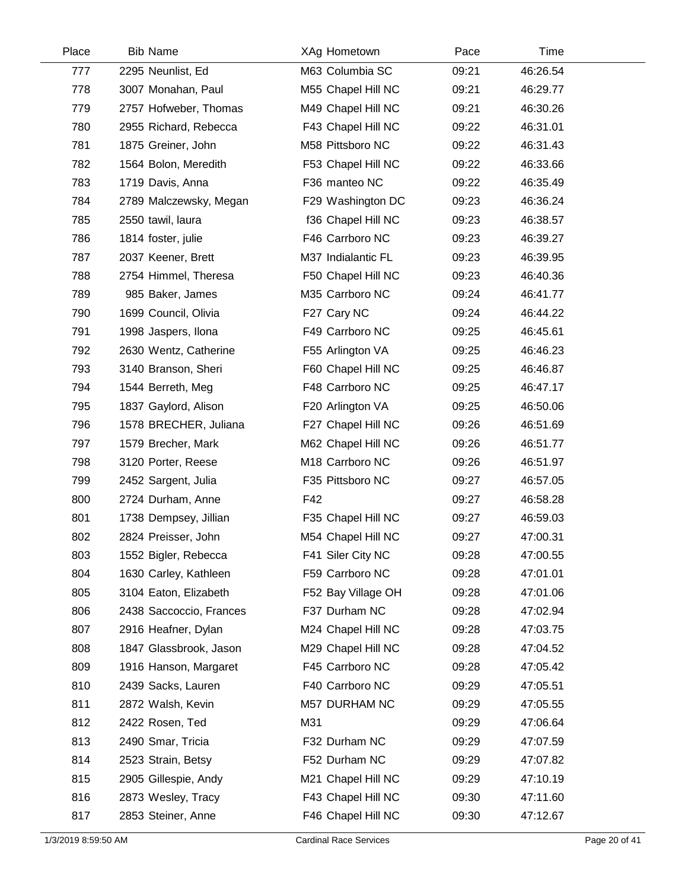| Place | Bib | Name | XAg | Hometown | Pace | Time |
|---|---|---|---|---|---|---|
| 777 | 2295 | Neunlist, Ed | M63 | Columbia SC | 09:21 | 46:26.54 |
| 778 | 3007 | Monahan, Paul | M55 | Chapel Hill NC | 09:21 | 46:29.77 |
| 779 | 2757 | Hofweber, Thomas | M49 | Chapel Hill NC | 09:21 | 46:30.26 |
| 780 | 2955 | Richard, Rebecca | F43 | Chapel Hill NC | 09:22 | 46:31.01 |
| 781 | 1875 | Greiner, John | M58 | Pittsboro NC | 09:22 | 46:31.43 |
| 782 | 1564 | Bolon, Meredith | F53 | Chapel Hill NC | 09:22 | 46:33.66 |
| 783 | 1719 | Davis, Anna | F36 | manteo NC | 09:22 | 46:35.49 |
| 784 | 2789 | Malczewsky, Megan | F29 | Washington DC | 09:23 | 46:36.24 |
| 785 | 2550 | tawil, laura | f36 | Chapel Hill NC | 09:23 | 46:38.57 |
| 786 | 1814 | foster, julie | F46 | Carrboro NC | 09:23 | 46:39.27 |
| 787 | 2037 | Keener, Brett | M37 | Indialantic FL | 09:23 | 46:39.95 |
| 788 | 2754 | Himmel, Theresa | F50 | Chapel Hill NC | 09:23 | 46:40.36 |
| 789 | 985 | Baker, James | M35 | Carrboro NC | 09:24 | 46:41.77 |
| 790 | 1699 | Council, Olivia | F27 | Cary NC | 09:24 | 46:44.22 |
| 791 | 1998 | Jaspers, Ilona | F49 | Carrboro NC | 09:25 | 46:45.61 |
| 792 | 2630 | Wentz, Catherine | F55 | Arlington VA | 09:25 | 46:46.23 |
| 793 | 3140 | Branson, Sheri | F60 | Chapel Hill NC | 09:25 | 46:46.87 |
| 794 | 1544 | Berreth, Meg | F48 | Carrboro NC | 09:25 | 46:47.17 |
| 795 | 1837 | Gaylord, Alison | F20 | Arlington VA | 09:25 | 46:50.06 |
| 796 | 1578 | BRECHER, Juliana | F27 | Chapel Hill NC | 09:26 | 46:51.69 |
| 797 | 1579 | Brecher, Mark | M62 | Chapel Hill NC | 09:26 | 46:51.77 |
| 798 | 3120 | Porter, Reese | M18 | Carrboro NC | 09:26 | 46:51.97 |
| 799 | 2452 | Sargent, Julia | F35 | Pittsboro NC | 09:27 | 46:57.05 |
| 800 | 2724 | Durham, Anne | F42 | | 09:27 | 46:58.28 |
| 801 | 1738 | Dempsey, Jillian | F35 | Chapel Hill NC | 09:27 | 46:59.03 |
| 802 | 2824 | Preisser, John | M54 | Chapel Hill NC | 09:27 | 47:00.31 |
| 803 | 1552 | Bigler, Rebecca | F41 | Siler City NC | 09:28 | 47:00.55 |
| 804 | 1630 | Carley, Kathleen | F59 | Carrboro NC | 09:28 | 47:01.01 |
| 805 | 3104 | Eaton, Elizabeth | F52 | Bay Village OH | 09:28 | 47:01.06 |
| 806 | 2438 | Saccoccio, Frances | F37 | Durham NC | 09:28 | 47:02.94 |
| 807 | 2916 | Heafner, Dylan | M24 | Chapel Hill NC | 09:28 | 47:03.75 |
| 808 | 1847 | Glassbrook, Jason | M29 | Chapel Hill NC | 09:28 | 47:04.52 |
| 809 | 1916 | Hanson, Margaret | F45 | Carrboro NC | 09:28 | 47:05.42 |
| 810 | 2439 | Sacks, Lauren | F40 | Carrboro NC | 09:29 | 47:05.51 |
| 811 | 2872 | Walsh, Kevin | M57 | DURHAM NC | 09:29 | 47:05.55 |
| 812 | 2422 | Rosen, Ted | M31 | | 09:29 | 47:06.64 |
| 813 | 2490 | Smar, Tricia | F32 | Durham NC | 09:29 | 47:07.59 |
| 814 | 2523 | Strain, Betsy | F52 | Durham NC | 09:29 | 47:07.82 |
| 815 | 2905 | Gillespie, Andy | M21 | Chapel Hill NC | 09:29 | 47:10.19 |
| 816 | 2873 | Wesley, Tracy | F43 | Chapel Hill NC | 09:30 | 47:11.60 |
| 817 | 2853 | Steiner, Anne | F46 | Chapel Hill NC | 09:30 | 47:12.67 |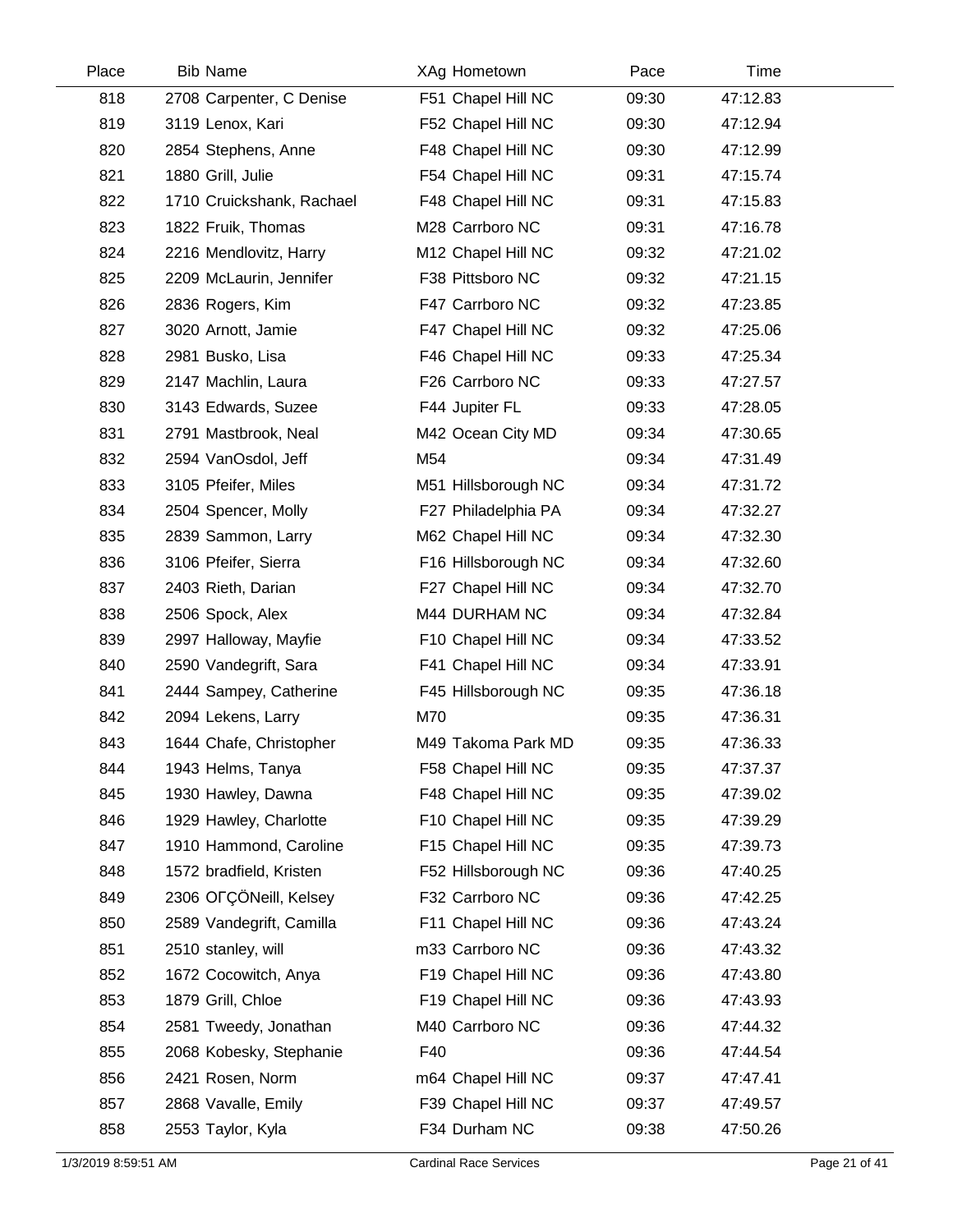| Place | Bib | Name | XAg | Hometown | Pace | Time |
|---|---|---|---|---|---|---|
| 818 | 2708 | Carpenter, C Denise | F51 | Chapel Hill NC | 09:30 | 47:12.83 |
| 819 | 3119 | Lenox, Kari | F52 | Chapel Hill NC | 09:30 | 47:12.94 |
| 820 | 2854 | Stephens, Anne | F48 | Chapel Hill NC | 09:30 | 47:12.99 |
| 821 | 1880 | Grill, Julie | F54 | Chapel Hill NC | 09:31 | 47:15.74 |
| 822 | 1710 | Cruickshank, Rachael | F48 | Chapel Hill NC | 09:31 | 47:15.83 |
| 823 | 1822 | Fruik, Thomas | M28 | Carrboro NC | 09:31 | 47:16.78 |
| 824 | 2216 | Mendlovitz, Harry | M12 | Chapel Hill NC | 09:32 | 47:21.02 |
| 825 | 2209 | McLaurin, Jennifer | F38 | Pittsboro NC | 09:32 | 47:21.15 |
| 826 | 2836 | Rogers, Kim | F47 | Carrboro NC | 09:32 | 47:23.85 |
| 827 | 3020 | Arnott, Jamie | F47 | Chapel Hill NC | 09:32 | 47:25.06 |
| 828 | 2981 | Busko, Lisa | F46 | Chapel Hill NC | 09:33 | 47:25.34 |
| 829 | 2147 | Machlin, Laura | F26 | Carrboro NC | 09:33 | 47:27.57 |
| 830 | 3143 | Edwards, Suzee | F44 | Jupiter FL | 09:33 | 47:28.05 |
| 831 | 2791 | Mastbrook, Neal | M42 | Ocean City MD | 09:34 | 47:30.65 |
| 832 | 2594 | VanOsdol, Jeff | M54 | | 09:34 | 47:31.49 |
| 833 | 3105 | Pfeifer, Miles | M51 | Hillsborough NC | 09:34 | 47:31.72 |
| 834 | 2504 | Spencer, Molly | F27 | Philadelphia PA | 09:34 | 47:32.27 |
| 835 | 2839 | Sammon, Larry | M62 | Chapel Hill NC | 09:34 | 47:32.30 |
| 836 | 3106 | Pfeifer, Sierra | F16 | Hillsborough NC | 09:34 | 47:32.60 |
| 837 | 2403 | Rieth, Darian | F27 | Chapel Hill NC | 09:34 | 47:32.70 |
| 838 | 2506 | Spock, Alex | M44 | DURHAM NC | 09:34 | 47:32.84 |
| 839 | 2997 | Halloway, Mayfie | F10 | Chapel Hill NC | 09:34 | 47:33.52 |
| 840 | 2590 | Vandegrift, Sara | F41 | Chapel Hill NC | 09:34 | 47:33.91 |
| 841 | 2444 | Sampey, Catherine | F45 | Hillsborough NC | 09:35 | 47:36.18 |
| 842 | 2094 | Lekens, Larry | M70 | | 09:35 | 47:36.31 |
| 843 | 1644 | Chafe, Christopher | M49 | Takoma Park MD | 09:35 | 47:36.33 |
| 844 | 1943 | Helms, Tanya | F58 | Chapel Hill NC | 09:35 | 47:37.37 |
| 845 | 1930 | Hawley, Dawna | F48 | Chapel Hill NC | 09:35 | 47:39.02 |
| 846 | 1929 | Hawley, Charlotte | F10 | Chapel Hill NC | 09:35 | 47:39.29 |
| 847 | 1910 | Hammond, Caroline | F15 | Chapel Hill NC | 09:35 | 47:39.73 |
| 848 | 1572 | bradfield, Kristen | F52 | Hillsborough NC | 09:36 | 47:40.25 |
| 849 | 2306 | OΓÇÖNeill, Kelsey | F32 | Carrboro NC | 09:36 | 47:42.25 |
| 850 | 2589 | Vandegrift, Camilla | F11 | Chapel Hill NC | 09:36 | 47:43.24 |
| 851 | 2510 | stanley, will | m33 | Carrboro NC | 09:36 | 47:43.32 |
| 852 | 1672 | Cocowitch, Anya | F19 | Chapel Hill NC | 09:36 | 47:43.80 |
| 853 | 1879 | Grill, Chloe | F19 | Chapel Hill NC | 09:36 | 47:43.93 |
| 854 | 2581 | Tweedy, Jonathan | M40 | Carrboro NC | 09:36 | 47:44.32 |
| 855 | 2068 | Kobesky, Stephanie | F40 | | 09:36 | 47:44.54 |
| 856 | 2421 | Rosen, Norm | m64 | Chapel Hill NC | 09:37 | 47:47.41 |
| 857 | 2868 | Vavalle, Emily | F39 | Chapel Hill NC | 09:37 | 47:49.57 |
| 858 | 2553 | Taylor, Kyla | F34 | Durham NC | 09:38 | 47:50.26 |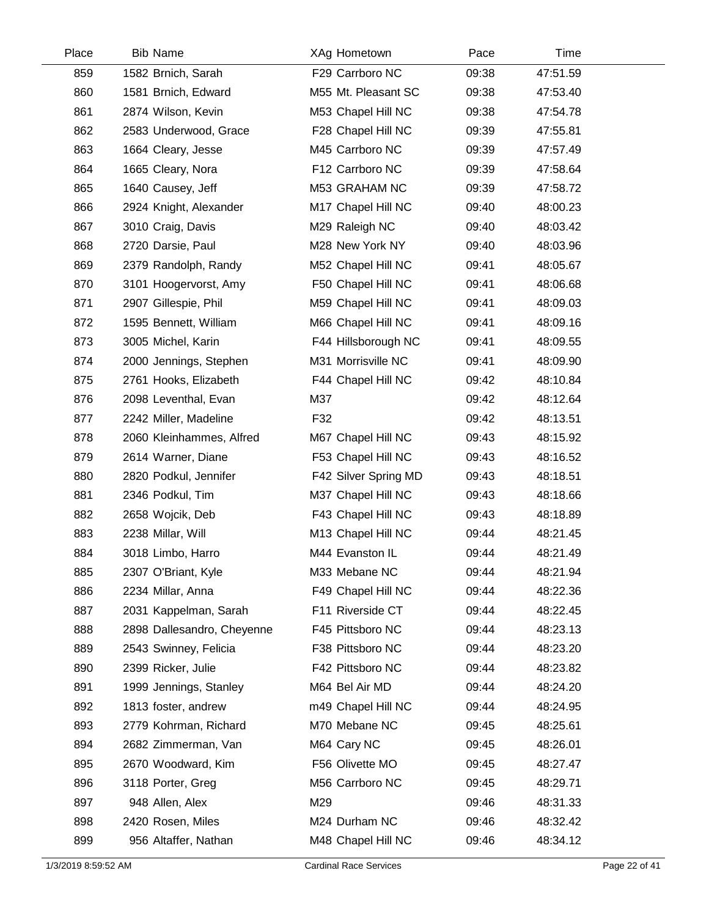| Place | Bib | Name | XAg | Hometown | Pace | Time |
|---|---|---|---|---|---|---|
| 859 | 1582 | Brnich, Sarah | F29 | Carrboro NC | 09:38 | 47:51.59 |
| 860 | 1581 | Brnich, Edward | M55 | Mt. Pleasant SC | 09:38 | 47:53.40 |
| 861 | 2874 | Wilson, Kevin | M53 | Chapel Hill NC | 09:38 | 47:54.78 |
| 862 | 2583 | Underwood, Grace | F28 | Chapel Hill NC | 09:39 | 47:55.81 |
| 863 | 1664 | Cleary, Jesse | M45 | Carrboro NC | 09:39 | 47:57.49 |
| 864 | 1665 | Cleary, Nora | F12 | Carrboro NC | 09:39 | 47:58.64 |
| 865 | 1640 | Causey, Jeff | M53 | GRAHAM NC | 09:39 | 47:58.72 |
| 866 | 2924 | Knight, Alexander | M17 | Chapel Hill NC | 09:40 | 48:00.23 |
| 867 | 3010 | Craig, Davis | M29 | Raleigh NC | 09:40 | 48:03.42 |
| 868 | 2720 | Darsie, Paul | M28 | New York NY | 09:40 | 48:03.96 |
| 869 | 2379 | Randolph, Randy | M52 | Chapel Hill NC | 09:41 | 48:05.67 |
| 870 | 3101 | Hoogervorst, Amy | F50 | Chapel Hill NC | 09:41 | 48:06.68 |
| 871 | 2907 | Gillespie, Phil | M59 | Chapel Hill NC | 09:41 | 48:09.03 |
| 872 | 1595 | Bennett, William | M66 | Chapel Hill NC | 09:41 | 48:09.16 |
| 873 | 3005 | Michel, Karin | F44 | Hillsborough NC | 09:41 | 48:09.55 |
| 874 | 2000 | Jennings, Stephen | M31 | Morrisville NC | 09:41 | 48:09.90 |
| 875 | 2761 | Hooks, Elizabeth | F44 | Chapel Hill NC | 09:42 | 48:10.84 |
| 876 | 2098 | Leventhal, Evan | M37 | | 09:42 | 48:12.64 |
| 877 | 2242 | Miller, Madeline | F32 | | 09:42 | 48:13.51 |
| 878 | 2060 | Kleinhammes, Alfred | M67 | Chapel Hill NC | 09:43 | 48:15.92 |
| 879 | 2614 | Warner, Diane | F53 | Chapel Hill NC | 09:43 | 48:16.52 |
| 880 | 2820 | Podkul, Jennifer | F42 | Silver Spring MD | 09:43 | 48:18.51 |
| 881 | 2346 | Podkul, Tim | M37 | Chapel Hill NC | 09:43 | 48:18.66 |
| 882 | 2658 | Wojcik, Deb | F43 | Chapel Hill NC | 09:43 | 48:18.89 |
| 883 | 2238 | Millar, Will | M13 | Chapel Hill NC | 09:44 | 48:21.45 |
| 884 | 3018 | Limbo, Harro | M44 | Evanston IL | 09:44 | 48:21.49 |
| 885 | 2307 | O'Briant, Kyle | M33 | Mebane NC | 09:44 | 48:21.94 |
| 886 | 2234 | Millar, Anna | F49 | Chapel Hill NC | 09:44 | 48:22.36 |
| 887 | 2031 | Kappelman, Sarah | F11 | Riverside CT | 09:44 | 48:22.45 |
| 888 | 2898 | Dallesandro, Cheyenne | F45 | Pittsboro NC | 09:44 | 48:23.13 |
| 889 | 2543 | Swinney, Felicia | F38 | Pittsboro NC | 09:44 | 48:23.20 |
| 890 | 2399 | Ricker, Julie | F42 | Pittsboro NC | 09:44 | 48:23.82 |
| 891 | 1999 | Jennings, Stanley | M64 | Bel Air MD | 09:44 | 48:24.20 |
| 892 | 1813 | foster, andrew | m49 | Chapel Hill NC | 09:44 | 48:24.95 |
| 893 | 2779 | Kohrman, Richard | M70 | Mebane NC | 09:45 | 48:25.61 |
| 894 | 2682 | Zimmerman, Van | M64 | Cary NC | 09:45 | 48:26.01 |
| 895 | 2670 | Woodward, Kim | F56 | Olivette MO | 09:45 | 48:27.47 |
| 896 | 3118 | Porter, Greg | M56 | Carrboro NC | 09:45 | 48:29.71 |
| 897 | 948 | Allen, Alex | M29 | | 09:46 | 48:31.33 |
| 898 | 2420 | Rosen, Miles | M24 | Durham NC | 09:46 | 48:32.42 |
| 899 | 956 | Altaffer, Nathan | M48 | Chapel Hill NC | 09:46 | 48:34.12 |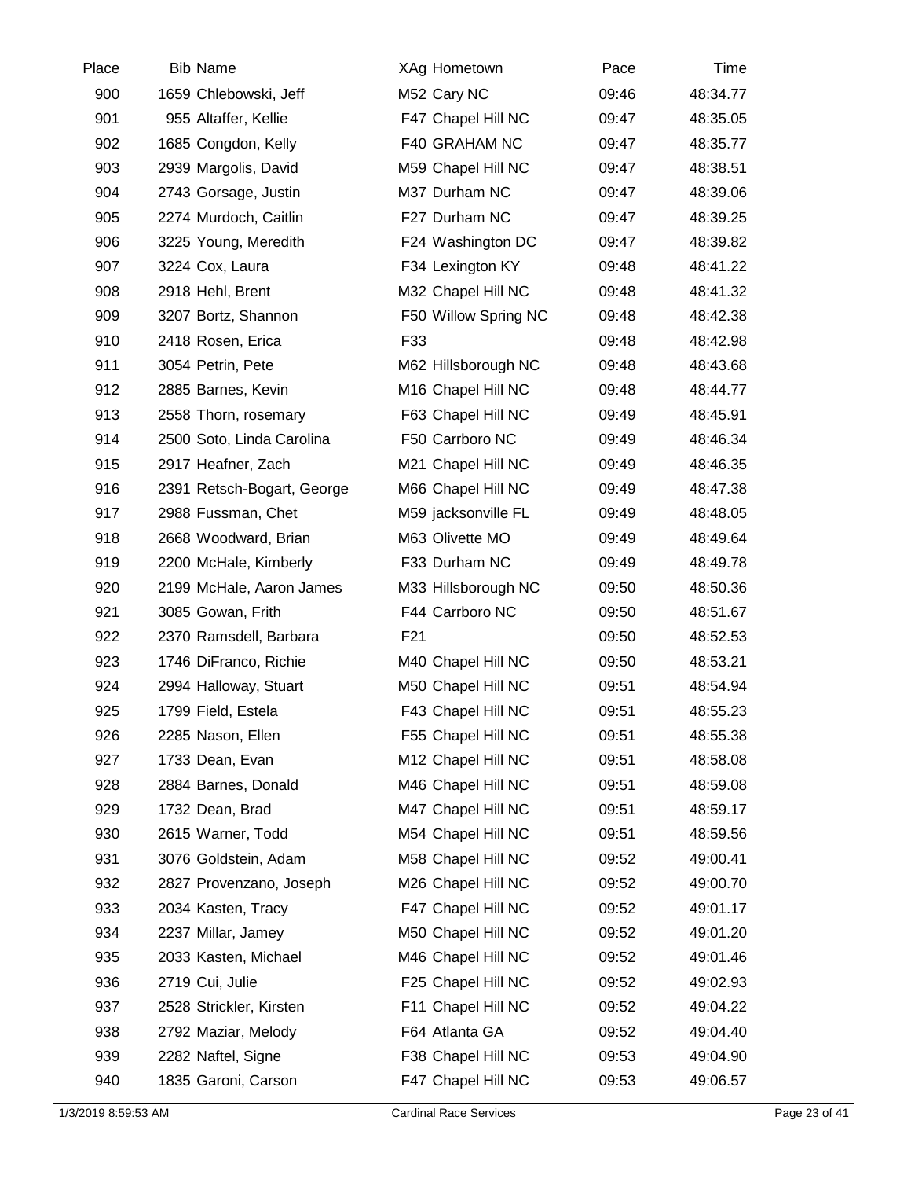| Place | Bib | Name | XAg | Hometown | Pace | Time |
|---|---|---|---|---|---|---|
| 900 | 1659 | Chlebowski, Jeff | M52 | Cary NC | 09:46 | 48:34.77 |
| 901 | 955 | Altaffer, Kellie | F47 | Chapel Hill NC | 09:47 | 48:35.05 |
| 902 | 1685 | Congdon, Kelly | F40 | GRAHAM NC | 09:47 | 48:35.77 |
| 903 | 2939 | Margolis, David | M59 | Chapel Hill NC | 09:47 | 48:38.51 |
| 904 | 2743 | Gorsage, Justin | M37 | Durham NC | 09:47 | 48:39.06 |
| 905 | 2274 | Murdoch, Caitlin | F27 | Durham NC | 09:47 | 48:39.25 |
| 906 | 3225 | Young, Meredith | F24 | Washington DC | 09:47 | 48:39.82 |
| 907 | 3224 | Cox, Laura | F34 | Lexington KY | 09:48 | 48:41.22 |
| 908 | 2918 | Hehl, Brent | M32 | Chapel Hill NC | 09:48 | 48:41.32 |
| 909 | 3207 | Bortz, Shannon | F50 | Willow Spring NC | 09:48 | 48:42.38 |
| 910 | 2418 | Rosen, Erica | F33 | | 09:48 | 48:42.98 |
| 911 | 3054 | Petrin, Pete | M62 | Hillsborough NC | 09:48 | 48:43.68 |
| 912 | 2885 | Barnes, Kevin | M16 | Chapel Hill NC | 09:48 | 48:44.77 |
| 913 | 2558 | Thorn, rosemary | F63 | Chapel Hill NC | 09:49 | 48:45.91 |
| 914 | 2500 | Soto, Linda Carolina | F50 | Carrboro NC | 09:49 | 48:46.34 |
| 915 | 2917 | Heafner, Zach | M21 | Chapel Hill NC | 09:49 | 48:46.35 |
| 916 | 2391 | Retsch-Bogart, George | M66 | Chapel Hill NC | 09:49 | 48:47.38 |
| 917 | 2988 | Fussman, Chet | M59 | jacksonville FL | 09:49 | 48:48.05 |
| 918 | 2668 | Woodward, Brian | M63 | Olivette MO | 09:49 | 48:49.64 |
| 919 | 2200 | McHale, Kimberly | F33 | Durham NC | 09:49 | 48:49.78 |
| 920 | 2199 | McHale, Aaron James | M33 | Hillsborough NC | 09:50 | 48:50.36 |
| 921 | 3085 | Gowan, Frith | F44 | Carrboro NC | 09:50 | 48:51.67 |
| 922 | 2370 | Ramsdell, Barbara | F21 | | 09:50 | 48:52.53 |
| 923 | 1746 | DiFranco, Richie | M40 | Chapel Hill NC | 09:50 | 48:53.21 |
| 924 | 2994 | Halloway, Stuart | M50 | Chapel Hill NC | 09:51 | 48:54.94 |
| 925 | 1799 | Field, Estela | F43 | Chapel Hill NC | 09:51 | 48:55.23 |
| 926 | 2285 | Nason, Ellen | F55 | Chapel Hill NC | 09:51 | 48:55.38 |
| 927 | 1733 | Dean, Evan | M12 | Chapel Hill NC | 09:51 | 48:58.08 |
| 928 | 2884 | Barnes, Donald | M46 | Chapel Hill NC | 09:51 | 48:59.08 |
| 929 | 1732 | Dean, Brad | M47 | Chapel Hill NC | 09:51 | 48:59.17 |
| 930 | 2615 | Warner, Todd | M54 | Chapel Hill NC | 09:51 | 48:59.56 |
| 931 | 3076 | Goldstein, Adam | M58 | Chapel Hill NC | 09:52 | 49:00.41 |
| 932 | 2827 | Provenzano, Joseph | M26 | Chapel Hill NC | 09:52 | 49:00.70 |
| 933 | 2034 | Kasten, Tracy | F47 | Chapel Hill NC | 09:52 | 49:01.17 |
| 934 | 2237 | Millar, Jamey | M50 | Chapel Hill NC | 09:52 | 49:01.20 |
| 935 | 2033 | Kasten, Michael | M46 | Chapel Hill NC | 09:52 | 49:01.46 |
| 936 | 2719 | Cui, Julie | F25 | Chapel Hill NC | 09:52 | 49:02.93 |
| 937 | 2528 | Strickler, Kirsten | F11 | Chapel Hill NC | 09:52 | 49:04.22 |
| 938 | 2792 | Maziar, Melody | F64 | Atlanta GA | 09:52 | 49:04.40 |
| 939 | 2282 | Naftel, Signe | F38 | Chapel Hill NC | 09:53 | 49:04.90 |
| 940 | 1835 | Garoni, Carson | F47 | Chapel Hill NC | 09:53 | 49:06.57 |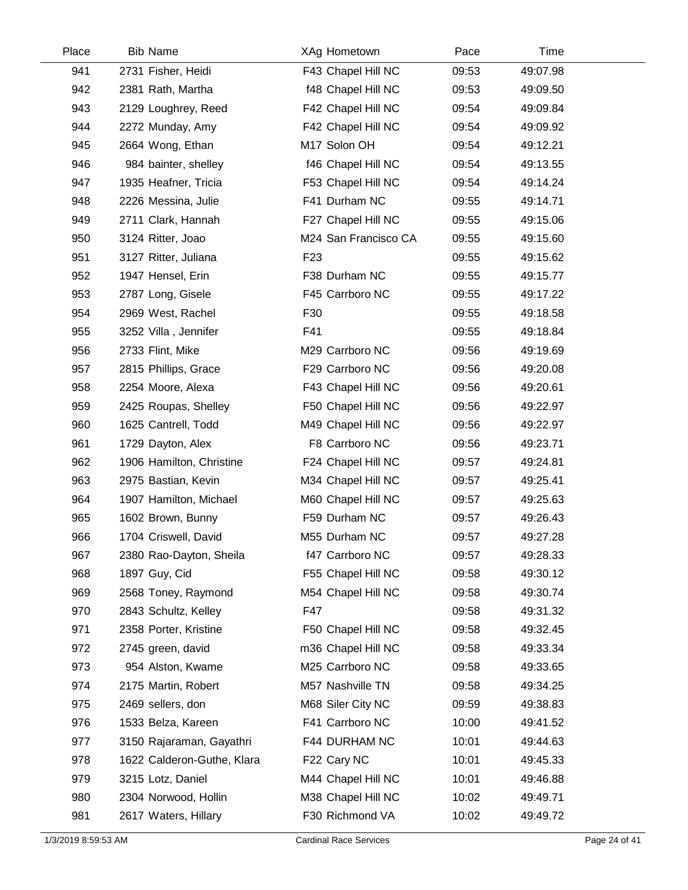| Place | Bib | Name | XAg | Hometown | Pace | Time |
|---|---|---|---|---|---|---|
| 941 | 2731 | Fisher, Heidi | F43 | Chapel Hill NC | 09:53 | 49:07.98 |
| 942 | 2381 | Rath, Martha | f48 | Chapel Hill NC | 09:53 | 49:09.50 |
| 943 | 2129 | Loughrey, Reed | F42 | Chapel Hill NC | 09:54 | 49:09.84 |
| 944 | 2272 | Munday, Amy | F42 | Chapel Hill NC | 09:54 | 49:09.92 |
| 945 | 2664 | Wong, Ethan | M17 | Solon OH | 09:54 | 49:12.21 |
| 946 | 984 | bainter, shelley | f46 | Chapel Hill NC | 09:54 | 49:13.55 |
| 947 | 1935 | Heafner, Tricia | F53 | Chapel Hill NC | 09:54 | 49:14.24 |
| 948 | 2226 | Messina, Julie | F41 | Durham NC | 09:55 | 49:14.71 |
| 949 | 2711 | Clark, Hannah | F27 | Chapel Hill NC | 09:55 | 49:15.06 |
| 950 | 3124 | Ritter, Joao | M24 | San Francisco CA | 09:55 | 49:15.60 |
| 951 | 3127 | Ritter, Juliana | F23 | | 09:55 | 49:15.62 |
| 952 | 1947 | Hensel, Erin | F38 | Durham NC | 09:55 | 49:15.77 |
| 953 | 2787 | Long, Gisele | F45 | Carrboro NC | 09:55 | 49:17.22 |
| 954 | 2969 | West, Rachel | F30 | | 09:55 | 49:18.58 |
| 955 | 3252 | Villa , Jennifer | F41 | | 09:55 | 49:18.84 |
| 956 | 2733 | Flint, Mike | M29 | Carrboro NC | 09:56 | 49:19.69 |
| 957 | 2815 | Phillips, Grace | F29 | Carrboro NC | 09:56 | 49:20.08 |
| 958 | 2254 | Moore, Alexa | F43 | Chapel Hill NC | 09:56 | 49:20.61 |
| 959 | 2425 | Roupas, Shelley | F50 | Chapel Hill NC | 09:56 | 49:22.97 |
| 960 | 1625 | Cantrell, Todd | M49 | Chapel Hill NC | 09:56 | 49:22.97 |
| 961 | 1729 | Dayton, Alex | F8 | Carrboro NC | 09:56 | 49:23.71 |
| 962 | 1906 | Hamilton, Christine | F24 | Chapel Hill NC | 09:57 | 49:24.81 |
| 963 | 2975 | Bastian, Kevin | M34 | Chapel Hill NC | 09:57 | 49:25.41 |
| 964 | 1907 | Hamilton, Michael | M60 | Chapel Hill NC | 09:57 | 49:25.63 |
| 965 | 1602 | Brown, Bunny | F59 | Durham NC | 09:57 | 49:26.43 |
| 966 | 1704 | Criswell, David | M55 | Durham NC | 09:57 | 49:27.28 |
| 967 | 2380 | Rao-Dayton, Sheila | f47 | Carrboro NC | 09:57 | 49:28.33 |
| 968 | 1897 | Guy, Cid | F55 | Chapel Hill NC | 09:58 | 49:30.12 |
| 969 | 2568 | Toney, Raymond | M54 | Chapel Hill NC | 09:58 | 49:30.74 |
| 970 | 2843 | Schultz, Kelley | F47 | | 09:58 | 49:31.32 |
| 971 | 2358 | Porter, Kristine | F50 | Chapel Hill NC | 09:58 | 49:32.45 |
| 972 | 2745 | green, david | m36 | Chapel Hill NC | 09:58 | 49:33.34 |
| 973 | 954 | Alston, Kwame | M25 | Carrboro NC | 09:58 | 49:33.65 |
| 974 | 2175 | Martin, Robert | M57 | Nashville TN | 09:58 | 49:34.25 |
| 975 | 2469 | sellers, don | M68 | Siler City NC | 09:59 | 49:38.83 |
| 976 | 1533 | Belza, Kareen | F41 | Carrboro NC | 10:00 | 49:41.52 |
| 977 | 3150 | Rajaraman, Gayathri | F44 | DURHAM NC | 10:01 | 49:44.63 |
| 978 | 1622 | Calderon-Guthe, Klara | F22 | Cary NC | 10:01 | 49:45.33 |
| 979 | 3215 | Lotz, Daniel | M44 | Chapel Hill NC | 10:01 | 49:46.88 |
| 980 | 2304 | Norwood, Hollin | M38 | Chapel Hill NC | 10:02 | 49:49.71 |
| 981 | 2617 | Waters, Hillary | F30 | Richmond VA | 10:02 | 49:49.72 |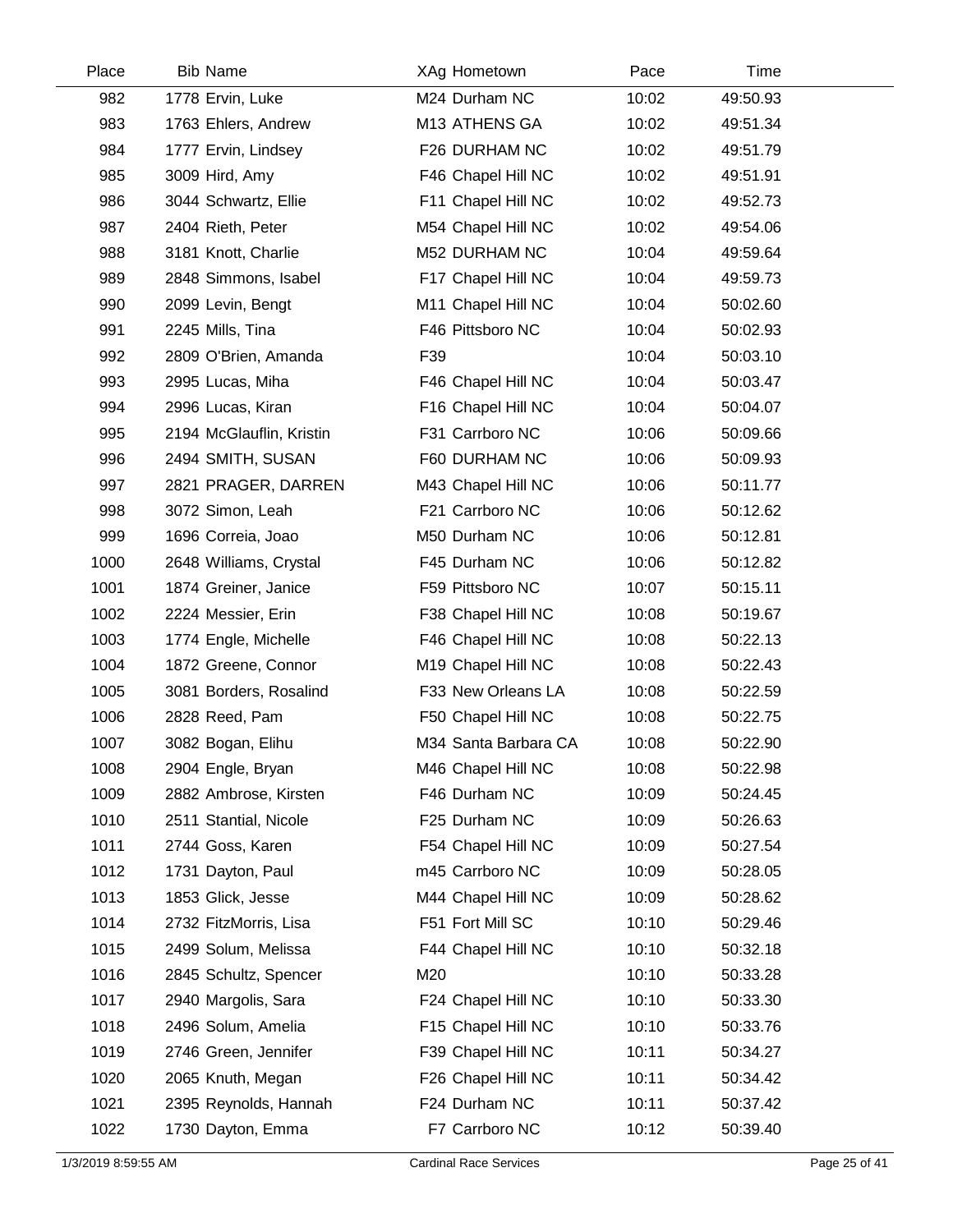| Place | Bib | Name | XAg | Hometown | Pace | Time |
|---|---|---|---|---|---|---|
| 982 | 1778 | Ervin, Luke | M24 | Durham NC | 10:02 | 49:50.93 |
| 983 | 1763 | Ehlers, Andrew | M13 | ATHENS GA | 10:02 | 49:51.34 |
| 984 | 1777 | Ervin, Lindsey | F26 | DURHAM NC | 10:02 | 49:51.79 |
| 985 | 3009 | Hird, Amy | F46 | Chapel Hill NC | 10:02 | 49:51.91 |
| 986 | 3044 | Schwartz, Ellie | F11 | Chapel Hill NC | 10:02 | 49:52.73 |
| 987 | 2404 | Rieth, Peter | M54 | Chapel Hill NC | 10:02 | 49:54.06 |
| 988 | 3181 | Knott, Charlie | M52 | DURHAM NC | 10:04 | 49:59.64 |
| 989 | 2848 | Simmons, Isabel | F17 | Chapel Hill NC | 10:04 | 49:59.73 |
| 990 | 2099 | Levin, Bengt | M11 | Chapel Hill NC | 10:04 | 50:02.60 |
| 991 | 2245 | Mills, Tina | F46 | Pittsboro NC | 10:04 | 50:02.93 |
| 992 | 2809 | O'Brien, Amanda | F39 | | 10:04 | 50:03.10 |
| 993 | 2995 | Lucas, Miha | F46 | Chapel Hill NC | 10:04 | 50:03.47 |
| 994 | 2996 | Lucas, Kiran | F16 | Chapel Hill NC | 10:04 | 50:04.07 |
| 995 | 2194 | McGlauflin, Kristin | F31 | Carrboro NC | 10:06 | 50:09.66 |
| 996 | 2494 | SMITH, SUSAN | F60 | DURHAM NC | 10:06 | 50:09.93 |
| 997 | 2821 | PRAGER, DARREN | M43 | Chapel Hill NC | 10:06 | 50:11.77 |
| 998 | 3072 | Simon, Leah | F21 | Carrboro NC | 10:06 | 50:12.62 |
| 999 | 1696 | Correia, Joao | M50 | Durham NC | 10:06 | 50:12.81 |
| 1000 | 2648 | Williams, Crystal | F45 | Durham NC | 10:06 | 50:12.82 |
| 1001 | 1874 | Greiner, Janice | F59 | Pittsboro NC | 10:07 | 50:15.11 |
| 1002 | 2224 | Messier, Erin | F38 | Chapel Hill NC | 10:08 | 50:19.67 |
| 1003 | 1774 | Engle, Michelle | F46 | Chapel Hill NC | 10:08 | 50:22.13 |
| 1004 | 1872 | Greene, Connor | M19 | Chapel Hill NC | 10:08 | 50:22.43 |
| 1005 | 3081 | Borders, Rosalind | F33 | New Orleans LA | 10:08 | 50:22.59 |
| 1006 | 2828 | Reed, Pam | F50 | Chapel Hill NC | 10:08 | 50:22.75 |
| 1007 | 3082 | Bogan, Elihu | M34 | Santa Barbara CA | 10:08 | 50:22.90 |
| 1008 | 2904 | Engle, Bryan | M46 | Chapel Hill NC | 10:08 | 50:22.98 |
| 1009 | 2882 | Ambrose, Kirsten | F46 | Durham NC | 10:09 | 50:24.45 |
| 1010 | 2511 | Stantial, Nicole | F25 | Durham NC | 10:09 | 50:26.63 |
| 1011 | 2744 | Goss, Karen | F54 | Chapel Hill NC | 10:09 | 50:27.54 |
| 1012 | 1731 | Dayton, Paul | m45 | Carrboro NC | 10:09 | 50:28.05 |
| 1013 | 1853 | Glick, Jesse | M44 | Chapel Hill NC | 10:09 | 50:28.62 |
| 1014 | 2732 | FitzMorris, Lisa | F51 | Fort Mill SC | 10:10 | 50:29.46 |
| 1015 | 2499 | Solum, Melissa | F44 | Chapel Hill NC | 10:10 | 50:32.18 |
| 1016 | 2845 | Schultz, Spencer | M20 | | 10:10 | 50:33.28 |
| 1017 | 2940 | Margolis, Sara | F24 | Chapel Hill NC | 10:10 | 50:33.30 |
| 1018 | 2496 | Solum, Amelia | F15 | Chapel Hill NC | 10:10 | 50:33.76 |
| 1019 | 2746 | Green, Jennifer | F39 | Chapel Hill NC | 10:11 | 50:34.27 |
| 1020 | 2065 | Knuth, Megan | F26 | Chapel Hill NC | 10:11 | 50:34.42 |
| 1021 | 2395 | Reynolds, Hannah | F24 | Durham NC | 10:11 | 50:37.42 |
| 1022 | 1730 | Dayton, Emma | F7 | Carrboro NC | 10:12 | 50:39.40 |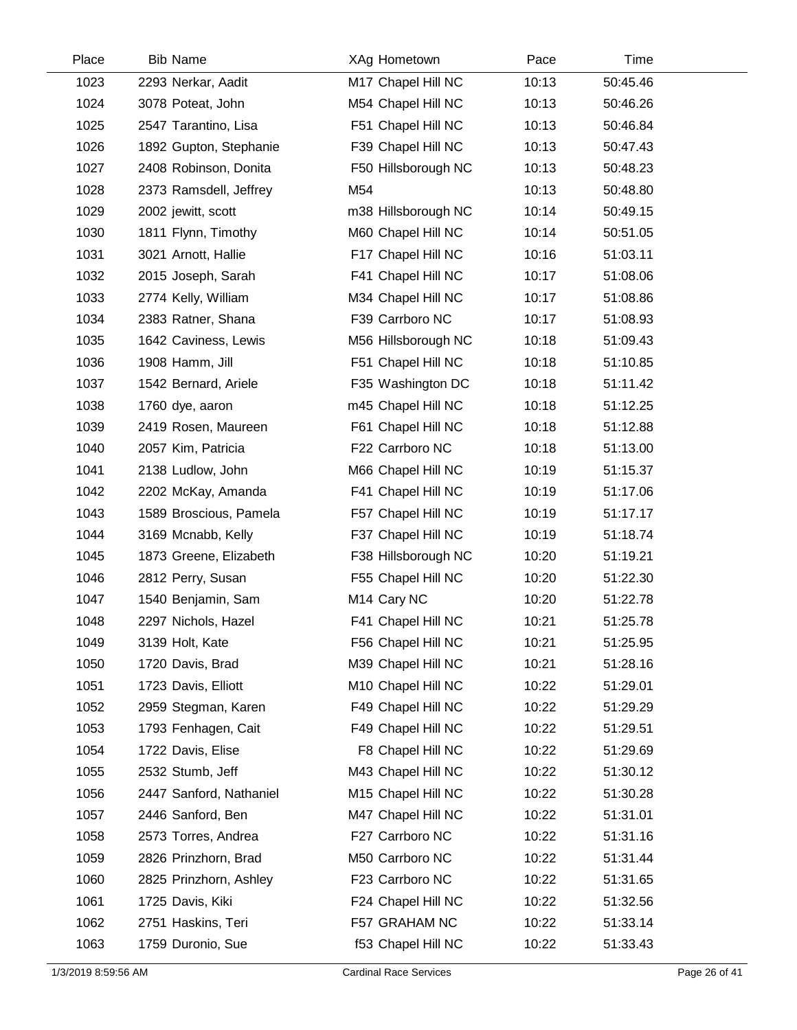| Place | Bib | Name | XAg | Hometown | Pace | Time |
|---|---|---|---|---|---|---|
| 1023 | 2293 | Nerkar, Aadit | M17 | Chapel Hill NC | 10:13 | 50:45.46 |
| 1024 | 3078 | Poteat, John | M54 | Chapel Hill NC | 10:13 | 50:46.26 |
| 1025 | 2547 | Tarantino, Lisa | F51 | Chapel Hill NC | 10:13 | 50:46.84 |
| 1026 | 1892 | Gupton, Stephanie | F39 | Chapel Hill NC | 10:13 | 50:47.43 |
| 1027 | 2408 | Robinson, Donita | F50 | Hillsborough NC | 10:13 | 50:48.23 |
| 1028 | 2373 | Ramsdell, Jeffrey | M54 | | 10:13 | 50:48.80 |
| 1029 | 2002 | jewitt, scott | m38 | Hillsborough NC | 10:14 | 50:49.15 |
| 1030 | 1811 | Flynn, Timothy | M60 | Chapel Hill NC | 10:14 | 50:51.05 |
| 1031 | 3021 | Arnott, Hallie | F17 | Chapel Hill NC | 10:16 | 51:03.11 |
| 1032 | 2015 | Joseph, Sarah | F41 | Chapel Hill NC | 10:17 | 51:08.06 |
| 1033 | 2774 | Kelly, William | M34 | Chapel Hill NC | 10:17 | 51:08.86 |
| 1034 | 2383 | Ratner, Shana | F39 | Carrboro NC | 10:17 | 51:08.93 |
| 1035 | 1642 | Caviness, Lewis | M56 | Hillsborough NC | 10:18 | 51:09.43 |
| 1036 | 1908 | Hamm, Jill | F51 | Chapel Hill NC | 10:18 | 51:10.85 |
| 1037 | 1542 | Bernard, Ariele | F35 | Washington DC | 10:18 | 51:11.42 |
| 1038 | 1760 | dye, aaron | m45 | Chapel Hill NC | 10:18 | 51:12.25 |
| 1039 | 2419 | Rosen, Maureen | F61 | Chapel Hill NC | 10:18 | 51:12.88 |
| 1040 | 2057 | Kim, Patricia | F22 | Carrboro NC | 10:18 | 51:13.00 |
| 1041 | 2138 | Ludlow, John | M66 | Chapel Hill NC | 10:19 | 51:15.37 |
| 1042 | 2202 | McKay, Amanda | F41 | Chapel Hill NC | 10:19 | 51:17.06 |
| 1043 | 1589 | Broscious, Pamela | F57 | Chapel Hill NC | 10:19 | 51:17.17 |
| 1044 | 3169 | Mcnabb, Kelly | F37 | Chapel Hill NC | 10:19 | 51:18.74 |
| 1045 | 1873 | Greene, Elizabeth | F38 | Hillsborough NC | 10:20 | 51:19.21 |
| 1046 | 2812 | Perry, Susan | F55 | Chapel Hill NC | 10:20 | 51:22.30 |
| 1047 | 1540 | Benjamin, Sam | M14 | Cary NC | 10:20 | 51:22.78 |
| 1048 | 2297 | Nichols, Hazel | F41 | Chapel Hill NC | 10:21 | 51:25.78 |
| 1049 | 3139 | Holt, Kate | F56 | Chapel Hill NC | 10:21 | 51:25.95 |
| 1050 | 1720 | Davis, Brad | M39 | Chapel Hill NC | 10:21 | 51:28.16 |
| 1051 | 1723 | Davis, Elliott | M10 | Chapel Hill NC | 10:22 | 51:29.01 |
| 1052 | 2959 | Stegman, Karen | F49 | Chapel Hill NC | 10:22 | 51:29.29 |
| 1053 | 1793 | Fenhagen, Cait | F49 | Chapel Hill NC | 10:22 | 51:29.51 |
| 1054 | 1722 | Davis, Elise | F8 | Chapel Hill NC | 10:22 | 51:29.69 |
| 1055 | 2532 | Stumb, Jeff | M43 | Chapel Hill NC | 10:22 | 51:30.12 |
| 1056 | 2447 | Sanford, Nathaniel | M15 | Chapel Hill NC | 10:22 | 51:30.28 |
| 1057 | 2446 | Sanford, Ben | M47 | Chapel Hill NC | 10:22 | 51:31.01 |
| 1058 | 2573 | Torres, Andrea | F27 | Carrboro NC | 10:22 | 51:31.16 |
| 1059 | 2826 | Prinzhorn, Brad | M50 | Carrboro NC | 10:22 | 51:31.44 |
| 1060 | 2825 | Prinzhorn, Ashley | F23 | Carrboro NC | 10:22 | 51:31.65 |
| 1061 | 1725 | Davis, Kiki | F24 | Chapel Hill NC | 10:22 | 51:32.56 |
| 1062 | 2751 | Haskins, Teri | F57 | GRAHAM NC | 10:22 | 51:33.14 |
| 1063 | 1759 | Duronio, Sue | f53 | Chapel Hill NC | 10:22 | 51:33.43 |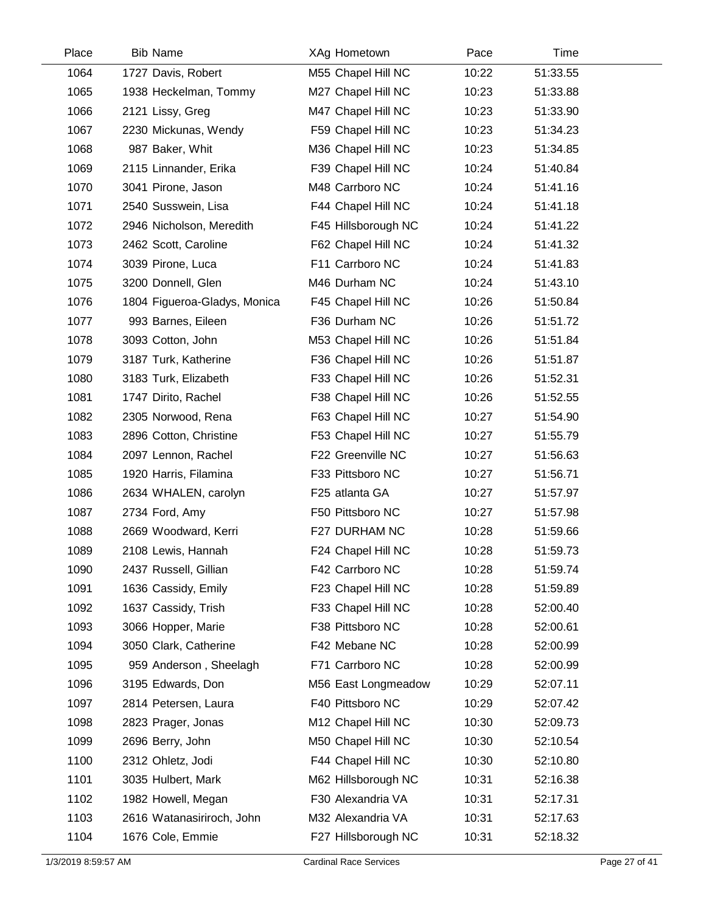| Place | Bib Name | XAg Hometown | Pace | Time |
|---|---|---|---|---|
| 1064 | 1727 Davis, Robert | M55 Chapel Hill NC | 10:22 | 51:33.55 |
| 1065 | 1938 Heckelman, Tommy | M27 Chapel Hill NC | 10:23 | 51:33.88 |
| 1066 | 2121 Lissy, Greg | M47 Chapel Hill NC | 10:23 | 51:33.90 |
| 1067 | 2230 Mickunas, Wendy | F59 Chapel Hill NC | 10:23 | 51:34.23 |
| 1068 | 987 Baker, Whit | M36 Chapel Hill NC | 10:23 | 51:34.85 |
| 1069 | 2115 Linnander, Erika | F39 Chapel Hill NC | 10:24 | 51:40.84 |
| 1070 | 3041 Pirone, Jason | M48 Carrboro NC | 10:24 | 51:41.16 |
| 1071 | 2540 Susswein, Lisa | F44 Chapel Hill NC | 10:24 | 51:41.18 |
| 1072 | 2946 Nicholson, Meredith | F45 Hillsborough NC | 10:24 | 51:41.22 |
| 1073 | 2462 Scott, Caroline | F62 Chapel Hill NC | 10:24 | 51:41.32 |
| 1074 | 3039 Pirone, Luca | F11 Carrboro NC | 10:24 | 51:41.83 |
| 1075 | 3200 Donnell, Glen | M46 Durham NC | 10:24 | 51:43.10 |
| 1076 | 1804 Figueroa-Gladys, Monica | F45 Chapel Hill NC | 10:26 | 51:50.84 |
| 1077 | 993 Barnes, Eileen | F36 Durham NC | 10:26 | 51:51.72 |
| 1078 | 3093 Cotton, John | M53 Chapel Hill NC | 10:26 | 51:51.84 |
| 1079 | 3187 Turk, Katherine | F36 Chapel Hill NC | 10:26 | 51:51.87 |
| 1080 | 3183 Turk, Elizabeth | F33 Chapel Hill NC | 10:26 | 51:52.31 |
| 1081 | 1747 Dirito, Rachel | F38 Chapel Hill NC | 10:26 | 51:52.55 |
| 1082 | 2305 Norwood, Rena | F63 Chapel Hill NC | 10:27 | 51:54.90 |
| 1083 | 2896 Cotton, Christine | F53 Chapel Hill NC | 10:27 | 51:55.79 |
| 1084 | 2097 Lennon, Rachel | F22 Greenville NC | 10:27 | 51:56.63 |
| 1085 | 1920 Harris, Filamina | F33 Pittsboro NC | 10:27 | 51:56.71 |
| 1086 | 2634 WHALEN, carolyn | F25 atlanta GA | 10:27 | 51:57.97 |
| 1087 | 2734 Ford, Amy | F50 Pittsboro NC | 10:27 | 51:57.98 |
| 1088 | 2669 Woodward, Kerri | F27 DURHAM NC | 10:28 | 51:59.66 |
| 1089 | 2108 Lewis, Hannah | F24 Chapel Hill NC | 10:28 | 51:59.73 |
| 1090 | 2437 Russell, Gillian | F42 Carrboro NC | 10:28 | 51:59.74 |
| 1091 | 1636 Cassidy, Emily | F23 Chapel Hill NC | 10:28 | 51:59.89 |
| 1092 | 1637 Cassidy, Trish | F33 Chapel Hill NC | 10:28 | 52:00.40 |
| 1093 | 3066 Hopper, Marie | F38 Pittsboro NC | 10:28 | 52:00.61 |
| 1094 | 3050 Clark, Catherine | F42 Mebane NC | 10:28 | 52:00.99 |
| 1095 | 959 Anderson , Sheelagh | F71 Carrboro NC | 10:28 | 52:00.99 |
| 1096 | 3195 Edwards, Don | M56 East Longmeadow | 10:29 | 52:07.11 |
| 1097 | 2814 Petersen, Laura | F40 Pittsboro NC | 10:29 | 52:07.42 |
| 1098 | 2823 Prager, Jonas | M12 Chapel Hill NC | 10:30 | 52:09.73 |
| 1099 | 2696 Berry, John | M50 Chapel Hill NC | 10:30 | 52:10.54 |
| 1100 | 2312 Ohletz, Jodi | F44 Chapel Hill NC | 10:30 | 52:10.80 |
| 1101 | 3035 Hulbert, Mark | M62 Hillsborough NC | 10:31 | 52:16.38 |
| 1102 | 1982 Howell, Megan | F30 Alexandria VA | 10:31 | 52:17.31 |
| 1103 | 2616 Watanasiriroch, John | M32 Alexandria VA | 10:31 | 52:17.63 |
| 1104 | 1676 Cole, Emmie | F27 Hillsborough NC | 10:31 | 52:18.32 |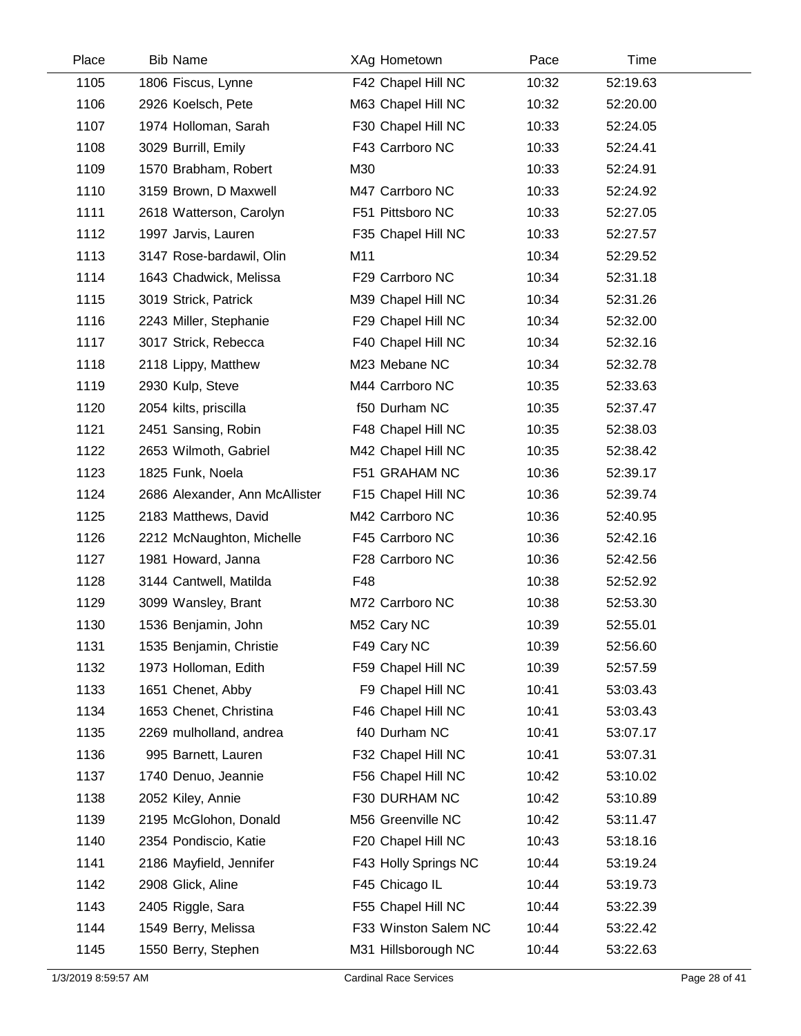| Place | Bib | Name | XAg | Hometown | Pace | Time |
|---|---|---|---|---|---|---|
| 1105 | 1806 | Fiscus, Lynne | F42 | Chapel Hill NC | 10:32 | 52:19.63 |
| 1106 | 2926 | Koelsch, Pete | M63 | Chapel Hill NC | 10:32 | 52:20.00 |
| 1107 | 1974 | Holloman, Sarah | F30 | Chapel Hill NC | 10:33 | 52:24.05 |
| 1108 | 3029 | Burrill, Emily | F43 | Carrboro NC | 10:33 | 52:24.41 |
| 1109 | 1570 | Brabham, Robert | M30 | | 10:33 | 52:24.91 |
| 1110 | 3159 | Brown, D Maxwell | M47 | Carrboro NC | 10:33 | 52:24.92 |
| 1111 | 2618 | Watterson, Carolyn | F51 | Pittsboro NC | 10:33 | 52:27.05 |
| 1112 | 1997 | Jarvis, Lauren | F35 | Chapel Hill NC | 10:33 | 52:27.57 |
| 1113 | 3147 | Rose-bardawil, Olin | M11 | | 10:34 | 52:29.52 |
| 1114 | 1643 | Chadwick, Melissa | F29 | Carrboro NC | 10:34 | 52:31.18 |
| 1115 | 3019 | Strick, Patrick | M39 | Chapel Hill NC | 10:34 | 52:31.26 |
| 1116 | 2243 | Miller, Stephanie | F29 | Chapel Hill NC | 10:34 | 52:32.00 |
| 1117 | 3017 | Strick, Rebecca | F40 | Chapel Hill NC | 10:34 | 52:32.16 |
| 1118 | 2118 | Lippy, Matthew | M23 | Mebane NC | 10:34 | 52:32.78 |
| 1119 | 2930 | Kulp, Steve | M44 | Carrboro NC | 10:35 | 52:33.63 |
| 1120 | 2054 | kilts, priscilla | f50 | Durham NC | 10:35 | 52:37.47 |
| 1121 | 2451 | Sansing, Robin | F48 | Chapel Hill NC | 10:35 | 52:38.03 |
| 1122 | 2653 | Wilmoth, Gabriel | M42 | Chapel Hill NC | 10:35 | 52:38.42 |
| 1123 | 1825 | Funk, Noela | F51 | GRAHAM NC | 10:36 | 52:39.17 |
| 1124 | 2686 | Alexander, Ann McAllister | F15 | Chapel Hill NC | 10:36 | 52:39.74 |
| 1125 | 2183 | Matthews, David | M42 | Carrboro NC | 10:36 | 52:40.95 |
| 1126 | 2212 | McNaughton, Michelle | F45 | Carrboro NC | 10:36 | 52:42.16 |
| 1127 | 1981 | Howard, Janna | F28 | Carrboro NC | 10:36 | 52:42.56 |
| 1128 | 3144 | Cantwell, Matilda | F48 | | 10:38 | 52:52.92 |
| 1129 | 3099 | Wansley, Brant | M72 | Carrboro NC | 10:38 | 52:53.30 |
| 1130 | 1536 | Benjamin, John | M52 | Cary NC | 10:39 | 52:55.01 |
| 1131 | 1535 | Benjamin, Christie | F49 | Cary NC | 10:39 | 52:56.60 |
| 1132 | 1973 | Holloman, Edith | F59 | Chapel Hill NC | 10:39 | 52:57.59 |
| 1133 | 1651 | Chenet, Abby | F9 | Chapel Hill NC | 10:41 | 53:03.43 |
| 1134 | 1653 | Chenet, Christina | F46 | Chapel Hill NC | 10:41 | 53:03.43 |
| 1135 | 2269 | mulholland, andrea | f40 | Durham NC | 10:41 | 53:07.17 |
| 1136 | 995 | Barnett, Lauren | F32 | Chapel Hill NC | 10:41 | 53:07.31 |
| 1137 | 1740 | Denuo, Jeannie | F56 | Chapel Hill NC | 10:42 | 53:10.02 |
| 1138 | 2052 | Kiley, Annie | F30 | DURHAM NC | 10:42 | 53:10.89 |
| 1139 | 2195 | McGlohon, Donald | M56 | Greenville NC | 10:42 | 53:11.47 |
| 1140 | 2354 | Pondiscio, Katie | F20 | Chapel Hill NC | 10:43 | 53:18.16 |
| 1141 | 2186 | Mayfield, Jennifer | F43 | Holly Springs NC | 10:44 | 53:19.24 |
| 1142 | 2908 | Glick, Aline | F45 | Chicago IL | 10:44 | 53:19.73 |
| 1143 | 2405 | Riggle, Sara | F55 | Chapel Hill NC | 10:44 | 53:22.39 |
| 1144 | 1549 | Berry, Melissa | F33 | Winston Salem NC | 10:44 | 53:22.42 |
| 1145 | 1550 | Berry, Stephen | M31 | Hillsborough NC | 10:44 | 53:22.63 |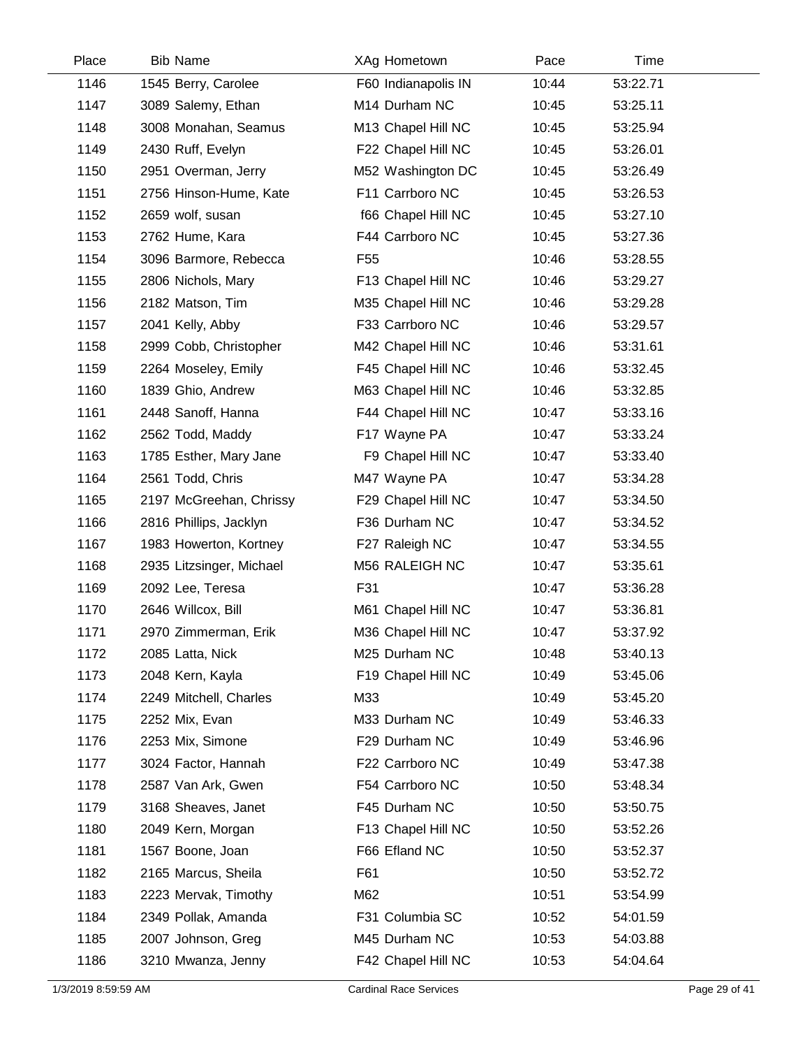| Place | Bib | Name | XAg | Hometown | Pace | Time |
|---|---|---|---|---|---|---|
| 1146 | 1545 | Berry, Carolee | F60 | Indianapolis IN | 10:44 | 53:22.71 |
| 1147 | 3089 | Salemy, Ethan | M14 | Durham NC | 10:45 | 53:25.11 |
| 1148 | 3008 | Monahan, Seamus | M13 | Chapel Hill NC | 10:45 | 53:25.94 |
| 1149 | 2430 | Ruff, Evelyn | F22 | Chapel Hill NC | 10:45 | 53:26.01 |
| 1150 | 2951 | Overman, Jerry | M52 | Washington DC | 10:45 | 53:26.49 |
| 1151 | 2756 | Hinson-Hume, Kate | F11 | Carrboro NC | 10:45 | 53:26.53 |
| 1152 | 2659 | wolf, susan | f66 | Chapel Hill NC | 10:45 | 53:27.10 |
| 1153 | 2762 | Hume, Kara | F44 | Carrboro NC | 10:45 | 53:27.36 |
| 1154 | 3096 | Barmore, Rebecca | F55 | | 10:46 | 53:28.55 |
| 1155 | 2806 | Nichols, Mary | F13 | Chapel Hill NC | 10:46 | 53:29.27 |
| 1156 | 2182 | Matson, Tim | M35 | Chapel Hill NC | 10:46 | 53:29.28 |
| 1157 | 2041 | Kelly, Abby | F33 | Carrboro NC | 10:46 | 53:29.57 |
| 1158 | 2999 | Cobb, Christopher | M42 | Chapel Hill NC | 10:46 | 53:31.61 |
| 1159 | 2264 | Moseley, Emily | F45 | Chapel Hill NC | 10:46 | 53:32.45 |
| 1160 | 1839 | Ghio, Andrew | M63 | Chapel Hill NC | 10:46 | 53:32.85 |
| 1161 | 2448 | Sanoff, Hanna | F44 | Chapel Hill NC | 10:47 | 53:33.16 |
| 1162 | 2562 | Todd, Maddy | F17 | Wayne PA | 10:47 | 53:33.24 |
| 1163 | 1785 | Esther, Mary Jane | F9 | Chapel Hill NC | 10:47 | 53:33.40 |
| 1164 | 2561 | Todd, Chris | M47 | Wayne PA | 10:47 | 53:34.28 |
| 1165 | 2197 | McGreehan, Chrissy | F29 | Chapel Hill NC | 10:47 | 53:34.50 |
| 1166 | 2816 | Phillips, Jacklyn | F36 | Durham NC | 10:47 | 53:34.52 |
| 1167 | 1983 | Howerton, Kortney | F27 | Raleigh NC | 10:47 | 53:34.55 |
| 1168 | 2935 | Litzsinger, Michael | M56 | RALEIGH NC | 10:47 | 53:35.61 |
| 1169 | 2092 | Lee, Teresa | F31 | | 10:47 | 53:36.28 |
| 1170 | 2646 | Willcox, Bill | M61 | Chapel Hill NC | 10:47 | 53:36.81 |
| 1171 | 2970 | Zimmerman, Erik | M36 | Chapel Hill NC | 10:47 | 53:37.92 |
| 1172 | 2085 | Latta, Nick | M25 | Durham NC | 10:48 | 53:40.13 |
| 1173 | 2048 | Kern, Kayla | F19 | Chapel Hill NC | 10:49 | 53:45.06 |
| 1174 | 2249 | Mitchell, Charles | M33 | | 10:49 | 53:45.20 |
| 1175 | 2252 | Mix, Evan | M33 | Durham NC | 10:49 | 53:46.33 |
| 1176 | 2253 | Mix, Simone | F29 | Durham NC | 10:49 | 53:46.96 |
| 1177 | 3024 | Factor, Hannah | F22 | Carrboro NC | 10:49 | 53:47.38 |
| 1178 | 2587 | Van Ark, Gwen | F54 | Carrboro NC | 10:50 | 53:48.34 |
| 1179 | 3168 | Sheaves, Janet | F45 | Durham NC | 10:50 | 53:50.75 |
| 1180 | 2049 | Kern, Morgan | F13 | Chapel Hill NC | 10:50 | 53:52.26 |
| 1181 | 1567 | Boone, Joan | F66 | Efland NC | 10:50 | 53:52.37 |
| 1182 | 2165 | Marcus, Sheila | F61 | | 10:50 | 53:52.72 |
| 1183 | 2223 | Mervak, Timothy | M62 | | 10:51 | 53:54.99 |
| 1184 | 2349 | Pollak, Amanda | F31 | Columbia SC | 10:52 | 54:01.59 |
| 1185 | 2007 | Johnson, Greg | M45 | Durham NC | 10:53 | 54:03.88 |
| 1186 | 3210 | Mwanza, Jenny | F42 | Chapel Hill NC | 10:53 | 54:04.64 |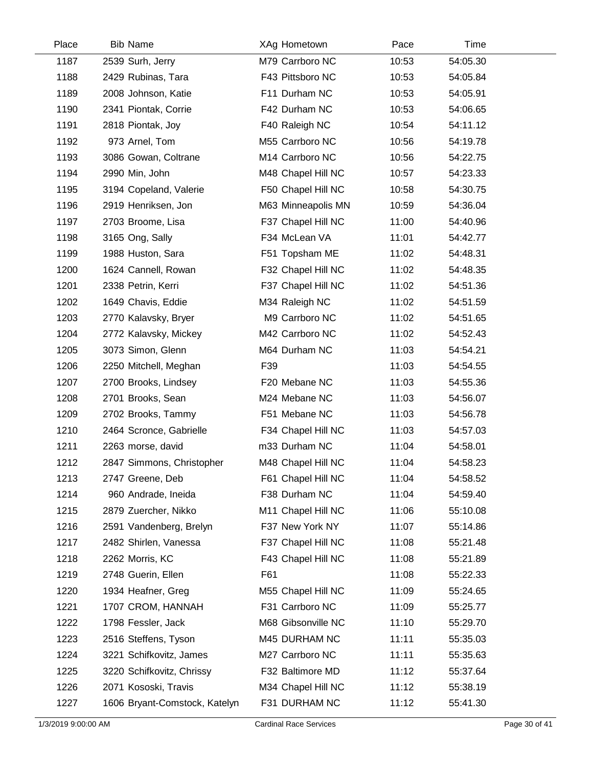| Place | Bib | Name | XAg | Hometown | Pace | Time |
|---|---|---|---|---|---|---|
| 1187 | 2539 | Surh, Jerry | M79 | Carrboro NC | 10:53 | 54:05.30 |
| 1188 | 2429 | Rubinas, Tara | F43 | Pittsboro NC | 10:53 | 54:05.84 |
| 1189 | 2008 | Johnson, Katie | F11 | Durham NC | 10:53 | 54:05.91 |
| 1190 | 2341 | Piontak, Corrie | F42 | Durham NC | 10:53 | 54:06.65 |
| 1191 | 2818 | Piontak, Joy | F40 | Raleigh NC | 10:54 | 54:11.12 |
| 1192 | 973 | Arnel, Tom | M55 | Carrboro NC | 10:56 | 54:19.78 |
| 1193 | 3086 | Gowan, Coltrane | M14 | Carrboro NC | 10:56 | 54:22.75 |
| 1194 | 2990 | Min, John | M48 | Chapel Hill NC | 10:57 | 54:23.33 |
| 1195 | 3194 | Copeland, Valerie | F50 | Chapel Hill NC | 10:58 | 54:30.75 |
| 1196 | 2919 | Henriksen, Jon | M63 | Minneapolis MN | 10:59 | 54:36.04 |
| 1197 | 2703 | Broome, Lisa | F37 | Chapel Hill NC | 11:00 | 54:40.96 |
| 1198 | 3165 | Ong, Sally | F34 | McLean VA | 11:01 | 54:42.77 |
| 1199 | 1988 | Huston, Sara | F51 | Topsham ME | 11:02 | 54:48.31 |
| 1200 | 1624 | Cannell, Rowan | F32 | Chapel Hill NC | 11:02 | 54:48.35 |
| 1201 | 2338 | Petrin, Kerri | F37 | Chapel Hill NC | 11:02 | 54:51.36 |
| 1202 | 1649 | Chavis, Eddie | M34 | Raleigh NC | 11:02 | 54:51.59 |
| 1203 | 2770 | Kalavsky, Bryer | M9 | Carrboro NC | 11:02 | 54:51.65 |
| 1204 | 2772 | Kalavsky, Mickey | M42 | Carrboro NC | 11:02 | 54:52.43 |
| 1205 | 3073 | Simon, Glenn | M64 | Durham NC | 11:03 | 54:54.21 |
| 1206 | 2250 | Mitchell, Meghan | F39 | | 11:03 | 54:54.55 |
| 1207 | 2700 | Brooks, Lindsey | F20 | Mebane NC | 11:03 | 54:55.36 |
| 1208 | 2701 | Brooks, Sean | M24 | Mebane NC | 11:03 | 54:56.07 |
| 1209 | 2702 | Brooks, Tammy | F51 | Mebane NC | 11:03 | 54:56.78 |
| 1210 | 2464 | Scronce, Gabrielle | F34 | Chapel Hill NC | 11:03 | 54:57.03 |
| 1211 | 2263 | morse, david | m33 | Durham NC | 11:04 | 54:58.01 |
| 1212 | 2847 | Simmons, Christopher | M48 | Chapel Hill NC | 11:04 | 54:58.23 |
| 1213 | 2747 | Greene, Deb | F61 | Chapel Hill NC | 11:04 | 54:58.52 |
| 1214 | 960 | Andrade, Ineida | F38 | Durham NC | 11:04 | 54:59.40 |
| 1215 | 2879 | Zuercher, Nikko | M11 | Chapel Hill NC | 11:06 | 55:10.08 |
| 1216 | 2591 | Vandenberg, Brelyn | F37 | New York NY | 11:07 | 55:14.86 |
| 1217 | 2482 | Shirlen, Vanessa | F37 | Chapel Hill NC | 11:08 | 55:21.48 |
| 1218 | 2262 | Morris, KC | F43 | Chapel Hill NC | 11:08 | 55:21.89 |
| 1219 | 2748 | Guerin, Ellen | F61 | | 11:08 | 55:22.33 |
| 1220 | 1934 | Heafner, Greg | M55 | Chapel Hill NC | 11:09 | 55:24.65 |
| 1221 | 1707 | CROM, HANNAH | F31 | Carrboro NC | 11:09 | 55:25.77 |
| 1222 | 1798 | Fessler, Jack | M68 | Gibsonville NC | 11:10 | 55:29.70 |
| 1223 | 2516 | Steffens, Tyson | M45 | DURHAM NC | 11:11 | 55:35.03 |
| 1224 | 3221 | Schifkovitz, James | M27 | Carrboro NC | 11:11 | 55:35.63 |
| 1225 | 3220 | Schifkovitz, Chrissy | F32 | Baltimore MD | 11:12 | 55:37.64 |
| 1226 | 2071 | Kososki, Travis | M34 | Chapel Hill NC | 11:12 | 55:38.19 |
| 1227 | 1606 | Bryant-Comstock, Katelyn | F31 | DURHAM NC | 11:12 | 55:41.30 |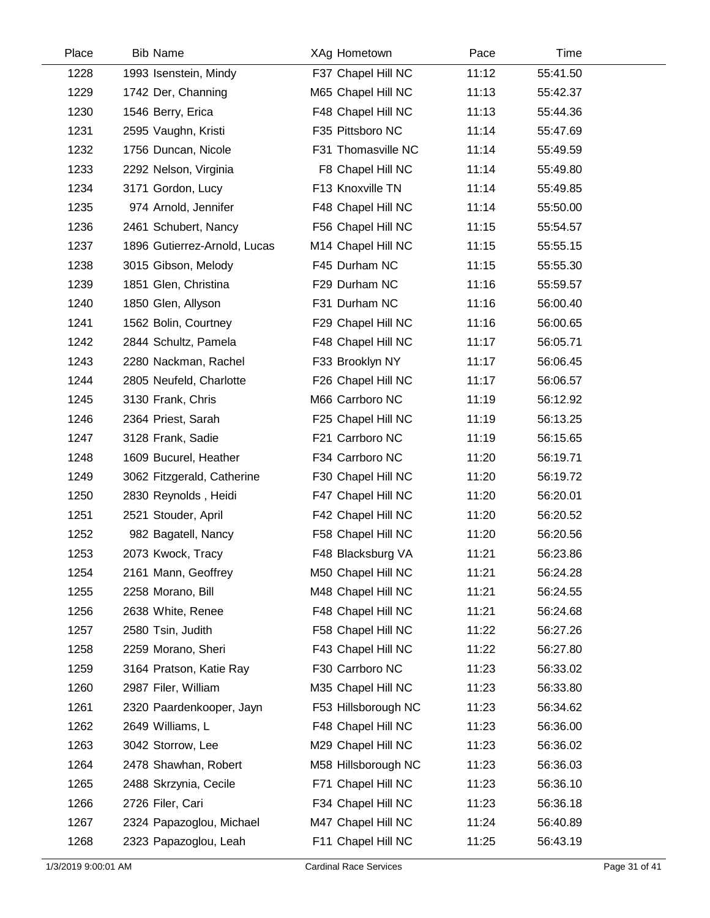| Place | Bib | Name | XAg | Hometown | Pace | Time |
|---|---|---|---|---|---|---|
| 1228 | 1993 | Isenstein, Mindy | F37 | Chapel Hill NC | 11:12 | 55:41.50 |
| 1229 | 1742 | Der, Channing | M65 | Chapel Hill NC | 11:13 | 55:42.37 |
| 1230 | 1546 | Berry, Erica | F48 | Chapel Hill NC | 11:13 | 55:44.36 |
| 1231 | 2595 | Vaughn, Kristi | F35 | Pittsboro NC | 11:14 | 55:47.69 |
| 1232 | 1756 | Duncan, Nicole | F31 | Thomasville NC | 11:14 | 55:49.59 |
| 1233 | 2292 | Nelson, Virginia | F8 | Chapel Hill NC | 11:14 | 55:49.80 |
| 1234 | 3171 | Gordon, Lucy | F13 | Knoxville TN | 11:14 | 55:49.85 |
| 1235 | 974 | Arnold, Jennifer | F48 | Chapel Hill NC | 11:14 | 55:50.00 |
| 1236 | 2461 | Schubert, Nancy | F56 | Chapel Hill NC | 11:15 | 55:54.57 |
| 1237 | 1896 | Gutierrez-Arnold, Lucas | M14 | Chapel Hill NC | 11:15 | 55:55.15 |
| 1238 | 3015 | Gibson, Melody | F45 | Durham NC | 11:15 | 55:55.30 |
| 1239 | 1851 | Glen, Christina | F29 | Durham NC | 11:16 | 55:59.57 |
| 1240 | 1850 | Glen, Allyson | F31 | Durham NC | 11:16 | 56:00.40 |
| 1241 | 1562 | Bolin, Courtney | F29 | Chapel Hill NC | 11:16 | 56:00.65 |
| 1242 | 2844 | Schultz, Pamela | F48 | Chapel Hill NC | 11:17 | 56:05.71 |
| 1243 | 2280 | Nackman, Rachel | F33 | Brooklyn NY | 11:17 | 56:06.45 |
| 1244 | 2805 | Neufeld, Charlotte | F26 | Chapel Hill NC | 11:17 | 56:06.57 |
| 1245 | 3130 | Frank, Chris | M66 | Carrboro NC | 11:19 | 56:12.92 |
| 1246 | 2364 | Priest, Sarah | F25 | Chapel Hill NC | 11:19 | 56:13.25 |
| 1247 | 3128 | Frank, Sadie | F21 | Carrboro NC | 11:19 | 56:15.65 |
| 1248 | 1609 | Bucurel, Heather | F34 | Carrboro NC | 11:20 | 56:19.71 |
| 1249 | 3062 | Fitzgerald, Catherine | F30 | Chapel Hill NC | 11:20 | 56:19.72 |
| 1250 | 2830 | Reynolds , Heidi | F47 | Chapel Hill NC | 11:20 | 56:20.01 |
| 1251 | 2521 | Stouder, April | F42 | Chapel Hill NC | 11:20 | 56:20.52 |
| 1252 | 982 | Bagatell, Nancy | F58 | Chapel Hill NC | 11:20 | 56:20.56 |
| 1253 | 2073 | Kwock, Tracy | F48 | Blacksburg VA | 11:21 | 56:23.86 |
| 1254 | 2161 | Mann, Geoffrey | M50 | Chapel Hill NC | 11:21 | 56:24.28 |
| 1255 | 2258 | Morano, Bill | M48 | Chapel Hill NC | 11:21 | 56:24.55 |
| 1256 | 2638 | White, Renee | F48 | Chapel Hill NC | 11:21 | 56:24.68 |
| 1257 | 2580 | Tsin, Judith | F58 | Chapel Hill NC | 11:22 | 56:27.26 |
| 1258 | 2259 | Morano, Sheri | F43 | Chapel Hill NC | 11:22 | 56:27.80 |
| 1259 | 3164 | Pratson, Katie Ray | F30 | Carrboro NC | 11:23 | 56:33.02 |
| 1260 | 2987 | Filer, William | M35 | Chapel Hill NC | 11:23 | 56:33.80 |
| 1261 | 2320 | Paardenkooper, Jayn | F53 | Hillsborough NC | 11:23 | 56:34.62 |
| 1262 | 2649 | Williams, L | F48 | Chapel Hill NC | 11:23 | 56:36.00 |
| 1263 | 3042 | Storrow, Lee | M29 | Chapel Hill NC | 11:23 | 56:36.02 |
| 1264 | 2478 | Shawhan, Robert | M58 | Hillsborough NC | 11:23 | 56:36.03 |
| 1265 | 2488 | Skrzynia, Cecile | F71 | Chapel Hill NC | 11:23 | 56:36.10 |
| 1266 | 2726 | Filer, Cari | F34 | Chapel Hill NC | 11:23 | 56:36.18 |
| 1267 | 2324 | Papazoglou, Michael | M47 | Chapel Hill NC | 11:24 | 56:40.89 |
| 1268 | 2323 | Papazoglou, Leah | F11 | Chapel Hill NC | 11:25 | 56:43.19 |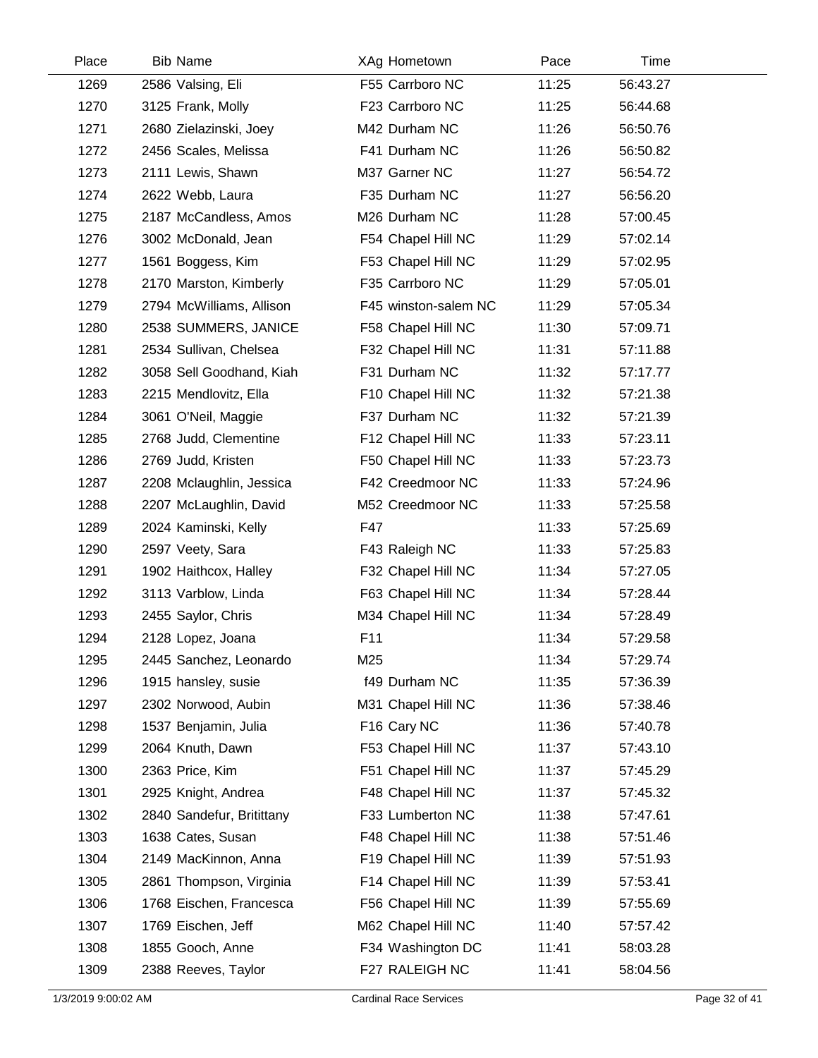| Place | Bib | Name | XAg | Hometown | Pace | Time |
|---|---|---|---|---|---|---|
| 1269 | 2586 | Valsing, Eli | F55 | Carrboro NC | 11:25 | 56:43.27 |
| 1270 | 3125 | Frank, Molly | F23 | Carrboro NC | 11:25 | 56:44.68 |
| 1271 | 2680 | Zielazinski, Joey | M42 | Durham NC | 11:26 | 56:50.76 |
| 1272 | 2456 | Scales, Melissa | F41 | Durham NC | 11:26 | 56:50.82 |
| 1273 | 2111 | Lewis, Shawn | M37 | Garner NC | 11:27 | 56:54.72 |
| 1274 | 2622 | Webb, Laura | F35 | Durham NC | 11:27 | 56:56.20 |
| 1275 | 2187 | McCandless, Amos | M26 | Durham NC | 11:28 | 57:00.45 |
| 1276 | 3002 | McDonald, Jean | F54 | Chapel Hill NC | 11:29 | 57:02.14 |
| 1277 | 1561 | Boggess, Kim | F53 | Chapel Hill NC | 11:29 | 57:02.95 |
| 1278 | 2170 | Marston, Kimberly | F35 | Carrboro NC | 11:29 | 57:05.01 |
| 1279 | 2794 | McWilliams, Allison | F45 | winston-salem NC | 11:29 | 57:05.34 |
| 1280 | 2538 | SUMMERS, JANICE | F58 | Chapel Hill NC | 11:30 | 57:09.71 |
| 1281 | 2534 | Sullivan, Chelsea | F32 | Chapel Hill NC | 11:31 | 57:11.88 |
| 1282 | 3058 | Sell Goodhand, Kiah | F31 | Durham NC | 11:32 | 57:17.77 |
| 1283 | 2215 | Mendlovitz, Ella | F10 | Chapel Hill NC | 11:32 | 57:21.38 |
| 1284 | 3061 | O'Neil, Maggie | F37 | Durham NC | 11:32 | 57:21.39 |
| 1285 | 2768 | Judd, Clementine | F12 | Chapel Hill NC | 11:33 | 57:23.11 |
| 1286 | 2769 | Judd, Kristen | F50 | Chapel Hill NC | 11:33 | 57:23.73 |
| 1287 | 2208 | Mclaughlin, Jessica | F42 | Creedmoor NC | 11:33 | 57:24.96 |
| 1288 | 2207 | McLaughlin, David | M52 | Creedmoor NC | 11:33 | 57:25.58 |
| 1289 | 2024 | Kaminski, Kelly | F47 | | 11:33 | 57:25.69 |
| 1290 | 2597 | Veety, Sara | F43 | Raleigh NC | 11:33 | 57:25.83 |
| 1291 | 1902 | Haithcox, Halley | F32 | Chapel Hill NC | 11:34 | 57:27.05 |
| 1292 | 3113 | Varblow, Linda | F63 | Chapel Hill NC | 11:34 | 57:28.44 |
| 1293 | 2455 | Saylor, Chris | M34 | Chapel Hill NC | 11:34 | 57:28.49 |
| 1294 | 2128 | Lopez, Joana | F11 | | 11:34 | 57:29.58 |
| 1295 | 2445 | Sanchez, Leonardo | M25 | | 11:34 | 57:29.74 |
| 1296 | 1915 | hansley, susie | f49 | Durham NC | 11:35 | 57:36.39 |
| 1297 | 2302 | Norwood, Aubin | M31 | Chapel Hill NC | 11:36 | 57:38.46 |
| 1298 | 1537 | Benjamin, Julia | F16 | Cary NC | 11:36 | 57:40.78 |
| 1299 | 2064 | Knuth, Dawn | F53 | Chapel Hill NC | 11:37 | 57:43.10 |
| 1300 | 2363 | Price, Kim | F51 | Chapel Hill NC | 11:37 | 57:45.29 |
| 1301 | 2925 | Knight, Andrea | F48 | Chapel Hill NC | 11:37 | 57:45.32 |
| 1302 | 2840 | Sandefur, Britittany | F33 | Lumberton NC | 11:38 | 57:47.61 |
| 1303 | 1638 | Cates, Susan | F48 | Chapel Hill NC | 11:38 | 57:51.46 |
| 1304 | 2149 | MacKinnon, Anna | F19 | Chapel Hill NC | 11:39 | 57:51.93 |
| 1305 | 2861 | Thompson, Virginia | F14 | Chapel Hill NC | 11:39 | 57:53.41 |
| 1306 | 1768 | Eischen, Francesca | F56 | Chapel Hill NC | 11:39 | 57:55.69 |
| 1307 | 1769 | Eischen, Jeff | M62 | Chapel Hill NC | 11:40 | 57:57.42 |
| 1308 | 1855 | Gooch, Anne | F34 | Washington DC | 11:41 | 58:03.28 |
| 1309 | 2388 | Reeves, Taylor | F27 | RALEIGH NC | 11:41 | 58:04.56 |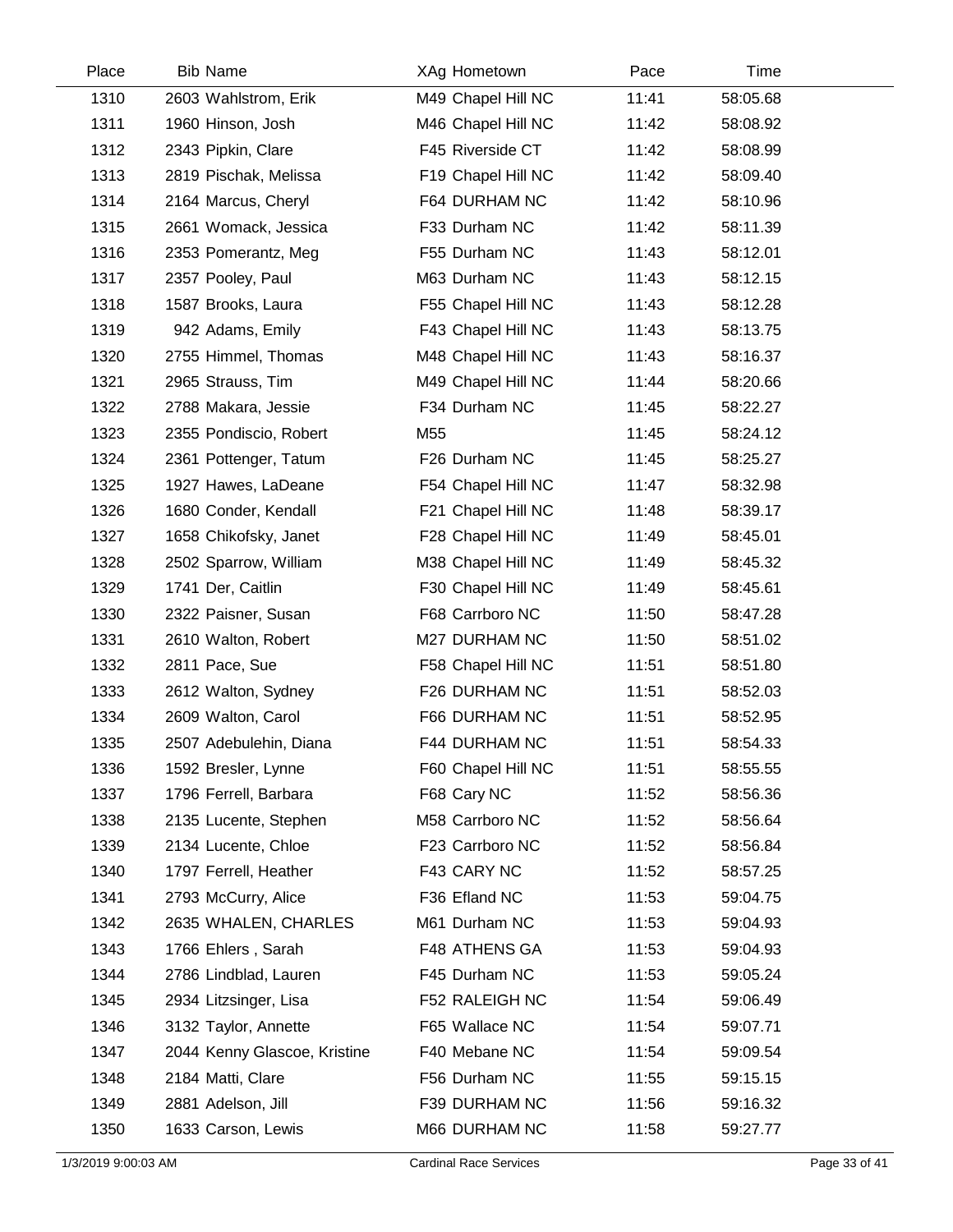| Place | Bib | Name | XAg | Hometown | Pace | Time |
|---|---|---|---|---|---|---|
| 1310 | 2603 | Wahlstrom, Erik | M49 | Chapel Hill NC | 11:41 | 58:05.68 |
| 1311 | 1960 | Hinson, Josh | M46 | Chapel Hill NC | 11:42 | 58:08.92 |
| 1312 | 2343 | Pipkin, Clare | F45 | Riverside CT | 11:42 | 58:08.99 |
| 1313 | 2819 | Pischak, Melissa | F19 | Chapel Hill NC | 11:42 | 58:09.40 |
| 1314 | 2164 | Marcus, Cheryl | F64 | DURHAM NC | 11:42 | 58:10.96 |
| 1315 | 2661 | Womack, Jessica | F33 | Durham NC | 11:42 | 58:11.39 |
| 1316 | 2353 | Pomerantz, Meg | F55 | Durham NC | 11:43 | 58:12.01 |
| 1317 | 2357 | Pooley, Paul | M63 | Durham NC | 11:43 | 58:12.15 |
| 1318 | 1587 | Brooks, Laura | F55 | Chapel Hill NC | 11:43 | 58:12.28 |
| 1319 | 942 | Adams, Emily | F43 | Chapel Hill NC | 11:43 | 58:13.75 |
| 1320 | 2755 | Himmel, Thomas | M48 | Chapel Hill NC | 11:43 | 58:16.37 |
| 1321 | 2965 | Strauss, Tim | M49 | Chapel Hill NC | 11:44 | 58:20.66 |
| 1322 | 2788 | Makara, Jessie | F34 | Durham NC | 11:45 | 58:22.27 |
| 1323 | 2355 | Pondiscio, Robert | M55 | | 11:45 | 58:24.12 |
| 1324 | 2361 | Pottenger, Tatum | F26 | Durham NC | 11:45 | 58:25.27 |
| 1325 | 1927 | Hawes, LaDeane | F54 | Chapel Hill NC | 11:47 | 58:32.98 |
| 1326 | 1680 | Conder, Kendall | F21 | Chapel Hill NC | 11:48 | 58:39.17 |
| 1327 | 1658 | Chikofsky, Janet | F28 | Chapel Hill NC | 11:49 | 58:45.01 |
| 1328 | 2502 | Sparrow, William | M38 | Chapel Hill NC | 11:49 | 58:45.32 |
| 1329 | 1741 | Der, Caitlin | F30 | Chapel Hill NC | 11:49 | 58:45.61 |
| 1330 | 2322 | Paisner, Susan | F68 | Carrboro NC | 11:50 | 58:47.28 |
| 1331 | 2610 | Walton, Robert | M27 | DURHAM NC | 11:50 | 58:51.02 |
| 1332 | 2811 | Pace, Sue | F58 | Chapel Hill NC | 11:51 | 58:51.80 |
| 1333 | 2612 | Walton, Sydney | F26 | DURHAM NC | 11:51 | 58:52.03 |
| 1334 | 2609 | Walton, Carol | F66 | DURHAM NC | 11:51 | 58:52.95 |
| 1335 | 2507 | Adebulehin, Diana | F44 | DURHAM NC | 11:51 | 58:54.33 |
| 1336 | 1592 | Bresler, Lynne | F60 | Chapel Hill NC | 11:51 | 58:55.55 |
| 1337 | 1796 | Ferrell, Barbara | F68 | Cary NC | 11:52 | 58:56.36 |
| 1338 | 2135 | Lucente, Stephen | M58 | Carrboro NC | 11:52 | 58:56.64 |
| 1339 | 2134 | Lucente, Chloe | F23 | Carrboro NC | 11:52 | 58:56.84 |
| 1340 | 1797 | Ferrell, Heather | F43 | CARY NC | 11:52 | 58:57.25 |
| 1341 | 2793 | McCurry, Alice | F36 | Efland NC | 11:53 | 59:04.75 |
| 1342 | 2635 | WHALEN, CHARLES | M61 | Durham NC | 11:53 | 59:04.93 |
| 1343 | 1766 | Ehlers , Sarah | F48 | ATHENS GA | 11:53 | 59:04.93 |
| 1344 | 2786 | Lindblad, Lauren | F45 | Durham NC | 11:53 | 59:05.24 |
| 1345 | 2934 | Litzsinger, Lisa | F52 | RALEIGH NC | 11:54 | 59:06.49 |
| 1346 | 3132 | Taylor, Annette | F65 | Wallace NC | 11:54 | 59:07.71 |
| 1347 | 2044 | Kenny Glascoe, Kristine | F40 | Mebane NC | 11:54 | 59:09.54 |
| 1348 | 2184 | Matti, Clare | F56 | Durham NC | 11:55 | 59:15.15 |
| 1349 | 2881 | Adelson, Jill | F39 | DURHAM NC | 11:56 | 59:16.32 |
| 1350 | 1633 | Carson, Lewis | M66 | DURHAM NC | 11:58 | 59:27.77 |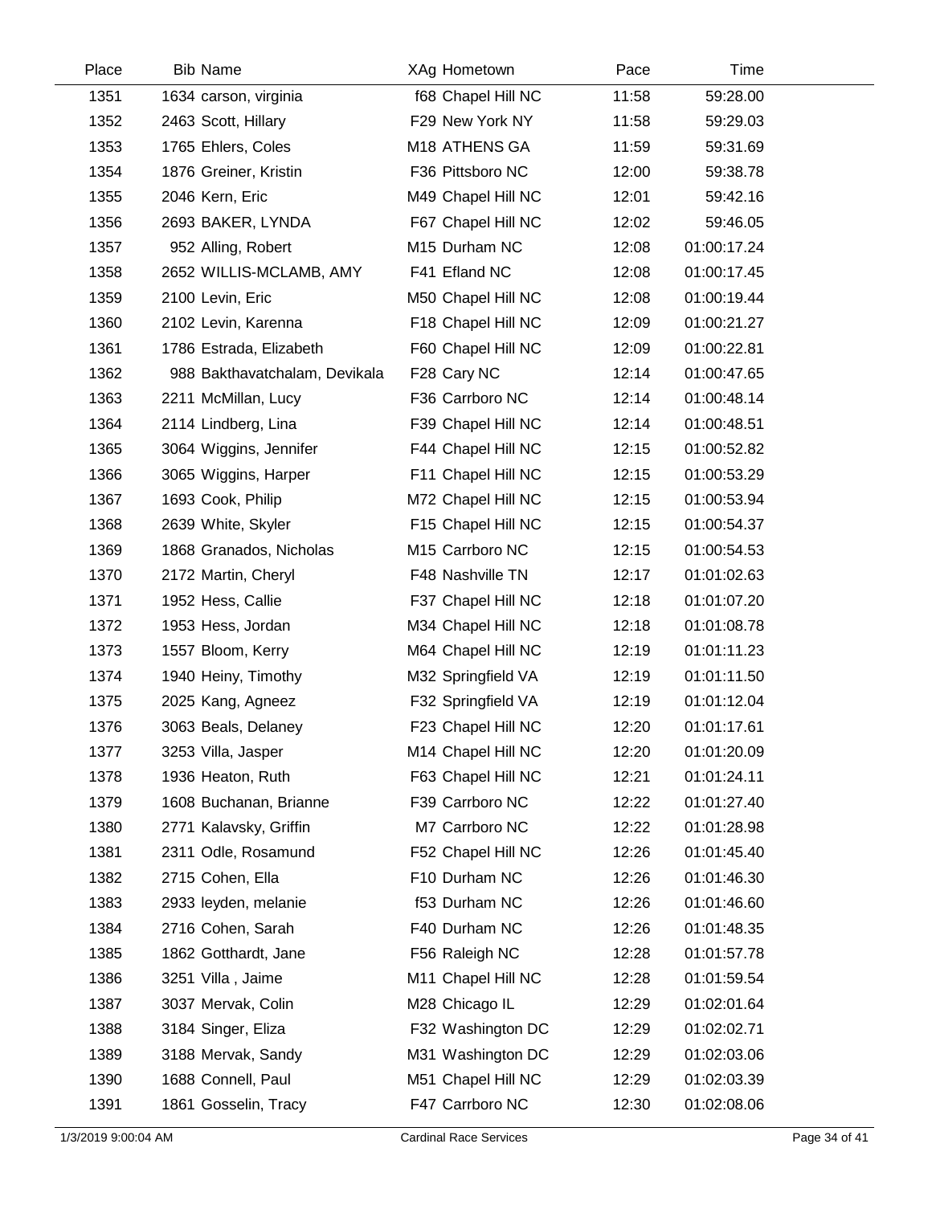| Place | Bib | Name | XAg | Hometown | Pace | Time |
|---|---|---|---|---|---|---|
| 1351 | 1634 | carson, virginia | f68 | Chapel Hill NC | 11:58 | 59:28.00 |
| 1352 | 2463 | Scott, Hillary | F29 | New York NY | 11:58 | 59:29.03 |
| 1353 | 1765 | Ehlers, Coles | M18 | ATHENS GA | 11:59 | 59:31.69 |
| 1354 | 1876 | Greiner, Kristin | F36 | Pittsboro NC | 12:00 | 59:38.78 |
| 1355 | 2046 | Kern, Eric | M49 | Chapel Hill NC | 12:01 | 59:42.16 |
| 1356 | 2693 | BAKER, LYNDA | F67 | Chapel Hill NC | 12:02 | 59:46.05 |
| 1357 | 952 | Alling, Robert | M15 | Durham NC | 12:08 | 01:00:17.24 |
| 1358 | 2652 | WILLIS-MCLAMB, AMY | F41 | Efland NC | 12:08 | 01:00:17.45 |
| 1359 | 2100 | Levin, Eric | M50 | Chapel Hill NC | 12:08 | 01:00:19.44 |
| 1360 | 2102 | Levin, Karenna | F18 | Chapel Hill NC | 12:09 | 01:00:21.27 |
| 1361 | 1786 | Estrada, Elizabeth | F60 | Chapel Hill NC | 12:09 | 01:00:22.81 |
| 1362 | 988 | Bakthavatchalam, Devikala | F28 | Cary NC | 12:14 | 01:00:47.65 |
| 1363 | 2211 | McMillan, Lucy | F36 | Carrboro NC | 12:14 | 01:00:48.14 |
| 1364 | 2114 | Lindberg, Lina | F39 | Chapel Hill NC | 12:14 | 01:00:48.51 |
| 1365 | 3064 | Wiggins, Jennifer | F44 | Chapel Hill NC | 12:15 | 01:00:52.82 |
| 1366 | 3065 | Wiggins, Harper | F11 | Chapel Hill NC | 12:15 | 01:00:53.29 |
| 1367 | 1693 | Cook, Philip | M72 | Chapel Hill NC | 12:15 | 01:00:53.94 |
| 1368 | 2639 | White, Skyler | F15 | Chapel Hill NC | 12:15 | 01:00:54.37 |
| 1369 | 1868 | Granados, Nicholas | M15 | Carrboro NC | 12:15 | 01:00:54.53 |
| 1370 | 2172 | Martin, Cheryl | F48 | Nashville TN | 12:17 | 01:01:02.63 |
| 1371 | 1952 | Hess, Callie | F37 | Chapel Hill NC | 12:18 | 01:01:07.20 |
| 1372 | 1953 | Hess, Jordan | M34 | Chapel Hill NC | 12:18 | 01:01:08.78 |
| 1373 | 1557 | Bloom, Kerry | M64 | Chapel Hill NC | 12:19 | 01:01:11.23 |
| 1374 | 1940 | Heiny, Timothy | M32 | Springfield VA | 12:19 | 01:01:11.50 |
| 1375 | 2025 | Kang, Agneez | F32 | Springfield VA | 12:19 | 01:01:12.04 |
| 1376 | 3063 | Beals, Delaney | F23 | Chapel Hill NC | 12:20 | 01:01:17.61 |
| 1377 | 3253 | Villa, Jasper | M14 | Chapel Hill NC | 12:20 | 01:01:20.09 |
| 1378 | 1936 | Heaton, Ruth | F63 | Chapel Hill NC | 12:21 | 01:01:24.11 |
| 1379 | 1608 | Buchanan, Brianne | F39 | Carrboro NC | 12:22 | 01:01:27.40 |
| 1380 | 2771 | Kalavsky, Griffin | M7 | Carrboro NC | 12:22 | 01:01:28.98 |
| 1381 | 2311 | Odle, Rosamund | F52 | Chapel Hill NC | 12:26 | 01:01:45.40 |
| 1382 | 2715 | Cohen, Ella | F10 | Durham NC | 12:26 | 01:01:46.30 |
| 1383 | 2933 | leyden, melanie | f53 | Durham NC | 12:26 | 01:01:46.60 |
| 1384 | 2716 | Cohen, Sarah | F40 | Durham NC | 12:26 | 01:01:48.35 |
| 1385 | 1862 | Gotthardt, Jane | F56 | Raleigh NC | 12:28 | 01:01:57.78 |
| 1386 | 3251 | Villa , Jaime | M11 | Chapel Hill NC | 12:28 | 01:01:59.54 |
| 1387 | 3037 | Mervak, Colin | M28 | Chicago IL | 12:29 | 01:02:01.64 |
| 1388 | 3184 | Singer, Eliza | F32 | Washington DC | 12:29 | 01:02:02.71 |
| 1389 | 3188 | Mervak, Sandy | M31 | Washington DC | 12:29 | 01:02:03.06 |
| 1390 | 1688 | Connell, Paul | M51 | Chapel Hill NC | 12:29 | 01:02:03.39 |
| 1391 | 1861 | Gosselin, Tracy | F47 | Carrboro NC | 12:30 | 01:02:08.06 |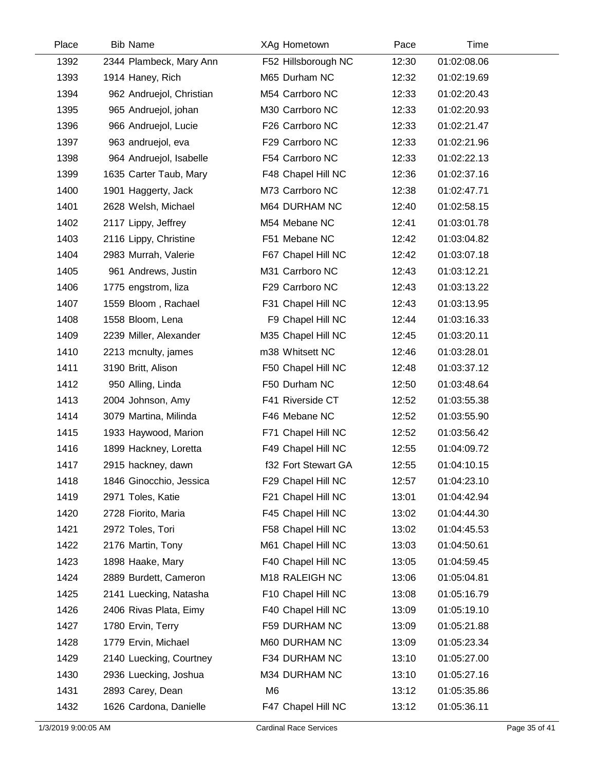| Place | Bib | Name | XAg | Hometown | Pace | Time |
|---|---|---|---|---|---|---|
| 1392 | 2344 | Plambeck, Mary Ann | F52 | Hillsborough NC | 12:30 | 01:02:08.06 |
| 1393 | 1914 | Haney, Rich | M65 | Durham NC | 12:32 | 01:02:19.69 |
| 1394 | 962 | Andruejol, Christian | M54 | Carrboro NC | 12:33 | 01:02:20.43 |
| 1395 | 965 | Andruejol, johan | M30 | Carrboro NC | 12:33 | 01:02:20.93 |
| 1396 | 966 | Andruejol, Lucie | F26 | Carrboro NC | 12:33 | 01:02:21.47 |
| 1397 | 963 | andruejol, eva | F29 | Carrboro NC | 12:33 | 01:02:21.96 |
| 1398 | 964 | Andruejol, Isabelle | F54 | Carrboro NC | 12:33 | 01:02:22.13 |
| 1399 | 1635 | Carter Taub, Mary | F48 | Chapel Hill NC | 12:36 | 01:02:37.16 |
| 1400 | 1901 | Haggerty, Jack | M73 | Carrboro NC | 12:38 | 01:02:47.71 |
| 1401 | 2628 | Welsh, Michael | M64 | DURHAM NC | 12:40 | 01:02:58.15 |
| 1402 | 2117 | Lippy, Jeffrey | M54 | Mebane NC | 12:41 | 01:03:01.78 |
| 1403 | 2116 | Lippy, Christine | F51 | Mebane NC | 12:42 | 01:03:04.82 |
| 1404 | 2983 | Murrah, Valerie | F67 | Chapel Hill NC | 12:42 | 01:03:07.18 |
| 1405 | 961 | Andrews, Justin | M31 | Carrboro NC | 12:43 | 01:03:12.21 |
| 1406 | 1775 | engstrom, liza | F29 | Carrboro NC | 12:43 | 01:03:13.22 |
| 1407 | 1559 | Bloom , Rachael | F31 | Chapel Hill NC | 12:43 | 01:03:13.95 |
| 1408 | 1558 | Bloom, Lena | F9 | Chapel Hill NC | 12:44 | 01:03:16.33 |
| 1409 | 2239 | Miller, Alexander | M35 | Chapel Hill NC | 12:45 | 01:03:20.11 |
| 1410 | 2213 | mcnulty, james | m38 | Whitsett NC | 12:46 | 01:03:28.01 |
| 1411 | 3190 | Britt, Alison | F50 | Chapel Hill NC | 12:48 | 01:03:37.12 |
| 1412 | 950 | Alling, Linda | F50 | Durham NC | 12:50 | 01:03:48.64 |
| 1413 | 2004 | Johnson, Amy | F41 | Riverside CT | 12:52 | 01:03:55.38 |
| 1414 | 3079 | Martina, Milinda | F46 | Mebane NC | 12:52 | 01:03:55.90 |
| 1415 | 1933 | Haywood, Marion | F71 | Chapel Hill NC | 12:52 | 01:03:56.42 |
| 1416 | 1899 | Hackney, Loretta | F49 | Chapel Hill NC | 12:55 | 01:04:09.72 |
| 1417 | 2915 | hackney, dawn | f32 | Fort Stewart GA | 12:55 | 01:04:10.15 |
| 1418 | 1846 | Ginocchio, Jessica | F29 | Chapel Hill NC | 12:57 | 01:04:23.10 |
| 1419 | 2971 | Toles, Katie | F21 | Chapel Hill NC | 13:01 | 01:04:42.94 |
| 1420 | 2728 | Fiorito, Maria | F45 | Chapel Hill NC | 13:02 | 01:04:44.30 |
| 1421 | 2972 | Toles, Tori | F58 | Chapel Hill NC | 13:02 | 01:04:45.53 |
| 1422 | 2176 | Martin, Tony | M61 | Chapel Hill NC | 13:03 | 01:04:50.61 |
| 1423 | 1898 | Haake, Mary | F40 | Chapel Hill NC | 13:05 | 01:04:59.45 |
| 1424 | 2889 | Burdett, Cameron | M18 | RALEIGH NC | 13:06 | 01:05:04.81 |
| 1425 | 2141 | Luecking, Natasha | F10 | Chapel Hill NC | 13:08 | 01:05:16.79 |
| 1426 | 2406 | Rivas Plata, Eimy | F40 | Chapel Hill NC | 13:09 | 01:05:19.10 |
| 1427 | 1780 | Ervin, Terry | F59 | DURHAM NC | 13:09 | 01:05:21.88 |
| 1428 | 1779 | Ervin, Michael | M60 | DURHAM NC | 13:09 | 01:05:23.34 |
| 1429 | 2140 | Luecking, Courtney | F34 | DURHAM NC | 13:10 | 01:05:27.00 |
| 1430 | 2936 | Luecking, Joshua | M34 | DURHAM NC | 13:10 | 01:05:27.16 |
| 1431 | 2893 | Carey, Dean | M6 | | 13:12 | 01:05:35.86 |
| 1432 | 1626 | Cardona, Danielle | F47 | Chapel Hill NC | 13:12 | 01:05:36.11 |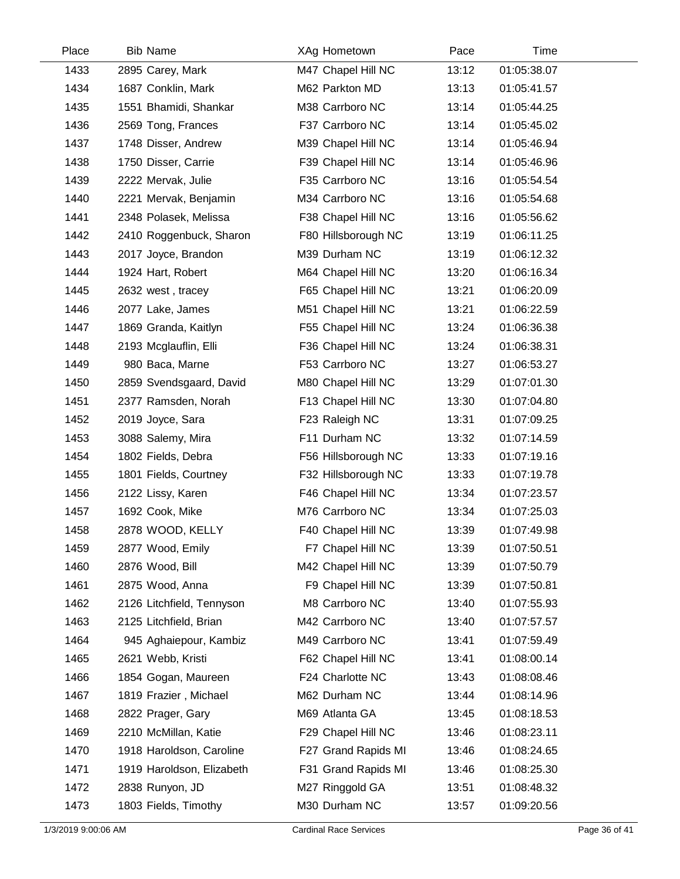| Place | Bib | Name | XAg | Hometown | Pace | Time |
|---|---|---|---|---|---|---|
| 1433 | 2895 | Carey, Mark | M47 | Chapel Hill NC | 13:12 | 01:05:38.07 |
| 1434 | 1687 | Conklin, Mark | M62 | Parkton MD | 13:13 | 01:05:41.57 |
| 1435 | 1551 | Bhamidi, Shankar | M38 | Carrboro NC | 13:14 | 01:05:44.25 |
| 1436 | 2569 | Tong, Frances | F37 | Carrboro NC | 13:14 | 01:05:45.02 |
| 1437 | 1748 | Disser, Andrew | M39 | Chapel Hill NC | 13:14 | 01:05:46.94 |
| 1438 | 1750 | Disser, Carrie | F39 | Chapel Hill NC | 13:14 | 01:05:46.96 |
| 1439 | 2222 | Mervak, Julie | F35 | Carrboro NC | 13:16 | 01:05:54.54 |
| 1440 | 2221 | Mervak, Benjamin | M34 | Carrboro NC | 13:16 | 01:05:54.68 |
| 1441 | 2348 | Polasek, Melissa | F38 | Chapel Hill NC | 13:16 | 01:05:56.62 |
| 1442 | 2410 | Roggenbuck, Sharon | F80 | Hillsborough NC | 13:19 | 01:06:11.25 |
| 1443 | 2017 | Joyce, Brandon | M39 | Durham NC | 13:19 | 01:06:12.32 |
| 1444 | 1924 | Hart, Robert | M64 | Chapel Hill NC | 13:20 | 01:06:16.34 |
| 1445 | 2632 | west , tracey | F65 | Chapel Hill NC | 13:21 | 01:06:20.09 |
| 1446 | 2077 | Lake, James | M51 | Chapel Hill NC | 13:21 | 01:06:22.59 |
| 1447 | 1869 | Granda, Kaitlyn | F55 | Chapel Hill NC | 13:24 | 01:06:36.38 |
| 1448 | 2193 | Mcglauflin, Elli | F36 | Chapel Hill NC | 13:24 | 01:06:38.31 |
| 1449 | 980 | Baca, Marne | F53 | Carrboro NC | 13:27 | 01:06:53.27 |
| 1450 | 2859 | Svendsgaard, David | M80 | Chapel Hill NC | 13:29 | 01:07:01.30 |
| 1451 | 2377 | Ramsden, Norah | F13 | Chapel Hill NC | 13:30 | 01:07:04.80 |
| 1452 | 2019 | Joyce, Sara | F23 | Raleigh NC | 13:31 | 01:07:09.25 |
| 1453 | 3088 | Salemy, Mira | F11 | Durham NC | 13:32 | 01:07:14.59 |
| 1454 | 1802 | Fields, Debra | F56 | Hillsborough NC | 13:33 | 01:07:19.16 |
| 1455 | 1801 | Fields, Courtney | F32 | Hillsborough NC | 13:33 | 01:07:19.78 |
| 1456 | 2122 | Lissy, Karen | F46 | Chapel Hill NC | 13:34 | 01:07:23.57 |
| 1457 | 1692 | Cook, Mike | M76 | Carrboro NC | 13:34 | 01:07:25.03 |
| 1458 | 2878 | WOOD, KELLY | F40 | Chapel Hill NC | 13:39 | 01:07:49.98 |
| 1459 | 2877 | Wood, Emily | F7 | Chapel Hill NC | 13:39 | 01:07:50.51 |
| 1460 | 2876 | Wood, Bill | M42 | Chapel Hill NC | 13:39 | 01:07:50.79 |
| 1461 | 2875 | Wood, Anna | F9 | Chapel Hill NC | 13:39 | 01:07:50.81 |
| 1462 | 2126 | Litchfield, Tennyson | M8 | Carrboro NC | 13:40 | 01:07:55.93 |
| 1463 | 2125 | Litchfield, Brian | M42 | Carrboro NC | 13:40 | 01:07:57.57 |
| 1464 | 945 | Aghaiepour, Kambiz | M49 | Carrboro NC | 13:41 | 01:07:59.49 |
| 1465 | 2621 | Webb, Kristi | F62 | Chapel Hill NC | 13:41 | 01:08:00.14 |
| 1466 | 1854 | Gogan, Maureen | F24 | Charlotte NC | 13:43 | 01:08:08.46 |
| 1467 | 1819 | Frazier , Michael | M62 | Durham NC | 13:44 | 01:08:14.96 |
| 1468 | 2822 | Prager, Gary | M69 | Atlanta GA | 13:45 | 01:08:18.53 |
| 1469 | 2210 | McMillan, Katie | F29 | Chapel Hill NC | 13:46 | 01:08:23.11 |
| 1470 | 1918 | Haroldson, Caroline | F27 | Grand Rapids MI | 13:46 | 01:08:24.65 |
| 1471 | 1919 | Haroldson, Elizabeth | F31 | Grand Rapids MI | 13:46 | 01:08:25.30 |
| 1472 | 2838 | Runyon, JD | M27 | Ringgold GA | 13:51 | 01:08:48.32 |
| 1473 | 1803 | Fields, Timothy | M30 | Durham NC | 13:57 | 01:09:20.56 |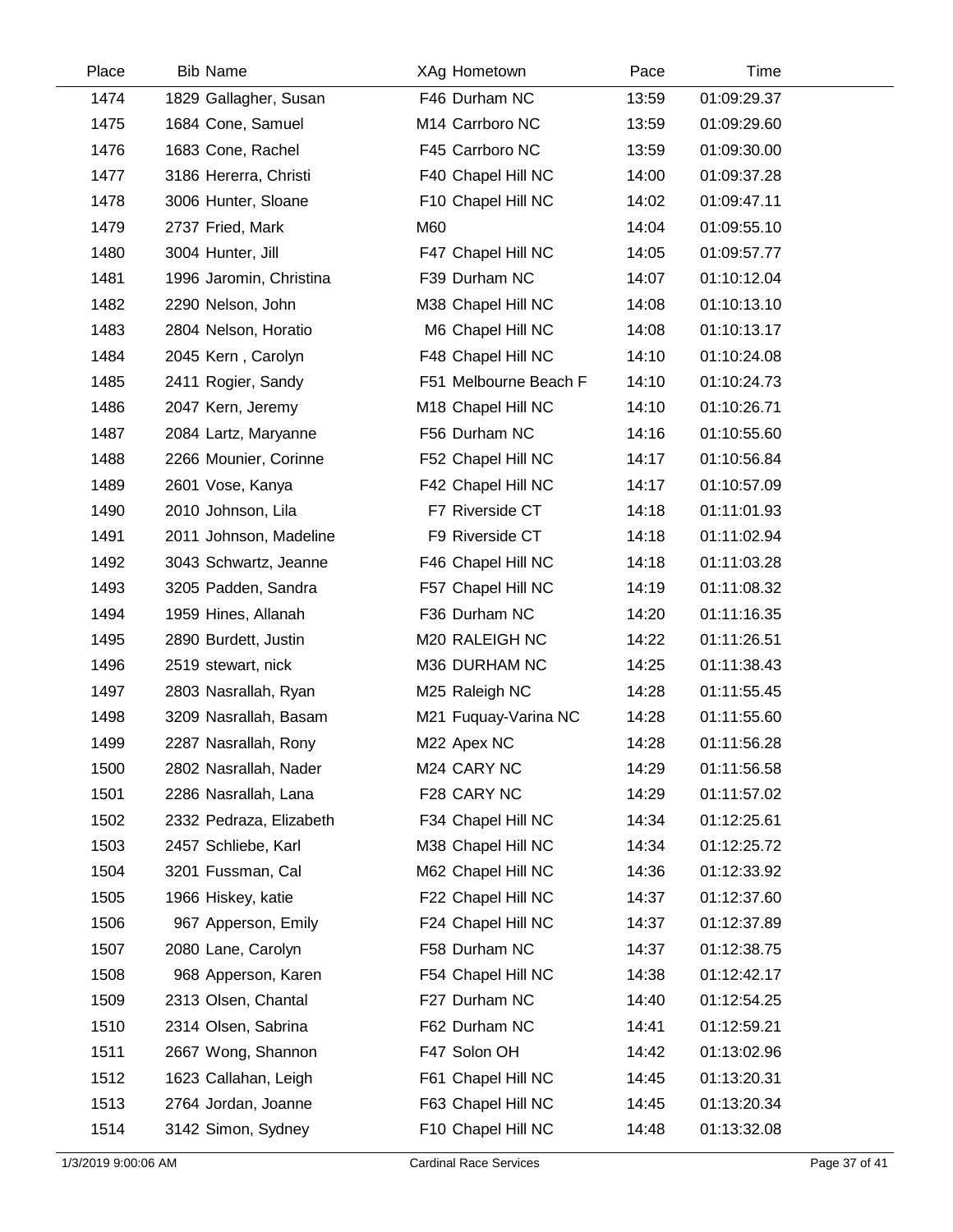| Place | Bib | Name | XAg | Hometown | Pace | Time |
|---|---|---|---|---|---|---|
| 1474 | 1829 | Gallagher, Susan | F46 | Durham NC | 13:59 | 01:09:29.37 |
| 1475 | 1684 | Cone, Samuel | M14 | Carrboro NC | 13:59 | 01:09:29.60 |
| 1476 | 1683 | Cone, Rachel | F45 | Carrboro NC | 13:59 | 01:09:30.00 |
| 1477 | 3186 | Hererra, Christi | F40 | Chapel Hill NC | 14:00 | 01:09:37.28 |
| 1478 | 3006 | Hunter, Sloane | F10 | Chapel Hill NC | 14:02 | 01:09:47.11 |
| 1479 | 2737 | Fried, Mark | M60 | | 14:04 | 01:09:55.10 |
| 1480 | 3004 | Hunter, Jill | F47 | Chapel Hill NC | 14:05 | 01:09:57.77 |
| 1481 | 1996 | Jaromin, Christina | F39 | Durham NC | 14:07 | 01:10:12.04 |
| 1482 | 2290 | Nelson, John | M38 | Chapel Hill NC | 14:08 | 01:10:13.10 |
| 1483 | 2804 | Nelson, Horatio | M6 | Chapel Hill NC | 14:08 | 01:10:13.17 |
| 1484 | 2045 | Kern , Carolyn | F48 | Chapel Hill NC | 14:10 | 01:10:24.08 |
| 1485 | 2411 | Rogier, Sandy | F51 | Melbourne Beach F | 14:10 | 01:10:24.73 |
| 1486 | 2047 | Kern, Jeremy | M18 | Chapel Hill NC | 14:10 | 01:10:26.71 |
| 1487 | 2084 | Lartz, Maryanne | F56 | Durham NC | 14:16 | 01:10:55.60 |
| 1488 | 2266 | Mounier, Corinne | F52 | Chapel Hill NC | 14:17 | 01:10:56.84 |
| 1489 | 2601 | Vose, Kanya | F42 | Chapel Hill NC | 14:17 | 01:10:57.09 |
| 1490 | 2010 | Johnson, Lila | F7 | Riverside CT | 14:18 | 01:11:01.93 |
| 1491 | 2011 | Johnson, Madeline | F9 | Riverside CT | 14:18 | 01:11:02.94 |
| 1492 | 3043 | Schwartz, Jeanne | F46 | Chapel Hill NC | 14:18 | 01:11:03.28 |
| 1493 | 3205 | Padden, Sandra | F57 | Chapel Hill NC | 14:19 | 01:11:08.32 |
| 1494 | 1959 | Hines, Allanah | F36 | Durham NC | 14:20 | 01:11:16.35 |
| 1495 | 2890 | Burdett, Justin | M20 | RALEIGH NC | 14:22 | 01:11:26.51 |
| 1496 | 2519 | stewart, nick | M36 | DURHAM NC | 14:25 | 01:11:38.43 |
| 1497 | 2803 | Nasrallah, Ryan | M25 | Raleigh NC | 14:28 | 01:11:55.45 |
| 1498 | 3209 | Nasrallah, Basam | M21 | Fuquay-Varina NC | 14:28 | 01:11:55.60 |
| 1499 | 2287 | Nasrallah, Rony | M22 | Apex NC | 14:28 | 01:11:56.28 |
| 1500 | 2802 | Nasrallah, Nader | M24 | CARY NC | 14:29 | 01:11:56.58 |
| 1501 | 2286 | Nasrallah, Lana | F28 | CARY NC | 14:29 | 01:11:57.02 |
| 1502 | 2332 | Pedraza, Elizabeth | F34 | Chapel Hill NC | 14:34 | 01:12:25.61 |
| 1503 | 2457 | Schliebe, Karl | M38 | Chapel Hill NC | 14:34 | 01:12:25.72 |
| 1504 | 3201 | Fussman, Cal | M62 | Chapel Hill NC | 14:36 | 01:12:33.92 |
| 1505 | 1966 | Hiskey, katie | F22 | Chapel Hill NC | 14:37 | 01:12:37.60 |
| 1506 | 967 | Apperson, Emily | F24 | Chapel Hill NC | 14:37 | 01:12:37.89 |
| 1507 | 2080 | Lane, Carolyn | F58 | Durham NC | 14:37 | 01:12:38.75 |
| 1508 | 968 | Apperson, Karen | F54 | Chapel Hill NC | 14:38 | 01:12:42.17 |
| 1509 | 2313 | Olsen, Chantal | F27 | Durham NC | 14:40 | 01:12:54.25 |
| 1510 | 2314 | Olsen, Sabrina | F62 | Durham NC | 14:41 | 01:12:59.21 |
| 1511 | 2667 | Wong, Shannon | F47 | Solon OH | 14:42 | 01:13:02.96 |
| 1512 | 1623 | Callahan, Leigh | F61 | Chapel Hill NC | 14:45 | 01:13:20.31 |
| 1513 | 2764 | Jordan, Joanne | F63 | Chapel Hill NC | 14:45 | 01:13:20.34 |
| 1514 | 3142 | Simon, Sydney | F10 | Chapel Hill NC | 14:48 | 01:13:32.08 |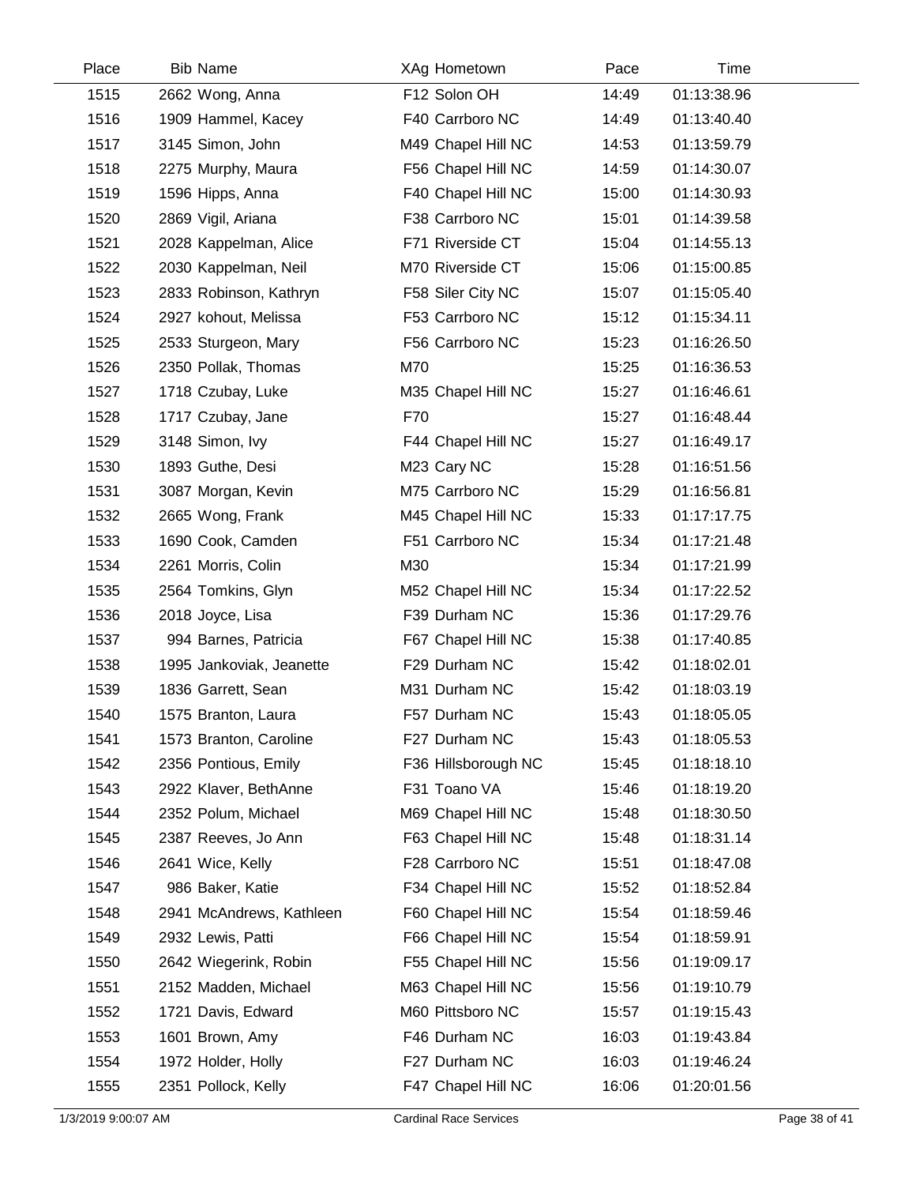| Place | Bib | Name | XAg | Hometown | Pace | Time |
|---|---|---|---|---|---|---|
| 1515 | 2662 | Wong, Anna | F12 | Solon OH | 14:49 | 01:13:38.96 |
| 1516 | 1909 | Hammel, Kacey | F40 | Carrboro NC | 14:49 | 01:13:40.40 |
| 1517 | 3145 | Simon, John | M49 | Chapel Hill NC | 14:53 | 01:13:59.79 |
| 1518 | 2275 | Murphy, Maura | F56 | Chapel Hill NC | 14:59 | 01:14:30.07 |
| 1519 | 1596 | Hipps, Anna | F40 | Chapel Hill NC | 15:00 | 01:14:30.93 |
| 1520 | 2869 | Vigil, Ariana | F38 | Carrboro NC | 15:01 | 01:14:39.58 |
| 1521 | 2028 | Kappelman, Alice | F71 | Riverside CT | 15:04 | 01:14:55.13 |
| 1522 | 2030 | Kappelman, Neil | M70 | Riverside CT | 15:06 | 01:15:00.85 |
| 1523 | 2833 | Robinson, Kathryn | F58 | Siler City NC | 15:07 | 01:15:05.40 |
| 1524 | 2927 | kohout, Melissa | F53 | Carrboro NC | 15:12 | 01:15:34.11 |
| 1525 | 2533 | Sturgeon, Mary | F56 | Carrboro NC | 15:23 | 01:16:26.50 |
| 1526 | 2350 | Pollak, Thomas | M70 | | 15:25 | 01:16:36.53 |
| 1527 | 1718 | Czubay, Luke | M35 | Chapel Hill NC | 15:27 | 01:16:46.61 |
| 1528 | 1717 | Czubay, Jane | F70 | | 15:27 | 01:16:48.44 |
| 1529 | 3148 | Simon, Ivy | F44 | Chapel Hill NC | 15:27 | 01:16:49.17 |
| 1530 | 1893 | Guthe, Desi | M23 | Cary NC | 15:28 | 01:16:51.56 |
| 1531 | 3087 | Morgan, Kevin | M75 | Carrboro NC | 15:29 | 01:16:56.81 |
| 1532 | 2665 | Wong, Frank | M45 | Chapel Hill NC | 15:33 | 01:17:17.75 |
| 1533 | 1690 | Cook, Camden | F51 | Carrboro NC | 15:34 | 01:17:21.48 |
| 1534 | 2261 | Morris, Colin | M30 | | 15:34 | 01:17:21.99 |
| 1535 | 2564 | Tomkins, Glyn | M52 | Chapel Hill NC | 15:34 | 01:17:22.52 |
| 1536 | 2018 | Joyce, Lisa | F39 | Durham NC | 15:36 | 01:17:29.76 |
| 1537 | 994 | Barnes, Patricia | F67 | Chapel Hill NC | 15:38 | 01:17:40.85 |
| 1538 | 1995 | Jankoviak, Jeanette | F29 | Durham NC | 15:42 | 01:18:02.01 |
| 1539 | 1836 | Garrett, Sean | M31 | Durham NC | 15:42 | 01:18:03.19 |
| 1540 | 1575 | Branton, Laura | F57 | Durham NC | 15:43 | 01:18:05.05 |
| 1541 | 1573 | Branton, Caroline | F27 | Durham NC | 15:43 | 01:18:05.53 |
| 1542 | 2356 | Pontious, Emily | F36 | Hillsborough NC | 15:45 | 01:18:18.10 |
| 1543 | 2922 | Klaver, BethAnne | F31 | Toano VA | 15:46 | 01:18:19.20 |
| 1544 | 2352 | Polum, Michael | M69 | Chapel Hill NC | 15:48 | 01:18:30.50 |
| 1545 | 2387 | Reeves, Jo Ann | F63 | Chapel Hill NC | 15:48 | 01:18:31.14 |
| 1546 | 2641 | Wice, Kelly | F28 | Carrboro NC | 15:51 | 01:18:47.08 |
| 1547 | 986 | Baker, Katie | F34 | Chapel Hill NC | 15:52 | 01:18:52.84 |
| 1548 | 2941 | McAndrews, Kathleen | F60 | Chapel Hill NC | 15:54 | 01:18:59.46 |
| 1549 | 2932 | Lewis, Patti | F66 | Chapel Hill NC | 15:54 | 01:18:59.91 |
| 1550 | 2642 | Wiegerink, Robin | F55 | Chapel Hill NC | 15:56 | 01:19:09.17 |
| 1551 | 2152 | Madden, Michael | M63 | Chapel Hill NC | 15:56 | 01:19:10.79 |
| 1552 | 1721 | Davis, Edward | M60 | Pittsboro NC | 15:57 | 01:19:15.43 |
| 1553 | 1601 | Brown, Amy | F46 | Durham NC | 16:03 | 01:19:43.84 |
| 1554 | 1972 | Holder, Holly | F27 | Durham NC | 16:03 | 01:19:46.24 |
| 1555 | 2351 | Pollock, Kelly | F47 | Chapel Hill NC | 16:06 | 01:20:01.56 |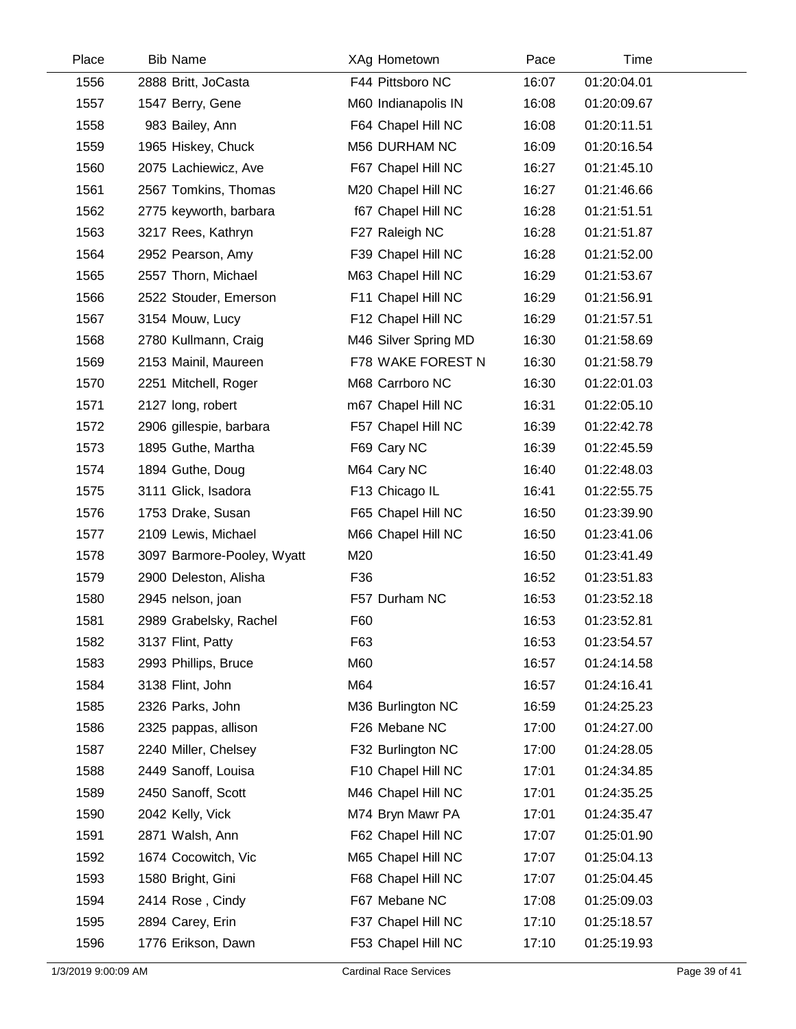| Place | Bib | Name | XAg | Hometown | Pace | Time |
|---|---|---|---|---|---|---|
| 1556 | 2888 | Britt, JoCasta | F44 | Pittsboro NC | 16:07 | 01:20:04.01 |
| 1557 | 1547 | Berry, Gene | M60 | Indianapolis IN | 16:08 | 01:20:09.67 |
| 1558 | 983 | Bailey, Ann | F64 | Chapel Hill NC | 16:08 | 01:20:11.51 |
| 1559 | 1965 | Hiskey, Chuck | M56 | DURHAM NC | 16:09 | 01:20:16.54 |
| 1560 | 2075 | Lachiewicz, Ave | F67 | Chapel Hill NC | 16:27 | 01:21:45.10 |
| 1561 | 2567 | Tomkins, Thomas | M20 | Chapel Hill NC | 16:27 | 01:21:46.66 |
| 1562 | 2775 | keyworth, barbara | f67 | Chapel Hill NC | 16:28 | 01:21:51.51 |
| 1563 | 3217 | Rees, Kathryn | F27 | Raleigh NC | 16:28 | 01:21:51.87 |
| 1564 | 2952 | Pearson, Amy | F39 | Chapel Hill NC | 16:28 | 01:21:52.00 |
| 1565 | 2557 | Thorn, Michael | M63 | Chapel Hill NC | 16:29 | 01:21:53.67 |
| 1566 | 2522 | Stouder, Emerson | F11 | Chapel Hill NC | 16:29 | 01:21:56.91 |
| 1567 | 3154 | Mouw, Lucy | F12 | Chapel Hill NC | 16:29 | 01:21:57.51 |
| 1568 | 2780 | Kullmann, Craig | M46 | Silver Spring MD | 16:30 | 01:21:58.69 |
| 1569 | 2153 | Mainil, Maureen | F78 | WAKE FOREST N | 16:30 | 01:21:58.79 |
| 1570 | 2251 | Mitchell, Roger | M68 | Carrboro NC | 16:30 | 01:22:01.03 |
| 1571 | 2127 | long, robert | m67 | Chapel Hill NC | 16:31 | 01:22:05.10 |
| 1572 | 2906 | gillespie, barbara | F57 | Chapel Hill NC | 16:39 | 01:22:42.78 |
| 1573 | 1895 | Guthe, Martha | F69 | Cary NC | 16:39 | 01:22:45.59 |
| 1574 | 1894 | Guthe, Doug | M64 | Cary NC | 16:40 | 01:22:48.03 |
| 1575 | 3111 | Glick, Isadora | F13 | Chicago IL | 16:41 | 01:22:55.75 |
| 1576 | 1753 | Drake, Susan | F65 | Chapel Hill NC | 16:50 | 01:23:39.90 |
| 1577 | 2109 | Lewis, Michael | M66 | Chapel Hill NC | 16:50 | 01:23:41.06 |
| 1578 | 3097 | Barmore-Pooley, Wyatt | M20 | | 16:50 | 01:23:41.49 |
| 1579 | 2900 | Deleston, Alisha | F36 | | 16:52 | 01:23:51.83 |
| 1580 | 2945 | nelson, joan | F57 | Durham NC | 16:53 | 01:23:52.18 |
| 1581 | 2989 | Grabelsky, Rachel | F60 | | 16:53 | 01:23:52.81 |
| 1582 | 3137 | Flint, Patty | F63 | | 16:53 | 01:23:54.57 |
| 1583 | 2993 | Phillips, Bruce | M60 | | 16:57 | 01:24:14.58 |
| 1584 | 3138 | Flint, John | M64 | | 16:57 | 01:24:16.41 |
| 1585 | 2326 | Parks, John | M36 | Burlington NC | 16:59 | 01:24:25.23 |
| 1586 | 2325 | pappas, allison | F26 | Mebane NC | 17:00 | 01:24:27.00 |
| 1587 | 2240 | Miller, Chelsey | F32 | Burlington NC | 17:00 | 01:24:28.05 |
| 1588 | 2449 | Sanoff, Louisa | F10 | Chapel Hill NC | 17:01 | 01:24:34.85 |
| 1589 | 2450 | Sanoff, Scott | M46 | Chapel Hill NC | 17:01 | 01:24:35.25 |
| 1590 | 2042 | Kelly, Vick | M74 | Bryn Mawr PA | 17:01 | 01:24:35.47 |
| 1591 | 2871 | Walsh, Ann | F62 | Chapel Hill NC | 17:07 | 01:25:01.90 |
| 1592 | 1674 | Cocowitch, Vic | M65 | Chapel Hill NC | 17:07 | 01:25:04.13 |
| 1593 | 1580 | Bright, Gini | F68 | Chapel Hill NC | 17:07 | 01:25:04.45 |
| 1594 | 2414 | Rose , Cindy | F67 | Mebane NC | 17:08 | 01:25:09.03 |
| 1595 | 2894 | Carey, Erin | F37 | Chapel Hill NC | 17:10 | 01:25:18.57 |
| 1596 | 1776 | Erikson, Dawn | F53 | Chapel Hill NC | 17:10 | 01:25:19.93 |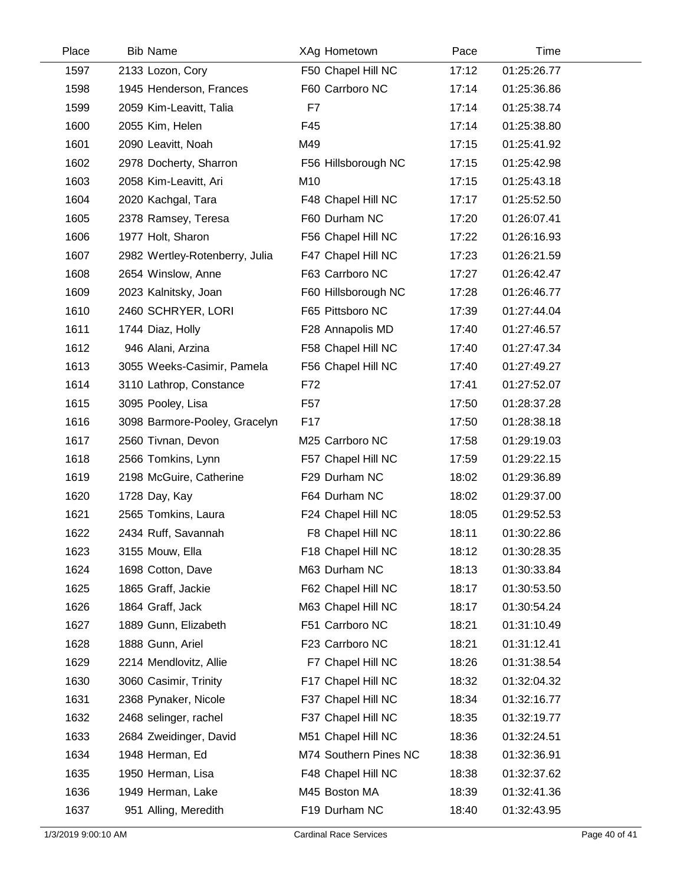| Place | Bib | Name | XAg | Hometown | Pace | Time |
|---|---|---|---|---|---|---|
| 1597 | 2133 | Lozon, Cory | F50 | Chapel Hill NC | 17:12 | 01:25:26.77 |
| 1598 | 1945 | Henderson, Frances | F60 | Carrboro NC | 17:14 | 01:25:36.86 |
| 1599 | 2059 | Kim-Leavitt, Talia | F7 | | 17:14 | 01:25:38.74 |
| 1600 | 2055 | Kim, Helen | F45 | | 17:14 | 01:25:38.80 |
| 1601 | 2090 | Leavitt, Noah | M49 | | 17:15 | 01:25:41.92 |
| 1602 | 2978 | Docherty, Sharron | F56 | Hillsborough NC | 17:15 | 01:25:42.98 |
| 1603 | 2058 | Kim-Leavitt, Ari | M10 | | 17:15 | 01:25:43.18 |
| 1604 | 2020 | Kachgal, Tara | F48 | Chapel Hill NC | 17:17 | 01:25:52.50 |
| 1605 | 2378 | Ramsey, Teresa | F60 | Durham NC | 17:20 | 01:26:07.41 |
| 1606 | 1977 | Holt, Sharon | F56 | Chapel Hill NC | 17:22 | 01:26:16.93 |
| 1607 | 2982 | Wertley-Rotenberry, Julia | F47 | Chapel Hill NC | 17:23 | 01:26:21.59 |
| 1608 | 2654 | Winslow, Anne | F63 | Carrboro NC | 17:27 | 01:26:42.47 |
| 1609 | 2023 | Kalnitsky, Joan | F60 | Hillsborough NC | 17:28 | 01:26:46.77 |
| 1610 | 2460 | SCHRYER, LORI | F65 | Pittsboro NC | 17:39 | 01:27:44.04 |
| 1611 | 1744 | Diaz, Holly | F28 | Annapolis MD | 17:40 | 01:27:46.57 |
| 1612 | 946 | Alani, Arzina | F58 | Chapel Hill NC | 17:40 | 01:27:47.34 |
| 1613 | 3055 | Weeks-Casimir, Pamela | F56 | Chapel Hill NC | 17:40 | 01:27:49.27 |
| 1614 | 3110 | Lathrop, Constance | F72 | | 17:41 | 01:27:52.07 |
| 1615 | 3095 | Pooley, Lisa | F57 | | 17:50 | 01:28:37.28 |
| 1616 | 3098 | Barmore-Pooley, Gracelyn | F17 | | 17:50 | 01:28:38.18 |
| 1617 | 2560 | Tivnan, Devon | M25 | Carrboro NC | 17:58 | 01:29:19.03 |
| 1618 | 2566 | Tomkins, Lynn | F57 | Chapel Hill NC | 17:59 | 01:29:22.15 |
| 1619 | 2198 | McGuire, Catherine | F29 | Durham NC | 18:02 | 01:29:36.89 |
| 1620 | 1728 | Day, Kay | F64 | Durham NC | 18:02 | 01:29:37.00 |
| 1621 | 2565 | Tomkins, Laura | F24 | Chapel Hill NC | 18:05 | 01:29:52.53 |
| 1622 | 2434 | Ruff, Savannah | F8 | Chapel Hill NC | 18:11 | 01:30:22.86 |
| 1623 | 3155 | Mouw, Ella | F18 | Chapel Hill NC | 18:12 | 01:30:28.35 |
| 1624 | 1698 | Cotton, Dave | M63 | Durham NC | 18:13 | 01:30:33.84 |
| 1625 | 1865 | Graff, Jackie | F62 | Chapel Hill NC | 18:17 | 01:30:53.50 |
| 1626 | 1864 | Graff, Jack | M63 | Chapel Hill NC | 18:17 | 01:30:54.24 |
| 1627 | 1889 | Gunn, Elizabeth | F51 | Carrboro NC | 18:21 | 01:31:10.49 |
| 1628 | 1888 | Gunn, Ariel | F23 | Carrboro NC | 18:21 | 01:31:12.41 |
| 1629 | 2214 | Mendlovitz, Allie | F7 | Chapel Hill NC | 18:26 | 01:31:38.54 |
| 1630 | 3060 | Casimir, Trinity | F17 | Chapel Hill NC | 18:32 | 01:32:04.32 |
| 1631 | 2368 | Pynaker, Nicole | F37 | Chapel Hill NC | 18:34 | 01:32:16.77 |
| 1632 | 2468 | selinger, rachel | F37 | Chapel Hill NC | 18:35 | 01:32:19.77 |
| 1633 | 2684 | Zweidinger, David | M51 | Chapel Hill NC | 18:36 | 01:32:24.51 |
| 1634 | 1948 | Herman, Ed | M74 | Southern Pines NC | 18:38 | 01:32:36.91 |
| 1635 | 1950 | Herman, Lisa | F48 | Chapel Hill NC | 18:38 | 01:32:37.62 |
| 1636 | 1949 | Herman, Lake | M45 | Boston MA | 18:39 | 01:32:41.36 |
| 1637 | 951 | Alling, Meredith | F19 | Durham NC | 18:40 | 01:32:43.95 |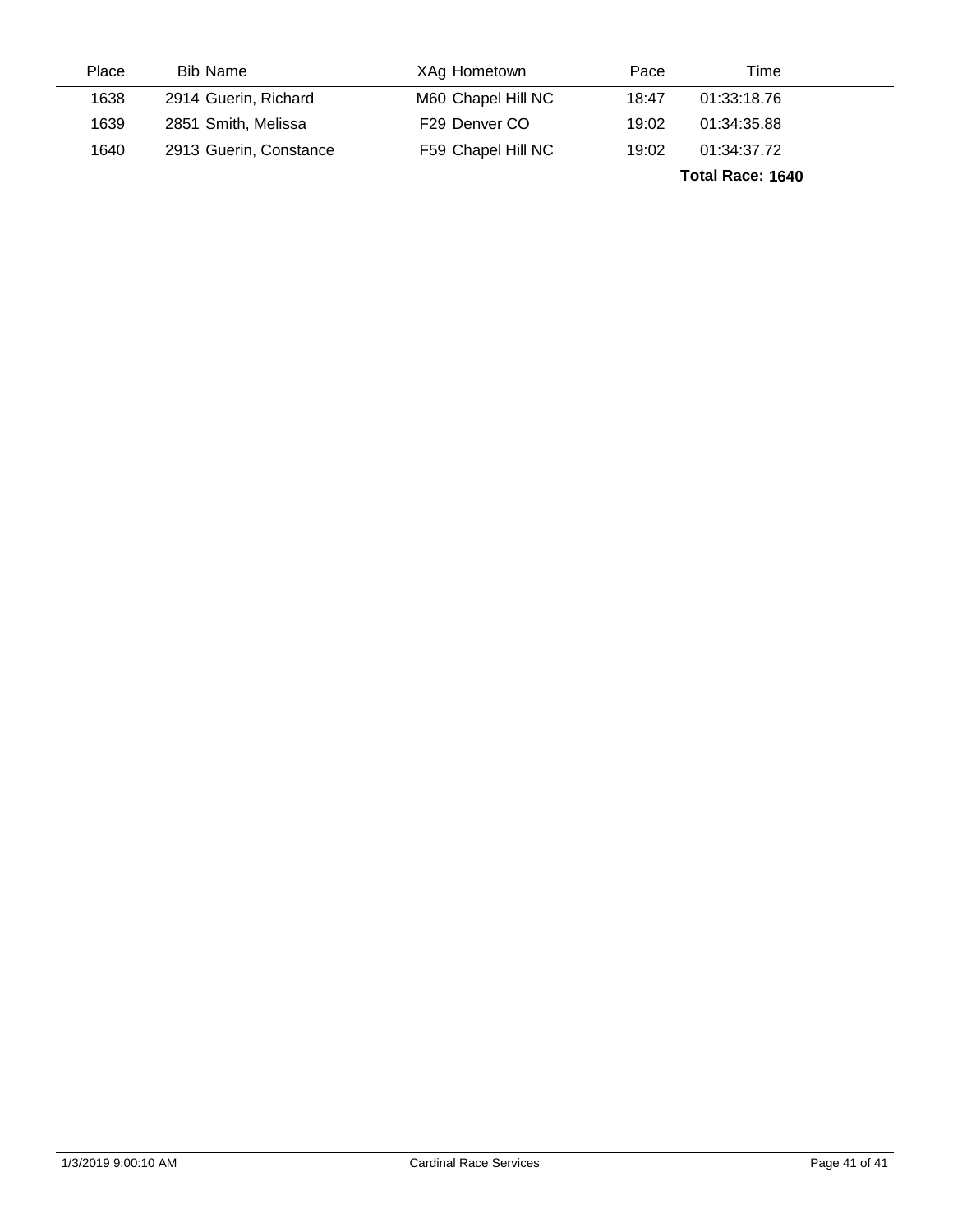| Place | Bib | Name | XAg | Hometown | Pace | Time |
| --- | --- | --- | --- | --- | --- | --- |
| 1638 | 2914 | Guerin, Richard | M60 | Chapel Hill NC | 18:47 | 01:33:18.76 |
| 1639 | 2851 | Smith, Melissa | F29 | Denver CO | 19:02 | 01:34:35.88 |
| 1640 | 2913 | Guerin, Constance | F59 | Chapel Hill NC | 19:02 | 01:34:37.72 |

**Total Race: 1640**